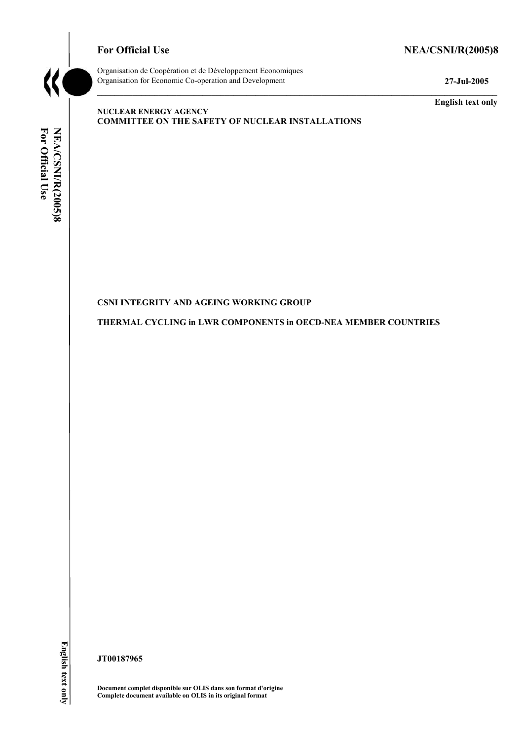**For Official Use** **NEA/CSNI/R(2005)8**

Organisation de Coopération et de Développement Economiques
Organisation for Economic Co-operation and Development

**27-Jul-2005**

**English text only**

**NUCLEAR ENERGY AGENCY**
**COMMITTEE ON THE SAFETY OF NUCLEAR INSTALLATIONS**

**CSNI INTEGRITY AND AGEING WORKING GROUP**

**THERMAL CYCLING in LWR COMPONENTS in OECD-NEA MEMBER COUNTRIES**

**JT00187965**

**Document complet disponible sur OLIS dans son format d'origine**
**Complete document available on OLIS in its original format**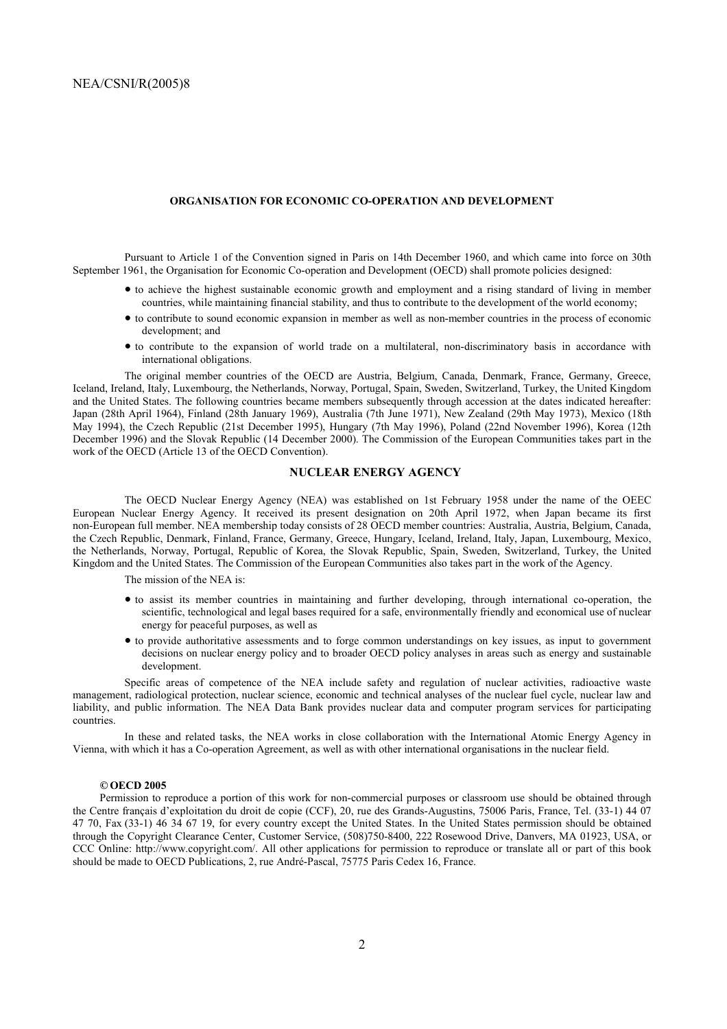## ORGANISATION FOR ECONOMIC CO-OPERATION AND DEVELOPMENT

Pursuant to Article 1 of the Convention signed in Paris on 14th December 1960, and which came into force on 30th September 1961, the Organisation for Economic Co-operation and Development (OECD) shall promote policies designed:

- to achieve the highest sustainable economic growth and employment and a rising standard of living in member countries, while maintaining financial stability, and thus to contribute to the development of the world economy;
- to contribute to sound economic expansion in member as well as non-member countries in the process of economic development; and
- to contribute to the expansion of world trade on a multilateral, non-discriminatory basis in accordance with international obligations.

The original member countries of the OECD are Austria, Belgium, Canada, Denmark, France, Germany, Greece, Iceland, Ireland, Italy, Luxembourg, the Netherlands, Norway, Portugal, Spain, Sweden, Switzerland, Turkey, the United Kingdom and the United States. The following countries became members subsequently through accession at the dates indicated hereafter: Japan (28th April 1964), Finland (28th January 1969), Australia (7th June 1971), New Zealand (29th May 1973), Mexico (18th May 1994), the Czech Republic (21st December 1995), Hungary (7th May 1996), Poland (22nd November 1996), Korea (12th December 1996) and the Slovak Republic (14 December 2000). The Commission of the European Communities takes part in the work of the OECD (Article 13 of the OECD Convention).

## NUCLEAR ENERGY AGENCY

The OECD Nuclear Energy Agency (NEA) was established on 1st February 1958 under the name of the OEEC European Nuclear Energy Agency. It received its present designation on 20th April 1972, when Japan became its first non-European full member. NEA membership today consists of 28 OECD member countries: Australia, Austria, Belgium, Canada, the Czech Republic, Denmark, Finland, France, Germany, Greece, Hungary, Iceland, Ireland, Italy, Japan, Luxembourg, Mexico, the Netherlands, Norway, Portugal, Republic of Korea, the Slovak Republic, Spain, Sweden, Switzerland, Turkey, the United Kingdom and the United States. The Commission of the European Communities also takes part in the work of the Agency.

The mission of the NEA is:

- to assist its member countries in maintaining and further developing, through international co-operation, the scientific, technological and legal bases required for a safe, environmentally friendly and economical use of nuclear energy for peaceful purposes, as well as
- to provide authoritative assessments and to forge common understandings on key issues, as input to government decisions on nuclear energy policy and to broader OECD policy analyses in areas such as energy and sustainable development.

Specific areas of competence of the NEA include safety and regulation of nuclear activities, radioactive waste management, radiological protection, nuclear science, economic and technical analyses of the nuclear fuel cycle, nuclear law and liability, and public information. The NEA Data Bank provides nuclear data and computer program services for participating countries.

In these and related tasks, the NEA works in close collaboration with the International Atomic Energy Agency in Vienna, with which it has a Co-operation Agreement, as well as with other international organisations in the nuclear field.

**© OECD 2005**

Permission to reproduce a portion of this work for non-commercial purposes or classroom use should be obtained through the Centre français d'exploitation du droit de copie (CCF), 20, rue des Grands-Augustins, 75006 Paris, France, Tel. (33-1) 44 07 47 70, Fax (33-1) 46 34 67 19, for every country except the United States. In the United States permission should be obtained through the Copyright Clearance Center, Customer Service, (508)750-8400, 222 Rosewood Drive, Danvers, MA 01923, USA, or CCC Online: http://www.copyright.com/. All other applications for permission to reproduce or translate all or part of this book should be made to OECD Publications, 2, rue André-Pascal, 75775 Paris Cedex 16, France.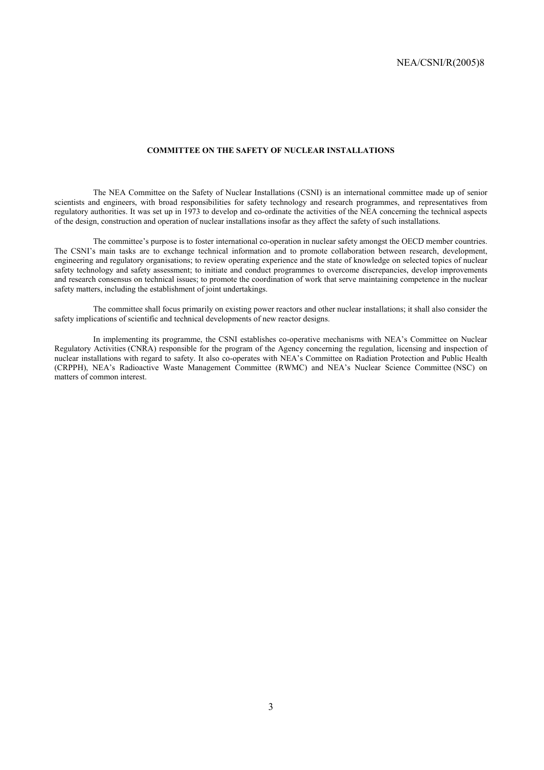**COMMITTEE ON THE SAFETY OF NUCLEAR INSTALLATIONS**

The NEA Committee on the Safety of Nuclear Installations (CSNI) is an international committee made up of senior scientists and engineers, with broad responsibilities for safety technology and research programmes, and representatives from regulatory authorities. It was set up in 1973 to develop and co-ordinate the activities of the NEA concerning the technical aspects of the design, construction and operation of nuclear installations insofar as they affect the safety of such installations.

The committee's purpose is to foster international co-operation in nuclear safety amongst the OECD member countries. The CSNI's main tasks are to exchange technical information and to promote collaboration between research, development, engineering and regulatory organisations; to review operating experience and the state of knowledge on selected topics of nuclear safety technology and safety assessment; to initiate and conduct programmes to overcome discrepancies, develop improvements and research consensus on technical issues; to promote the coordination of work that serve maintaining competence in the nuclear safety matters, including the establishment of joint undertakings.

The committee shall focus primarily on existing power reactors and other nuclear installations; it shall also consider the safety implications of scientific and technical developments of new reactor designs.

In implementing its programme, the CSNI establishes co-operative mechanisms with NEA's Committee on Nuclear Regulatory Activities (CNRA) responsible for the program of the Agency concerning the regulation, licensing and inspection of nuclear installations with regard to safety. It also co-operates with NEA's Committee on Radiation Protection and Public Health (CRPPH), NEA's Radioactive Waste Management Committee (RWMC) and NEA's Nuclear Science Committee (NSC) on matters of common interest.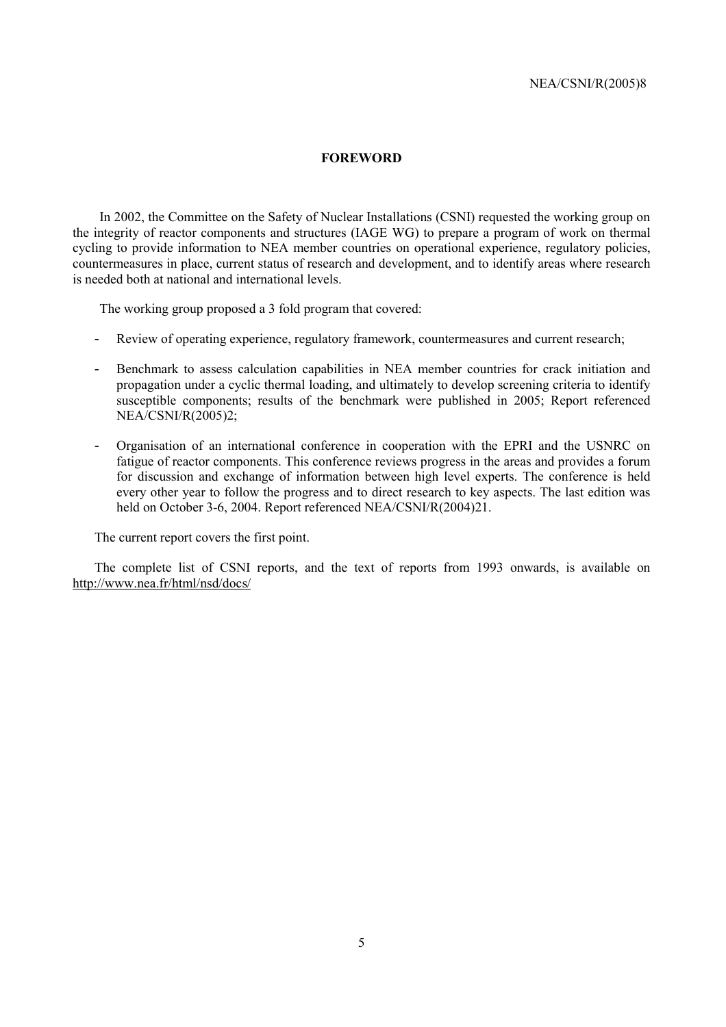# FOREWORD

In 2002, the Committee on the Safety of Nuclear Installations (CSNI) requested the working group on the integrity of reactor components and structures (IAGE WG) to prepare a program of work on thermal cycling to provide information to NEA member countries on operational experience, regulatory policies, countermeasures in place, current status of research and development, and to identify areas where research is needed both at national and international levels.

The working group proposed a 3 fold program that covered:

- Review of operating experience, regulatory framework, countermeasures and current research;
- Benchmark to assess calculation capabilities in NEA member countries for crack initiation and propagation under a cyclic thermal loading, and ultimately to develop screening criteria to identify susceptible components; results of the benchmark were published in 2005; Report referenced NEA/CSNI/R(2005)2;
- Organisation of an international conference in cooperation with the EPRI and the USNRC on fatigue of reactor components. This conference reviews progress in the areas and provides a forum for discussion and exchange of information between high level experts. The conference is held every other year to follow the progress and to direct research to key aspects. The last edition was held on October 3-6, 2004. Report referenced NEA/CSNI/R(2004)21.

The current report covers the first point.

The complete list of CSNI reports, and the text of reports from 1993 onwards, is available on http://www.nea.fr/html/nsd/docs/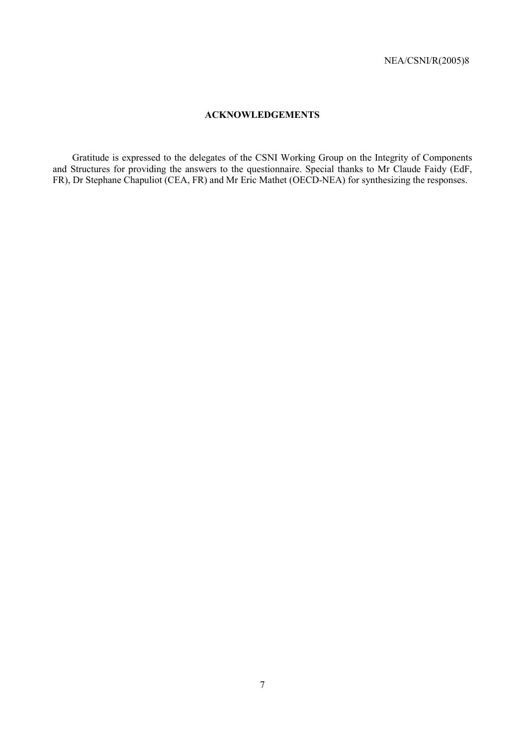## ACKNOWLEDGEMENTS

Gratitude is expressed to the delegates of the CSNI Working Group on the Integrity of Components and Structures for providing the answers to the questionnaire. Special thanks to Mr Claude Faidy (EdF, FR), Dr Stephane Chapuliot (CEA, FR) and Mr Eric Mathet (OECD-NEA) for synthesizing the responses.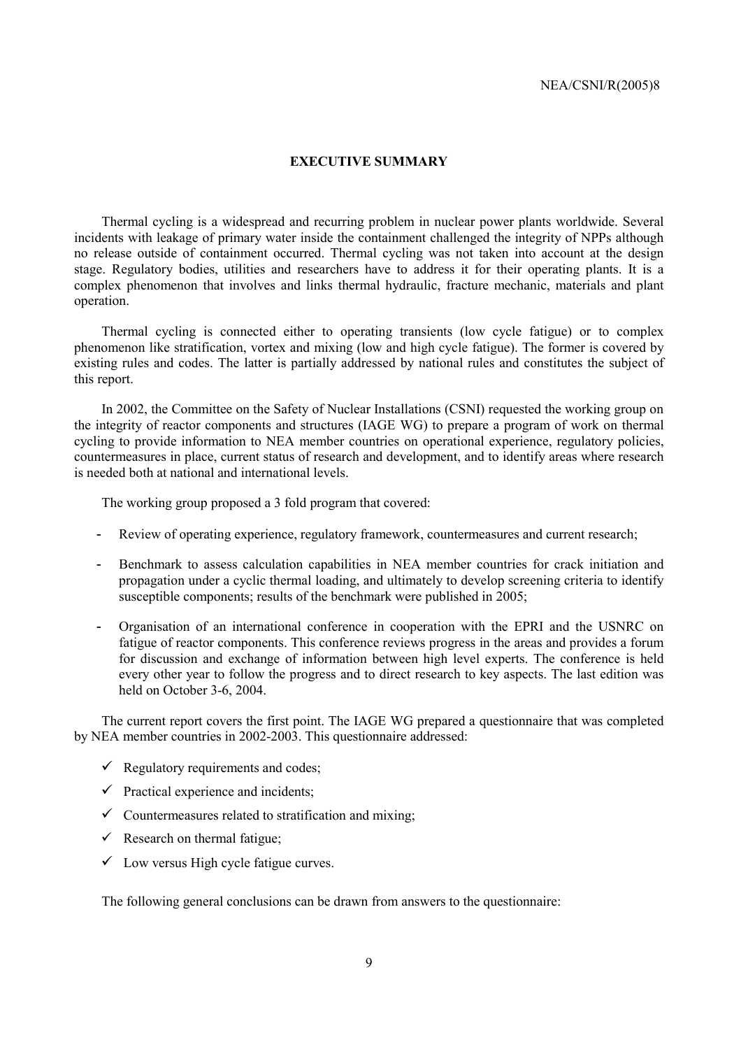## EXECUTIVE SUMMARY

Thermal cycling is a widespread and recurring problem in nuclear power plants worldwide. Several incidents with leakage of primary water inside the containment challenged the integrity of NPPs although no release outside of containment occurred. Thermal cycling was not taken into account at the design stage. Regulatory bodies, utilities and researchers have to address it for their operating plants. It is a complex phenomenon that involves and links thermal hydraulic, fracture mechanic, materials and plant operation.

Thermal cycling is connected either to operating transients (low cycle fatigue) or to complex phenomenon like stratification, vortex and mixing (low and high cycle fatigue). The former is covered by existing rules and codes. The latter is partially addressed by national rules and constitutes the subject of this report.

In 2002, the Committee on the Safety of Nuclear Installations (CSNI) requested the working group on the integrity of reactor components and structures (IAGE WG) to prepare a program of work on thermal cycling to provide information to NEA member countries on operational experience, regulatory policies, countermeasures in place, current status of research and development, and to identify areas where research is needed both at national and international levels.

The working group proposed a 3 fold program that covered:

- Review of operating experience, regulatory framework, countermeasures and current research;
- Benchmark to assess calculation capabilities in NEA member countries for crack initiation and propagation under a cyclic thermal loading, and ultimately to develop screening criteria to identify susceptible components; results of the benchmark were published in 2005;
- Organisation of an international conference in cooperation with the EPRI and the USNRC on fatigue of reactor components. This conference reviews progress in the areas and provides a forum for discussion and exchange of information between high level experts. The conference is held every other year to follow the progress and to direct research to key aspects. The last edition was held on October 3-6, 2004.

The current report covers the first point. The IAGE WG prepared a questionnaire that was completed by NEA member countries in 2002-2003. This questionnaire addressed:

- ✓ Regulatory requirements and codes;
- ✓ Practical experience and incidents;
- ✓ Countermeasures related to stratification and mixing;
- ✓ Research on thermal fatigue;
- ✓ Low versus High cycle fatigue curves.

The following general conclusions can be drawn from answers to the questionnaire: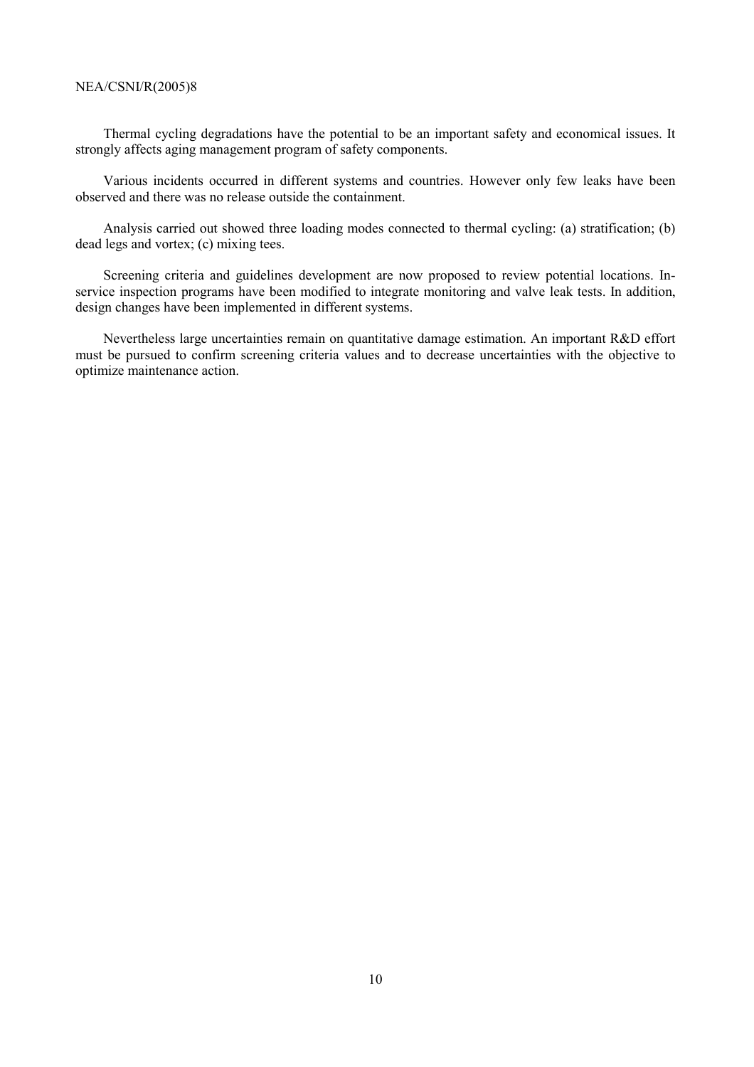Thermal cycling degradations have the potential to be an important safety and economical issues. It strongly affects aging management program of safety components.

Various incidents occurred in different systems and countries. However only few leaks have been observed and there was no release outside the containment.

Analysis carried out showed three loading modes connected to thermal cycling: (a) stratification; (b) dead legs and vortex; (c) mixing tees.

Screening criteria and guidelines development are now proposed to review potential locations. In-service inspection programs have been modified to integrate monitoring and valve leak tests. In addition, design changes have been implemented in different systems.

Nevertheless large uncertainties remain on quantitative damage estimation. An important R&D effort must be pursued to confirm screening criteria values and to decrease uncertainties with the objective to optimize maintenance action.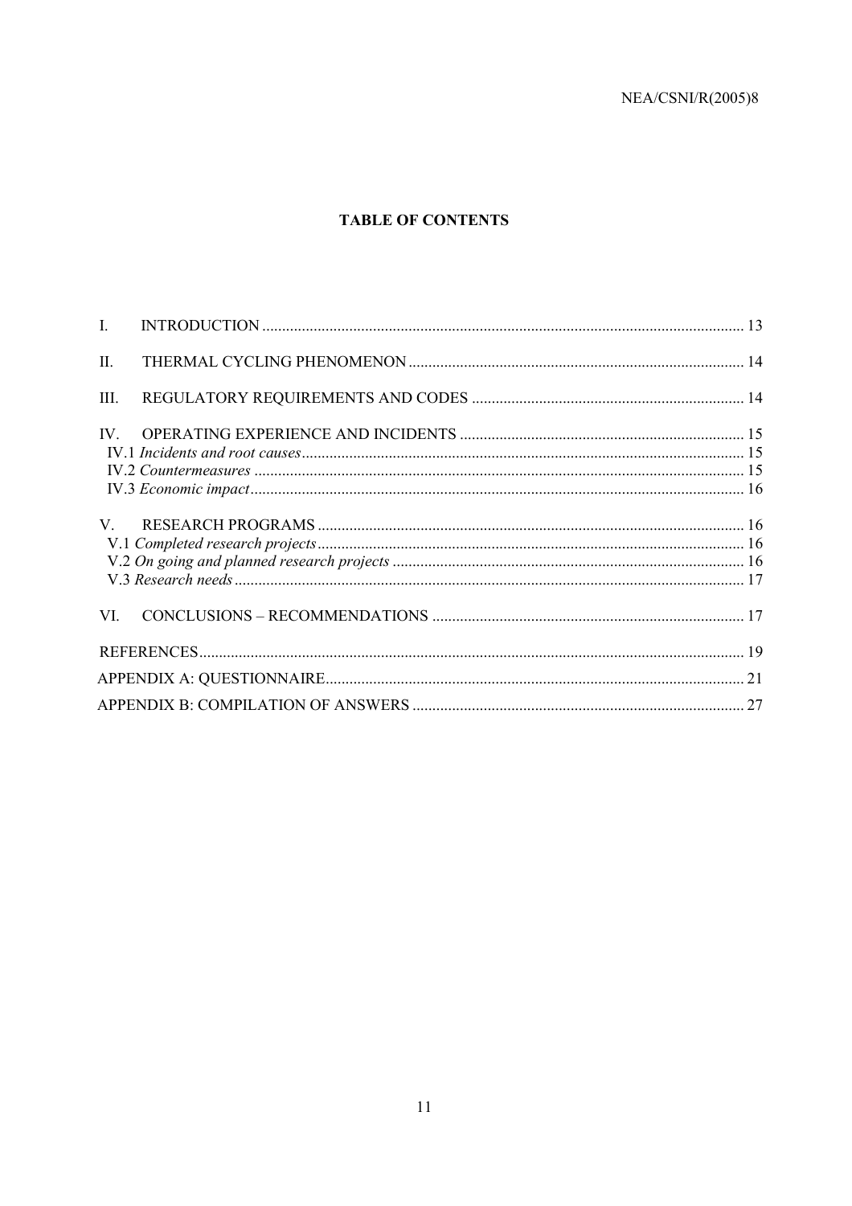## TABLE OF CONTENTS

I. INTRODUCTION ........................................................ 13

II. THERMAL CYCLING PHENOMENON ........................................................ 14

III. REGULATORY REQUIREMENTS AND CODES ........................................................ 14

IV. OPERATING EXPERIENCE AND INCIDENTS ........................................................ 15
- IV.1 *Incidents and root causes* ........................................................ 15
- IV.2 *Countermeasures* ........................................................ 15
- IV.3 *Economic impact* ........................................................ 16

V. RESEARCH PROGRAMS ........................................................ 16
- V.1 *Completed research projects* ........................................................ 16
- V.2 *On going and planned research projects* ........................................................ 16
- V.3 *Research needs* ........................................................ 17

VI. CONCLUSIONS – RECOMMENDATIONS ........................................................ 17

REFERENCES ........................................................ 19

APPENDIX A: QUESTIONNAIRE ........................................................ 21

APPENDIX B: COMPILATION OF ANSWERS ........................................................ 27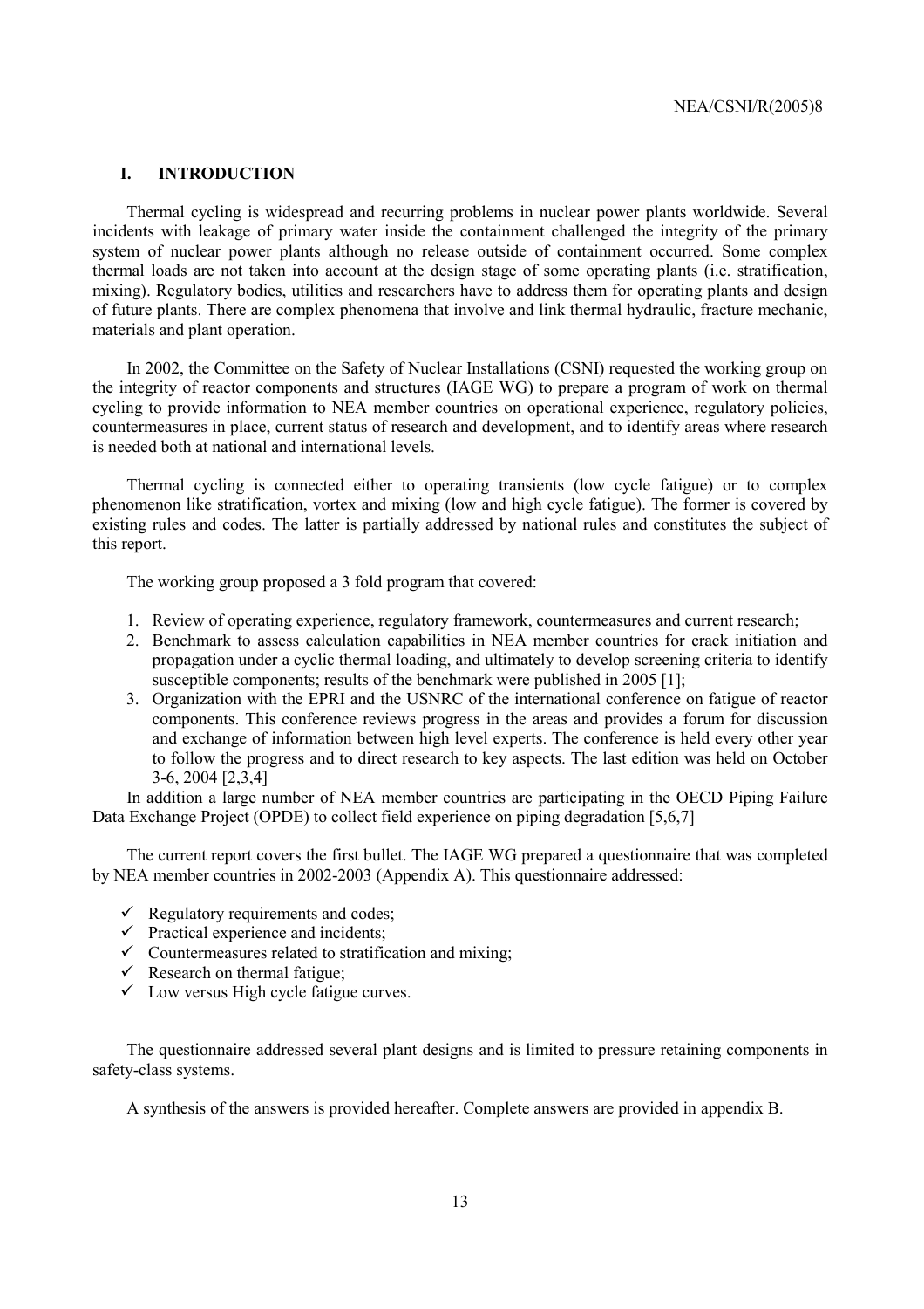## I. INTRODUCTION

Thermal cycling is widespread and recurring problems in nuclear power plants worldwide. Several incidents with leakage of primary water inside the containment challenged the integrity of the primary system of nuclear power plants although no release outside of containment occurred. Some complex thermal loads are not taken into account at the design stage of some operating plants (i.e. stratification, mixing). Regulatory bodies, utilities and researchers have to address them for operating plants and design of future plants. There are complex phenomena that involve and link thermal hydraulic, fracture mechanic, materials and plant operation.

In 2002, the Committee on the Safety of Nuclear Installations (CSNI) requested the working group on the integrity of reactor components and structures (IAGE WG) to prepare a program of work on thermal cycling to provide information to NEA member countries on operational experience, regulatory policies, countermeasures in place, current status of research and development, and to identify areas where research is needed both at national and international levels.

Thermal cycling is connected either to operating transients (low cycle fatigue) or to complex phenomenon like stratification, vortex and mixing (low and high cycle fatigue). The former is covered by existing rules and codes. The latter is partially addressed by national rules and constitutes the subject of this report.

The working group proposed a 3 fold program that covered:

1. Review of operating experience, regulatory framework, countermeasures and current research;
2. Benchmark to assess calculation capabilities in NEA member countries for crack initiation and propagation under a cyclic thermal loading, and ultimately to develop screening criteria to identify susceptible components; results of the benchmark were published in 2005 [1];
3. Organization with the EPRI and the USNRC of the international conference on fatigue of reactor components. This conference reviews progress in the areas and provides a forum for discussion and exchange of information between high level experts. The conference is held every other year to follow the progress and to direct research to key aspects. The last edition was held on October 3-6, 2004 [2,3,4]

In addition a large number of NEA member countries are participating in the OECD Piping Failure Data Exchange Project (OPDE) to collect field experience on piping degradation [5,6,7]

The current report covers the first bullet. The IAGE WG prepared a questionnaire that was completed by NEA member countries in 2002-2003 (Appendix A). This questionnaire addressed:

- ✓ Regulatory requirements and codes;
- ✓ Practical experience and incidents;
- ✓ Countermeasures related to stratification and mixing;
- ✓ Research on thermal fatigue;
- ✓ Low versus High cycle fatigue curves.

The questionnaire addressed several plant designs and is limited to pressure retaining components in safety-class systems.

A synthesis of the answers is provided hereafter. Complete answers are provided in appendix B.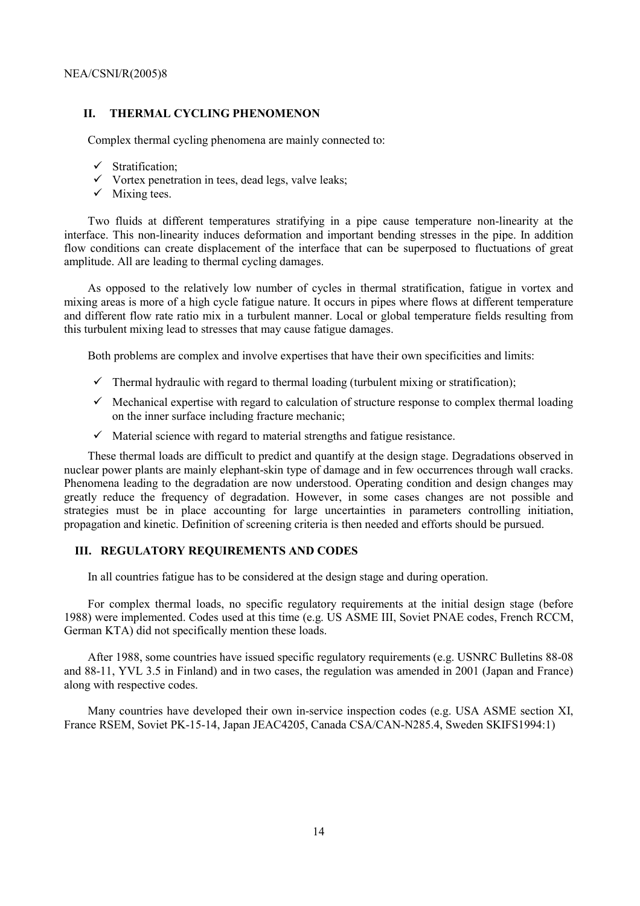## II. THERMAL CYCLING PHENOMENON

Complex thermal cycling phenomena are mainly connected to:

- ✓ Stratification;
- ✓ Vortex penetration in tees, dead legs, valve leaks;
- ✓ Mixing tees.

Two fluids at different temperatures stratifying in a pipe cause temperature non-linearity at the interface. This non-linearity induces deformation and important bending stresses in the pipe. In addition flow conditions can create displacement of the interface that can be superposed to fluctuations of great amplitude. All are leading to thermal cycling damages.

As opposed to the relatively low number of cycles in thermal stratification, fatigue in vortex and mixing areas is more of a high cycle fatigue nature. It occurs in pipes where flows at different temperature and different flow rate ratio mix in a turbulent manner. Local or global temperature fields resulting from this turbulent mixing lead to stresses that may cause fatigue damages.

Both problems are complex and involve expertises that have their own specificities and limits:

- ✓ Thermal hydraulic with regard to thermal loading (turbulent mixing or stratification);
- ✓ Mechanical expertise with regard to calculation of structure response to complex thermal loading on the inner surface including fracture mechanic;
- ✓ Material science with regard to material strengths and fatigue resistance.

These thermal loads are difficult to predict and quantify at the design stage. Degradations observed in nuclear power plants are mainly elephant-skin type of damage and in few occurrences through wall cracks. Phenomena leading to the degradation are now understood. Operating condition and design changes may greatly reduce the frequency of degradation. However, in some cases changes are not possible and strategies must be in place accounting for large uncertainties in parameters controlling initiation, propagation and kinetic. Definition of screening criteria is then needed and efforts should be pursued.

## III. REGULATORY REQUIREMENTS AND CODES

In all countries fatigue has to be considered at the design stage and during operation.

For complex thermal loads, no specific regulatory requirements at the initial design stage (before 1988) were implemented. Codes used at this time (e.g. US ASME III, Soviet PNAE codes, French RCCM, German KTA) did not specifically mention these loads.

After 1988, some countries have issued specific regulatory requirements (e.g. USNRC Bulletins 88-08 and 88-11, YVL 3.5 in Finland) and in two cases, the regulation was amended in 2001 (Japan and France) along with respective codes.

Many countries have developed their own in-service inspection codes (e.g. USA ASME section XI, France RSEM, Soviet PK-15-14, Japan JEAC4205, Canada CSA/CAN-N285.4, Sweden SKIFS1994:1)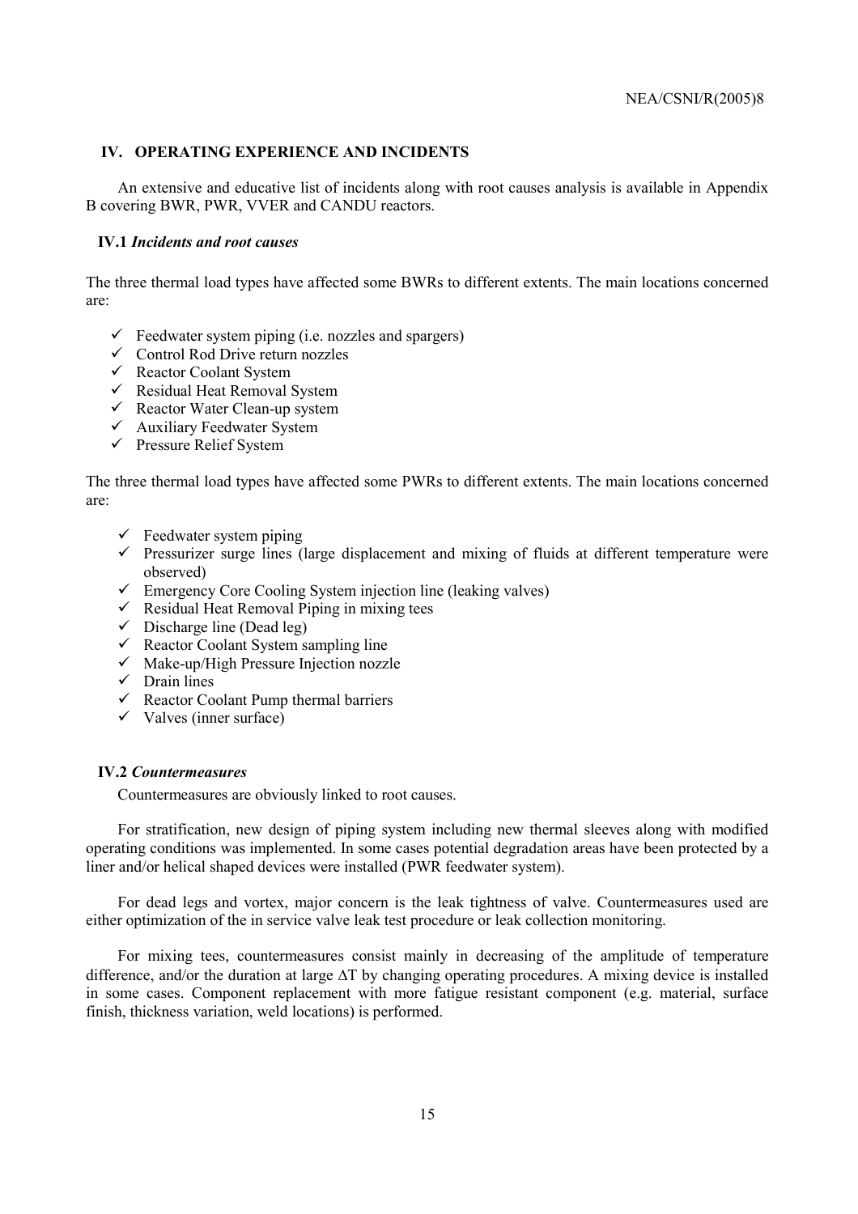## IV. OPERATING EXPERIENCE AND INCIDENTS

An extensive and educative list of incidents along with root causes analysis is available in Appendix B covering BWR, PWR, VVER and CANDU reactors.

### IV.1 *Incidents and root causes*

The three thermal load types have affected some BWRs to different extents. The main locations concerned are:

- ✓ Feedwater system piping (i.e. nozzles and spargers)
- ✓ Control Rod Drive return nozzles
- ✓ Reactor Coolant System
- ✓ Residual Heat Removal System
- ✓ Reactor Water Clean-up system
- ✓ Auxiliary Feedwater System
- ✓ Pressure Relief System

The three thermal load types have affected some PWRs to different extents. The main locations concerned are:

- ✓ Feedwater system piping
- ✓ Pressurizer surge lines (large displacement and mixing of fluids at different temperature were observed)
- ✓ Emergency Core Cooling System injection line (leaking valves)
- ✓ Residual Heat Removal Piping in mixing tees
- ✓ Discharge line (Dead leg)
- ✓ Reactor Coolant System sampling line
- ✓ Make-up/High Pressure Injection nozzle
- ✓ Drain lines
- ✓ Reactor Coolant Pump thermal barriers
- ✓ Valves (inner surface)

### IV.2 *Countermeasures*

Countermeasures are obviously linked to root causes.

For stratification, new design of piping system including new thermal sleeves along with modified operating conditions was implemented. In some cases potential degradation areas have been protected by a liner and/or helical shaped devices were installed (PWR feedwater system).

For dead legs and vortex, major concern is the leak tightness of valve. Countermeasures used are either optimization of the in service valve leak test procedure or leak collection monitoring.

For mixing tees, countermeasures consist mainly in decreasing of the amplitude of temperature difference, and/or the duration at large $\Delta T$ by changing operating procedures. A mixing device is installed in some cases. Component replacement with more fatigue resistant component (e.g. material, surface finish, thickness variation, weld locations) is performed.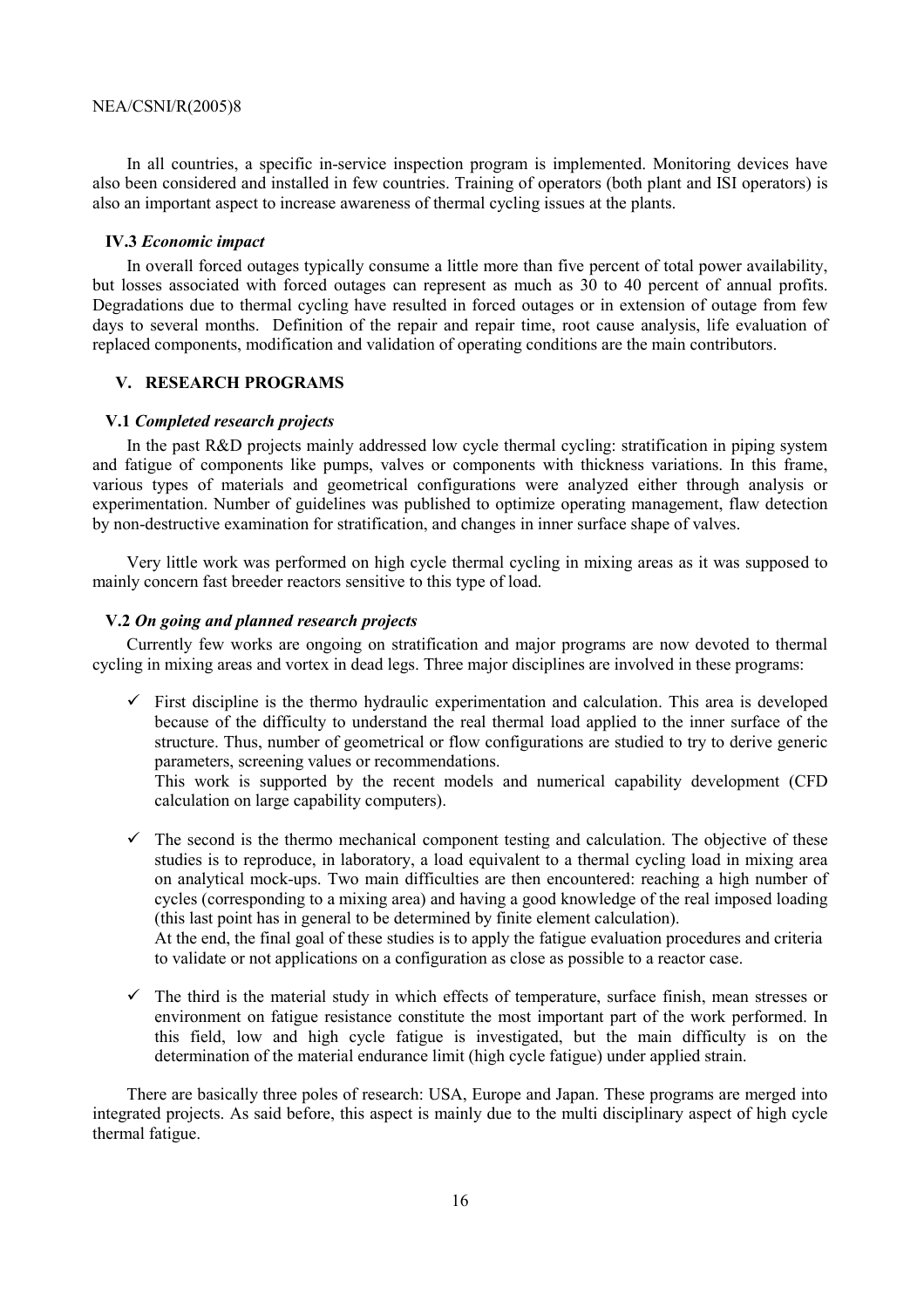In all countries, a specific in-service inspection program is implemented. Monitoring devices have also been considered and installed in few countries. Training of operators (both plant and ISI operators) is also an important aspect to increase awareness of thermal cycling issues at the plants.

### IV.3 *Economic impact*

In overall forced outages typically consume a little more than five percent of total power availability, but losses associated with forced outages can represent as much as 30 to 40 percent of annual profits. Degradations due to thermal cycling have resulted in forced outages or in extension of outage from few days to several months. Definition of the repair and repair time, root cause analysis, life evaluation of replaced components, modification and validation of operating conditions are the main contributors.

## V. RESEARCH PROGRAMS

### V.1 *Completed research projects*

In the past R&D projects mainly addressed low cycle thermal cycling: stratification in piping system and fatigue of components like pumps, valves or components with thickness variations. In this frame, various types of materials and geometrical configurations were analyzed either through analysis or experimentation. Number of guidelines was published to optimize operating management, flaw detection by non-destructive examination for stratification, and changes in inner surface shape of valves.

Very little work was performed on high cycle thermal cycling in mixing areas as it was supposed to mainly concern fast breeder reactors sensitive to this type of load.

### V.2 *On going and planned research projects*

Currently few works are ongoing on stratification and major programs are now devoted to thermal cycling in mixing areas and vortex in dead legs. Three major disciplines are involved in these programs:

- ✓ First discipline is the thermo hydraulic experimentation and calculation. This area is developed because of the difficulty to understand the real thermal load applied to the inner surface of the structure. Thus, number of geometrical or flow configurations are studied to try to derive generic parameters, screening values or recommendations.
  This work is supported by the recent models and numerical capability development (CFD calculation on large capability computers).

- ✓ The second is the thermo mechanical component testing and calculation. The objective of these studies is to reproduce, in laboratory, a load equivalent to a thermal cycling load in mixing area on analytical mock-ups. Two main difficulties are then encountered: reaching a high number of cycles (corresponding to a mixing area) and having a good knowledge of the real imposed loading (this last point has in general to be determined by finite element calculation).
  At the end, the final goal of these studies is to apply the fatigue evaluation procedures and criteria to validate or not applications on a configuration as close as possible to a reactor case.

- ✓ The third is the material study in which effects of temperature, surface finish, mean stresses or environment on fatigue resistance constitute the most important part of the work performed. In this field, low and high cycle fatigue is investigated, but the main difficulty is on the determination of the material endurance limit (high cycle fatigue) under applied strain.

There are basically three poles of research: USA, Europe and Japan. These programs are merged into integrated projects. As said before, this aspect is mainly due to the multi disciplinary aspect of high cycle thermal fatigue.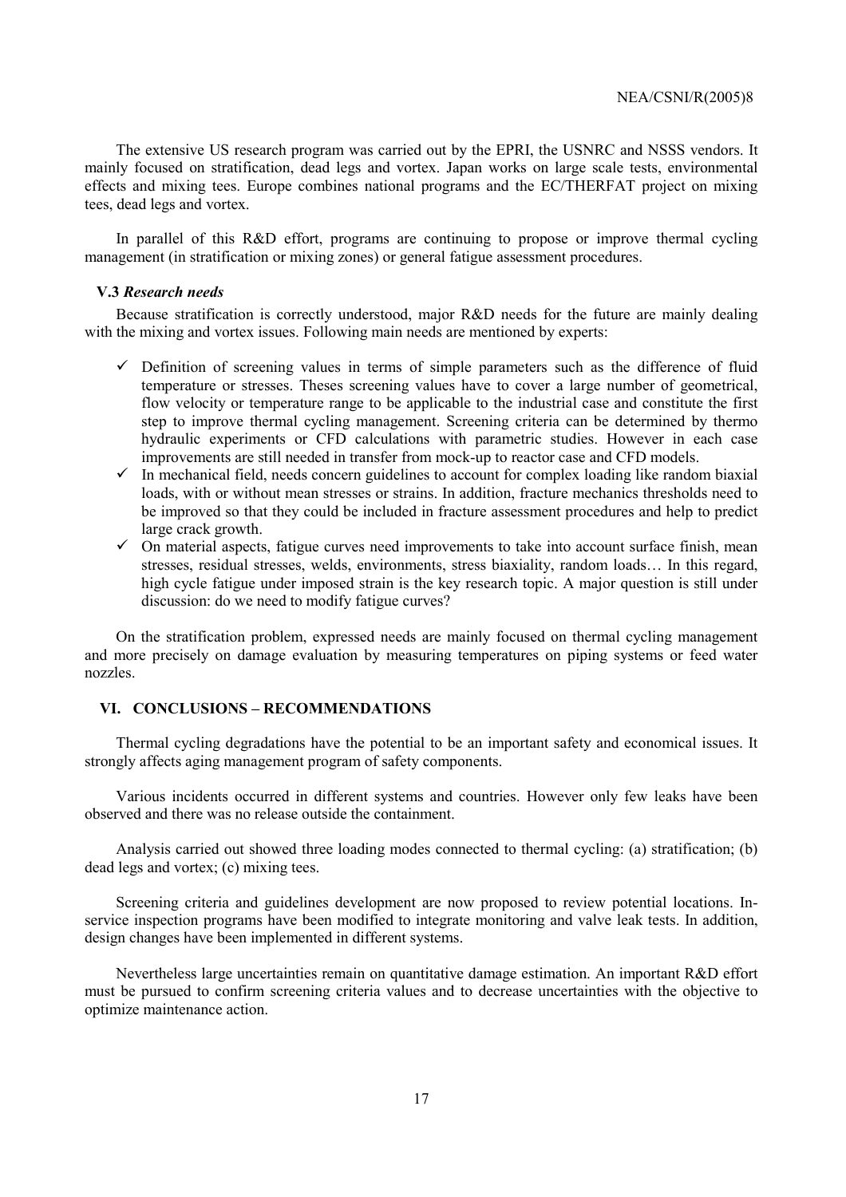The extensive US research program was carried out by the EPRI, the USNRC and NSSS vendors. It mainly focused on stratification, dead legs and vortex. Japan works on large scale tests, environmental effects and mixing tees. Europe combines national programs and the EC/THERFAT project on mixing tees, dead legs and vortex.

In parallel of this R&D effort, programs are continuing to propose or improve thermal cycling management (in stratification or mixing zones) or general fatigue assessment procedures.

### V.3 *Research needs*

Because stratification is correctly understood, major R&D needs for the future are mainly dealing with the mixing and vortex issues. Following main needs are mentioned by experts:

- ✓ Definition of screening values in terms of simple parameters such as the difference of fluid temperature or stresses. Theses screening values have to cover a large number of geometrical, flow velocity or temperature range to be applicable to the industrial case and constitute the first step to improve thermal cycling management. Screening criteria can be determined by thermo hydraulic experiments or CFD calculations with parametric studies. However in each case improvements are still needed in transfer from mock-up to reactor case and CFD models.
- ✓ In mechanical field, needs concern guidelines to account for complex loading like random biaxial loads, with or without mean stresses or strains. In addition, fracture mechanics thresholds need to be improved so that they could be included in fracture assessment procedures and help to predict large crack growth.
- ✓ On material aspects, fatigue curves need improvements to take into account surface finish, mean stresses, residual stresses, welds, environments, stress biaxiality, random loads… In this regard, high cycle fatigue under imposed strain is the key research topic. A major question is still under discussion: do we need to modify fatigue curves?

On the stratification problem, expressed needs are mainly focused on thermal cycling management and more precisely on damage evaluation by measuring temperatures on piping systems or feed water nozzles.

## VI. CONCLUSIONS – RECOMMENDATIONS

Thermal cycling degradations have the potential to be an important safety and economical issues. It strongly affects aging management program of safety components.

Various incidents occurred in different systems and countries. However only few leaks have been observed and there was no release outside the containment.

Analysis carried out showed three loading modes connected to thermal cycling: (a) stratification; (b) dead legs and vortex; (c) mixing tees.

Screening criteria and guidelines development are now proposed to review potential locations. In-service inspection programs have been modified to integrate monitoring and valve leak tests. In addition, design changes have been implemented in different systems.

Nevertheless large uncertainties remain on quantitative damage estimation. An important R&D effort must be pursued to confirm screening criteria values and to decrease uncertainties with the objective to optimize maintenance action.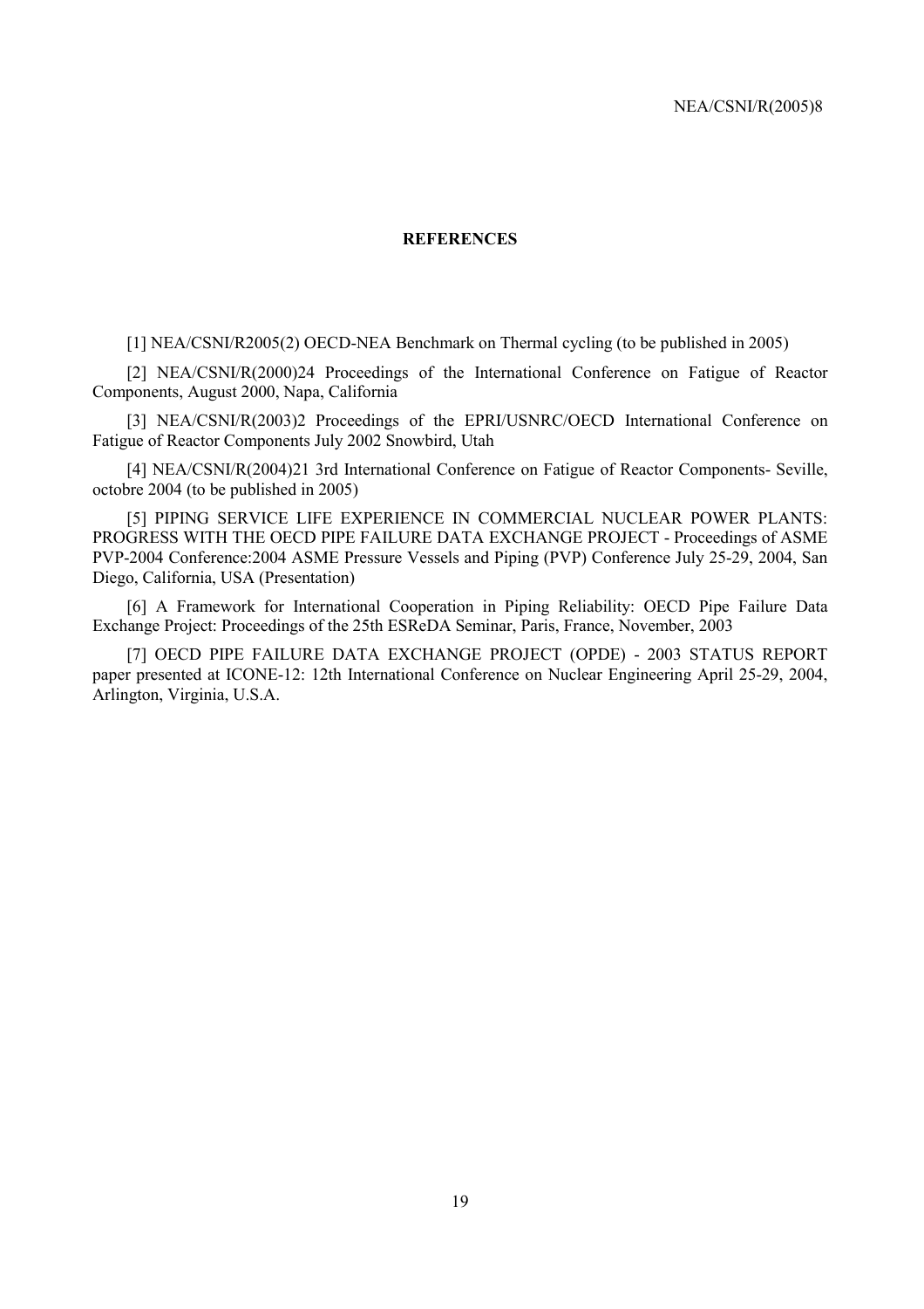## REFERENCES

[1] NEA/CSNI/R2005(2) OECD-NEA Benchmark on Thermal cycling (to be published in 2005)

[2] NEA/CSNI/R(2000)24 Proceedings of the International Conference on Fatigue of Reactor Components, August 2000, Napa, California

[3] NEA/CSNI/R(2003)2 Proceedings of the EPRI/USNRC/OECD International Conference on Fatigue of Reactor Components July 2002 Snowbird, Utah

[4] NEA/CSNI/R(2004)21 3rd International Conference on Fatigue of Reactor Components- Seville, octobre 2004 (to be published in 2005)

[5] PIPING SERVICE LIFE EXPERIENCE IN COMMERCIAL NUCLEAR POWER PLANTS: PROGRESS WITH THE OECD PIPE FAILURE DATA EXCHANGE PROJECT - Proceedings of ASME PVP-2004 Conference:2004 ASME Pressure Vessels and Piping (PVP) Conference July 25-29, 2004, San Diego, California, USA (Presentation)

[6] A Framework for International Cooperation in Piping Reliability: OECD Pipe Failure Data Exchange Project: Proceedings of the 25th ESReDA Seminar, Paris, France, November, 2003

[7] OECD PIPE FAILURE DATA EXCHANGE PROJECT (OPDE) - 2003 STATUS REPORT paper presented at ICONE-12: 12th International Conference on Nuclear Engineering April 25-29, 2004, Arlington, Virginia, U.S.A.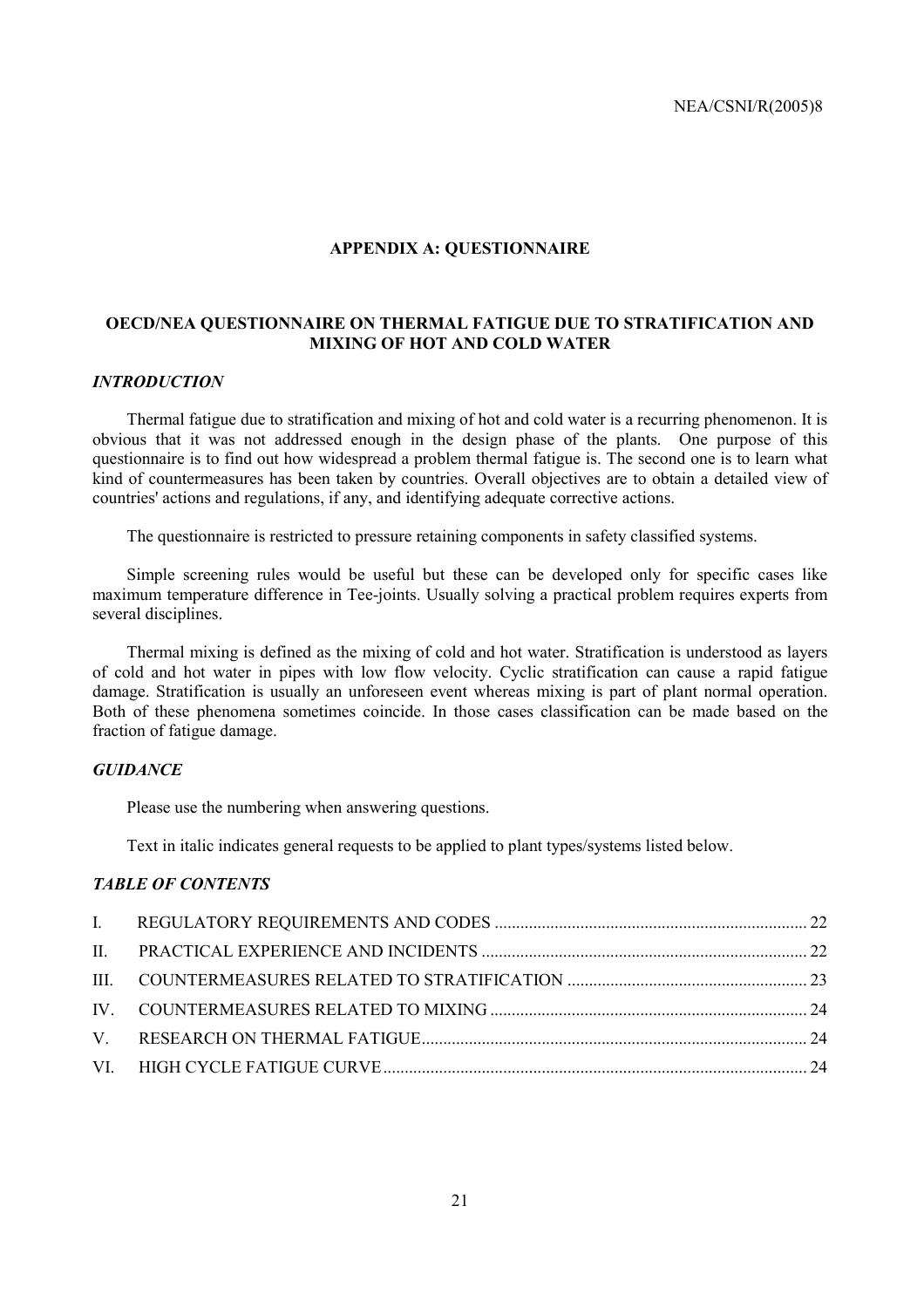## APPENDIX A: QUESTIONNAIRE

### OECD/NEA QUESTIONNAIRE ON THERMAL FATIGUE DUE TO STRATIFICATION AND MIXING OF HOT AND COLD WATER

#### *INTRODUCTION*

Thermal fatigue due to stratification and mixing of hot and cold water is a recurring phenomenon. It is obvious that it was not addressed enough in the design phase of the plants. One purpose of this questionnaire is to find out how widespread a problem thermal fatigue is. The second one is to learn what kind of countermeasures has been taken by countries. Overall objectives are to obtain a detailed view of countries' actions and regulations, if any, and identifying adequate corrective actions.

The questionnaire is restricted to pressure retaining components in safety classified systems.

Simple screening rules would be useful but these can be developed only for specific cases like maximum temperature difference in Tee-joints. Usually solving a practical problem requires experts from several disciplines.

Thermal mixing is defined as the mixing of cold and hot water. Stratification is understood as layers of cold and hot water in pipes with low flow velocity. Cyclic stratification can cause a rapid fatigue damage. Stratification is usually an unforeseen event whereas mixing is part of plant normal operation. Both of these phenomena sometimes coincide. In those cases classification can be made based on the fraction of fatigue damage.

#### *GUIDANCE*

Please use the numbering when answering questions.

Text in italic indicates general requests to be applied to plant types/systems listed below.

#### *TABLE OF CONTENTS*

| | | |
|---|---|---|
| I. | REGULATORY REQUIREMENTS AND CODES | 22 |
| II. | PRACTICAL EXPERIENCE AND INCIDENTS | 22 |
| III. | COUNTERMEASURES RELATED TO STRATIFICATION | 23 |
| IV. | COUNTERMEASURES RELATED TO MIXING | 24 |
| V. | RESEARCH ON THERMAL FATIGUE | 24 |
| VI. | HIGH CYCLE FATIGUE CURVE | 24 |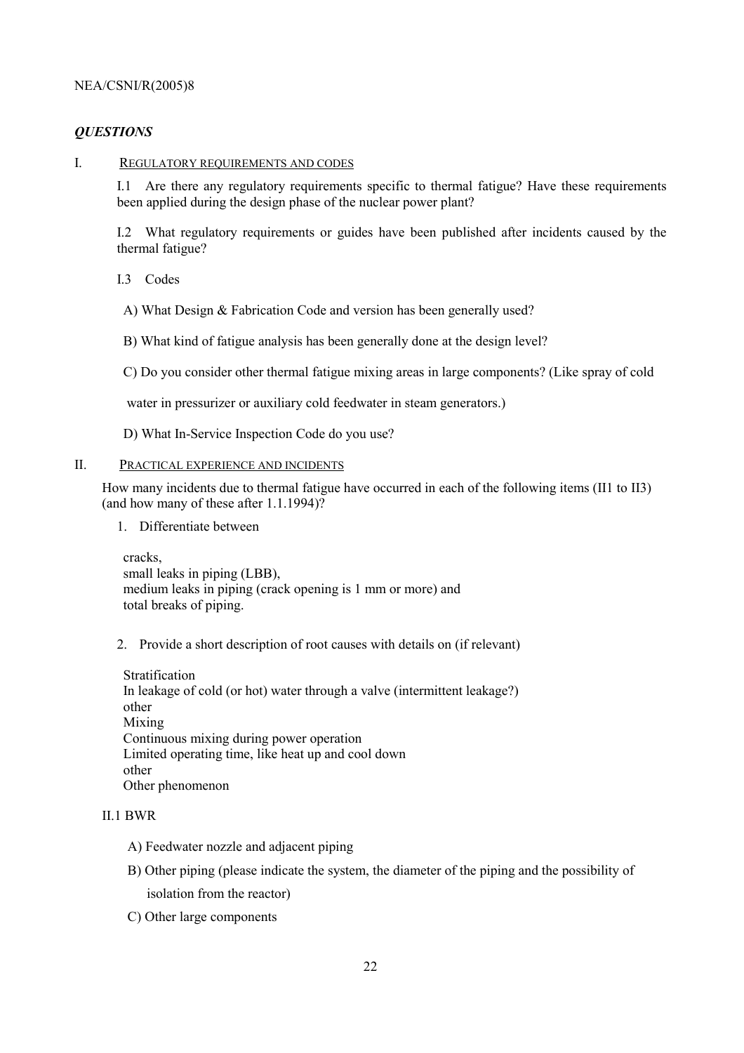## *QUESTIONS*

### I. Regulatory requirements and codes

I.1 Are there any regulatory requirements specific to thermal fatigue? Have these requirements been applied during the design phase of the nuclear power plant?

I.2 What regulatory requirements or guides have been published after incidents caused by the thermal fatigue?

I.3 Codes

A) What Design & Fabrication Code and version has been generally used?

B) What kind of fatigue analysis has been generally done at the design level?

C) Do you consider other thermal fatigue mixing areas in large components? (Like spray of cold water in pressurizer or auxiliary cold feedwater in steam generators.)

D) What In-Service Inspection Code do you use?

### II. Practical experience and incidents

How many incidents due to thermal fatigue have occurred in each of the following items (II1 to II3) (and how many of these after 1.1.1994)?

1. Differentiate between

   cracks,
   small leaks in piping (LBB),
   medium leaks in piping (crack opening is 1 mm or more) and
   total breaks of piping.

2. Provide a short description of root causes with details on (if relevant)

   Stratification
   In leakage of cold (or hot) water through a valve (intermittent leakage?)
   other
   Mixing
   Continuous mixing during power operation
   Limited operating time, like heat up and cool down
   other
   Other phenomenon

II.1 BWR

A) Feedwater nozzle and adjacent piping

B) Other piping (please indicate the system, the diameter of the piping and the possibility of isolation from the reactor)

C) Other large components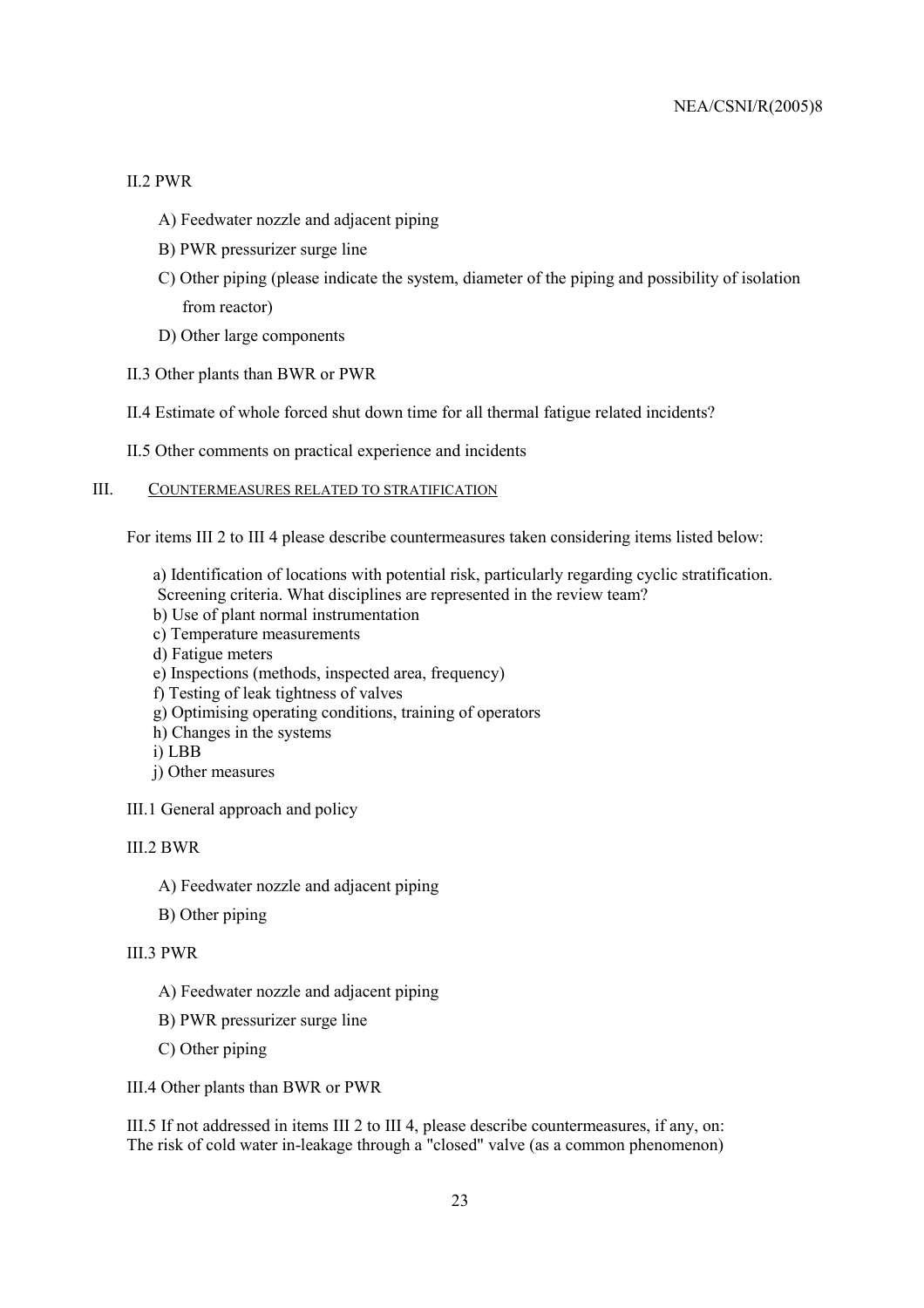II.2 PWR

A) Feedwater nozzle and adjacent piping

B) PWR pressurizer surge line

C) Other piping (please indicate the system, diameter of the piping and possibility of isolation from reactor)

D) Other large components

II.3 Other plants than BWR or PWR

II.4 Estimate of whole forced shut down time for all thermal fatigue related incidents?

II.5 Other comments on practical experience and incidents

## III. COUNTERMEASURES RELATED TO STRATIFICATION

For items III 2 to III 4 please describe countermeasures taken considering items listed below:

a) Identification of locations with potential risk, particularly regarding cyclic stratification. Screening criteria. What disciplines are represented in the review team?
b) Use of plant normal instrumentation
c) Temperature measurements
d) Fatigue meters
e) Inspections (methods, inspected area, frequency)
f) Testing of leak tightness of valves
g) Optimising operating conditions, training of operators
h) Changes in the systems
i) LBB
j) Other measures

III.1 General approach and policy

III.2 BWR

A) Feedwater nozzle and adjacent piping

B) Other piping

III.3 PWR

A) Feedwater nozzle and adjacent piping

B) PWR pressurizer surge line

C) Other piping

III.4 Other plants than BWR or PWR

III.5 If not addressed in items III 2 to III 4, please describe countermeasures, if any, on:
The risk of cold water in-leakage through a "closed" valve (as a common phenomenon)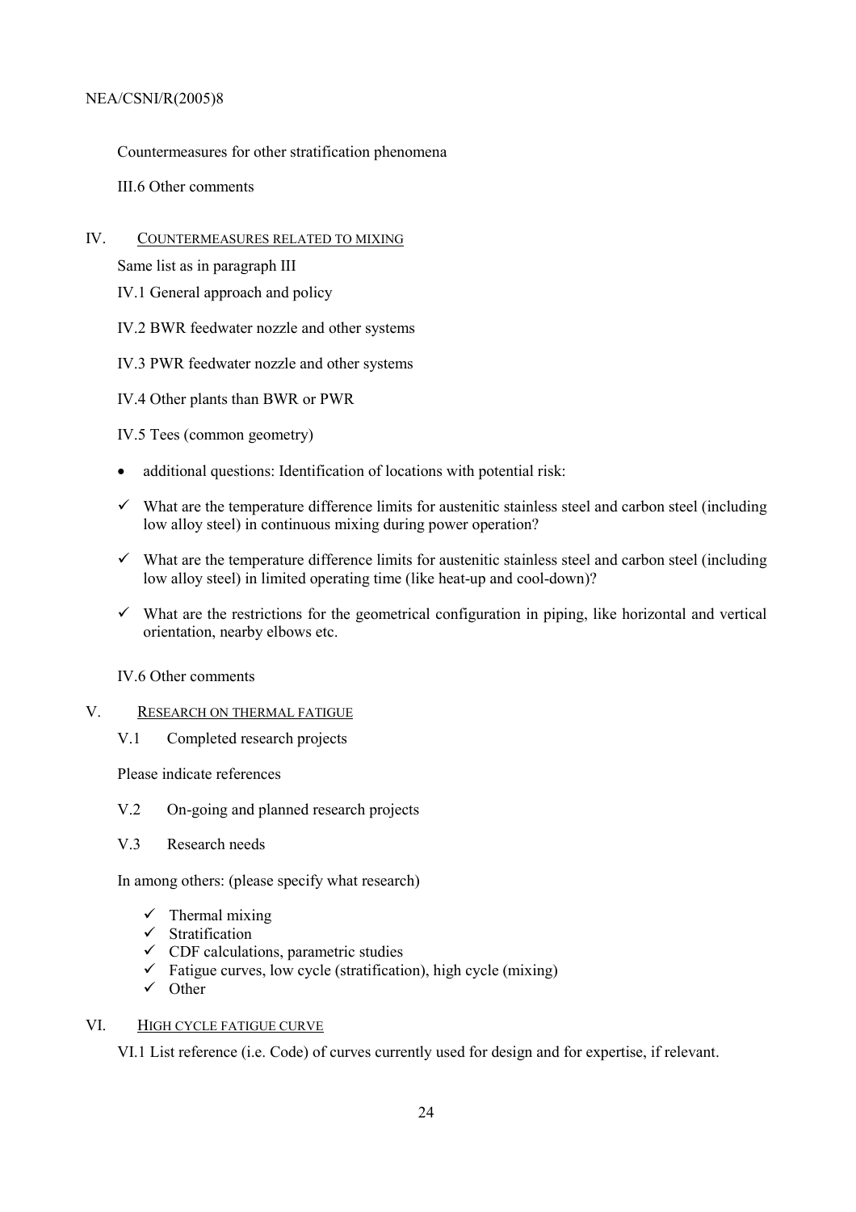Countermeasures for other stratification phenomena

III.6 Other comments

## IV. COUNTERMEASURES RELATED TO MIXING

Same list as in paragraph III

IV.1 General approach and policy

IV.2 BWR feedwater nozzle and other systems

IV.3 PWR feedwater nozzle and other systems

IV.4 Other plants than BWR or PWR

IV.5 Tees (common geometry)

- additional questions: Identification of locations with potential risk:

- ✓ What are the temperature difference limits for austenitic stainless steel and carbon steel (including low alloy steel) in continuous mixing during power operation?
- ✓ What are the temperature difference limits for austenitic stainless steel and carbon steel (including low alloy steel) in limited operating time (like heat-up and cool-down)?
- ✓ What are the restrictions for the geometrical configuration in piping, like horizontal and vertical orientation, nearby elbows etc.

IV.6 Other comments

## V. RESEARCH ON THERMAL FATIGUE

V.1 Completed research projects

Please indicate references

V.2 On-going and planned research projects

V.3 Research needs

In among others: (please specify what research)

- ✓ Thermal mixing
- ✓ Stratification
- ✓ CDF calculations, parametric studies
- ✓ Fatigue curves, low cycle (stratification), high cycle (mixing)
- ✓ Other

## VI. HIGH CYCLE FATIGUE CURVE

VI.1 List reference (i.e. Code) of curves currently used for design and for expertise, if relevant.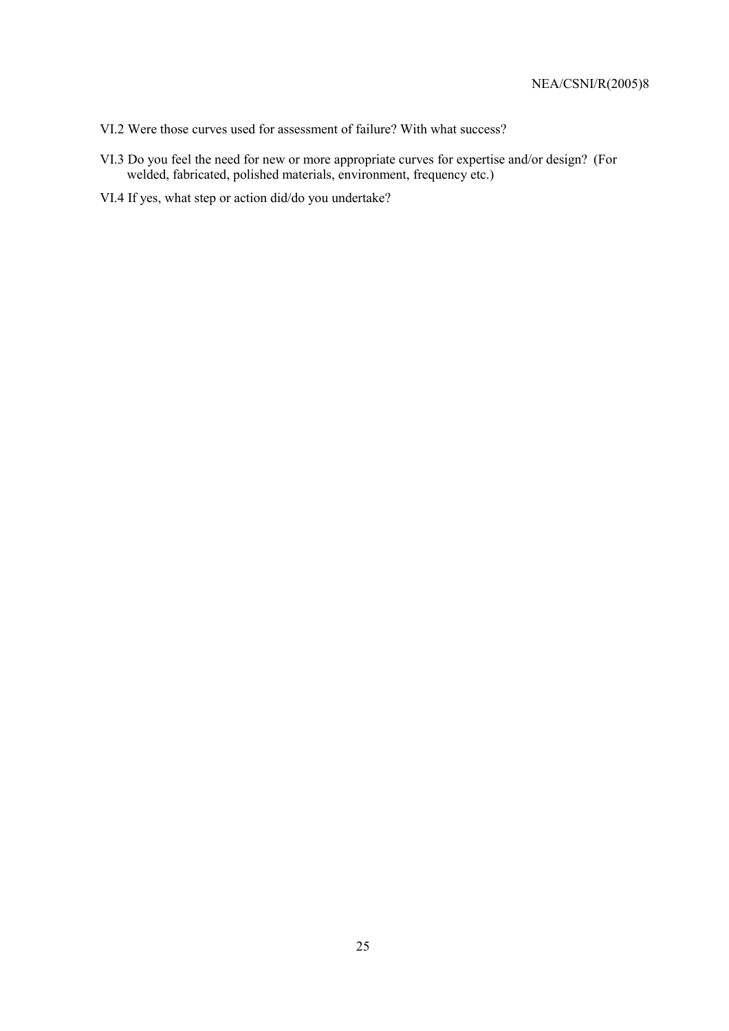VI.2 Were those curves used for assessment of failure? With what success?

VI.3 Do you feel the need for new or more appropriate curves for expertise and/or design? (For welded, fabricated, polished materials, environment, frequency etc.)

VI.4 If yes, what step or action did/do you undertake?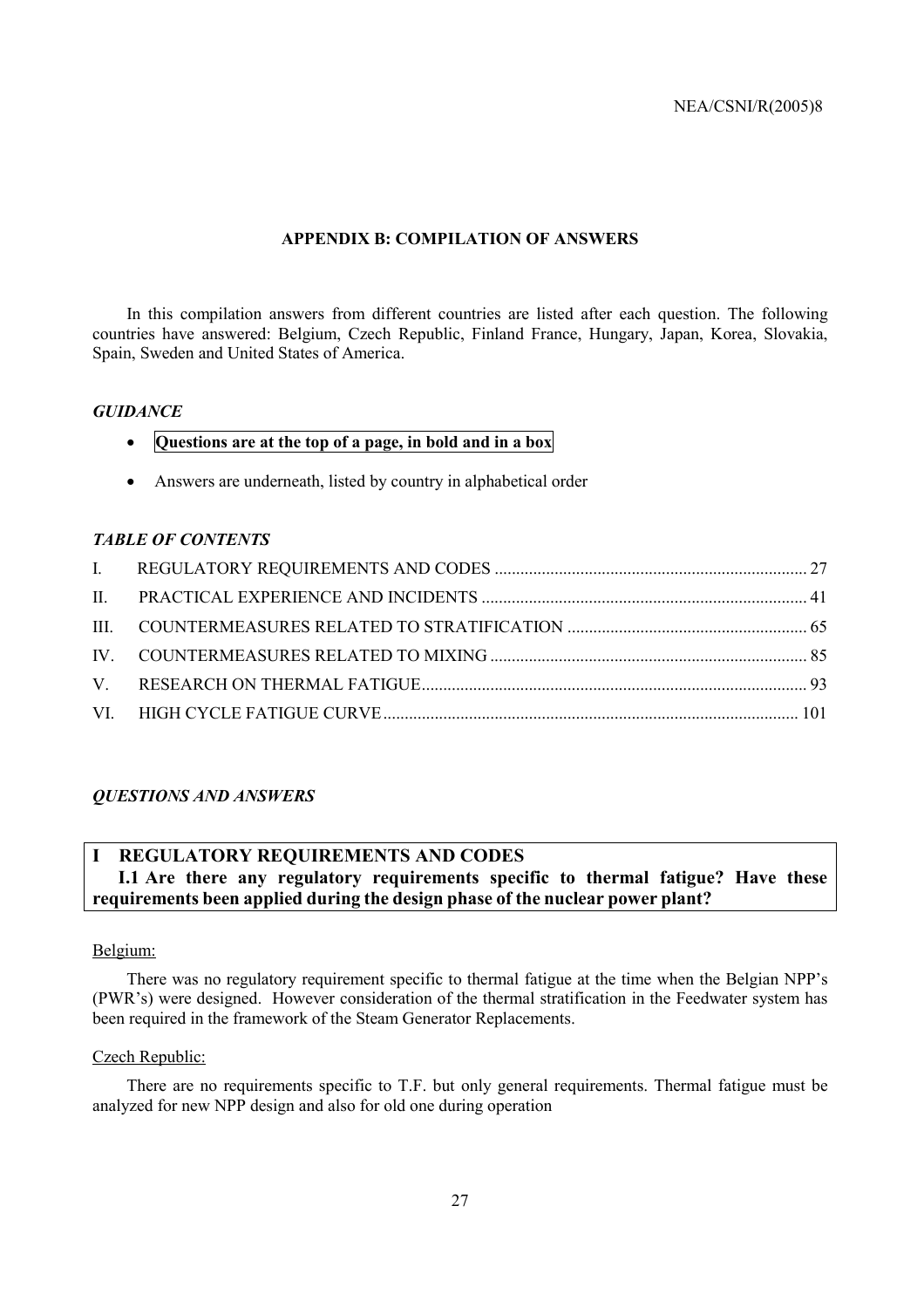## APPENDIX B: COMPILATION OF ANSWERS

In this compilation answers from different countries are listed after each question. The following countries have answered: Belgium, Czech Republic, Finland France, Hungary, Japan, Korea, Slovakia, Spain, Sweden and United States of America.

### *GUIDANCE*

- **Questions are at the top of a page, in bold and in a box**
- Answers are underneath, listed by country in alphabetical order

### *TABLE OF CONTENTS*

| | | |
|---|---|---|
| I. | REGULATORY REQUIREMENTS AND CODES | 27 |
| II. | PRACTICAL EXPERIENCE AND INCIDENTS | 41 |
| III. | COUNTERMEASURES RELATED TO STRATIFICATION | 65 |
| IV. | COUNTERMEASURES RELATED TO MIXING | 85 |
| V. | RESEARCH ON THERMAL FATIGUE | 93 |
| VI. | HIGH CYCLE FATIGUE CURVE | 101 |

### *QUESTIONS AND ANSWERS*

**I REGULATORY REQUIREMENTS AND CODES**

**I.1 Are there any regulatory requirements specific to thermal fatigue? Have these requirements been applied during the design phase of the nuclear power plant?**

Belgium:

There was no regulatory requirement specific to thermal fatigue at the time when the Belgian NPP's (PWR's) were designed. However consideration of the thermal stratification in the Feedwater system has been required in the framework of the Steam Generator Replacements.

Czech Republic:

There are no requirements specific to T.F. but only general requirements. Thermal fatigue must be analyzed for new NPP design and also for old one during operation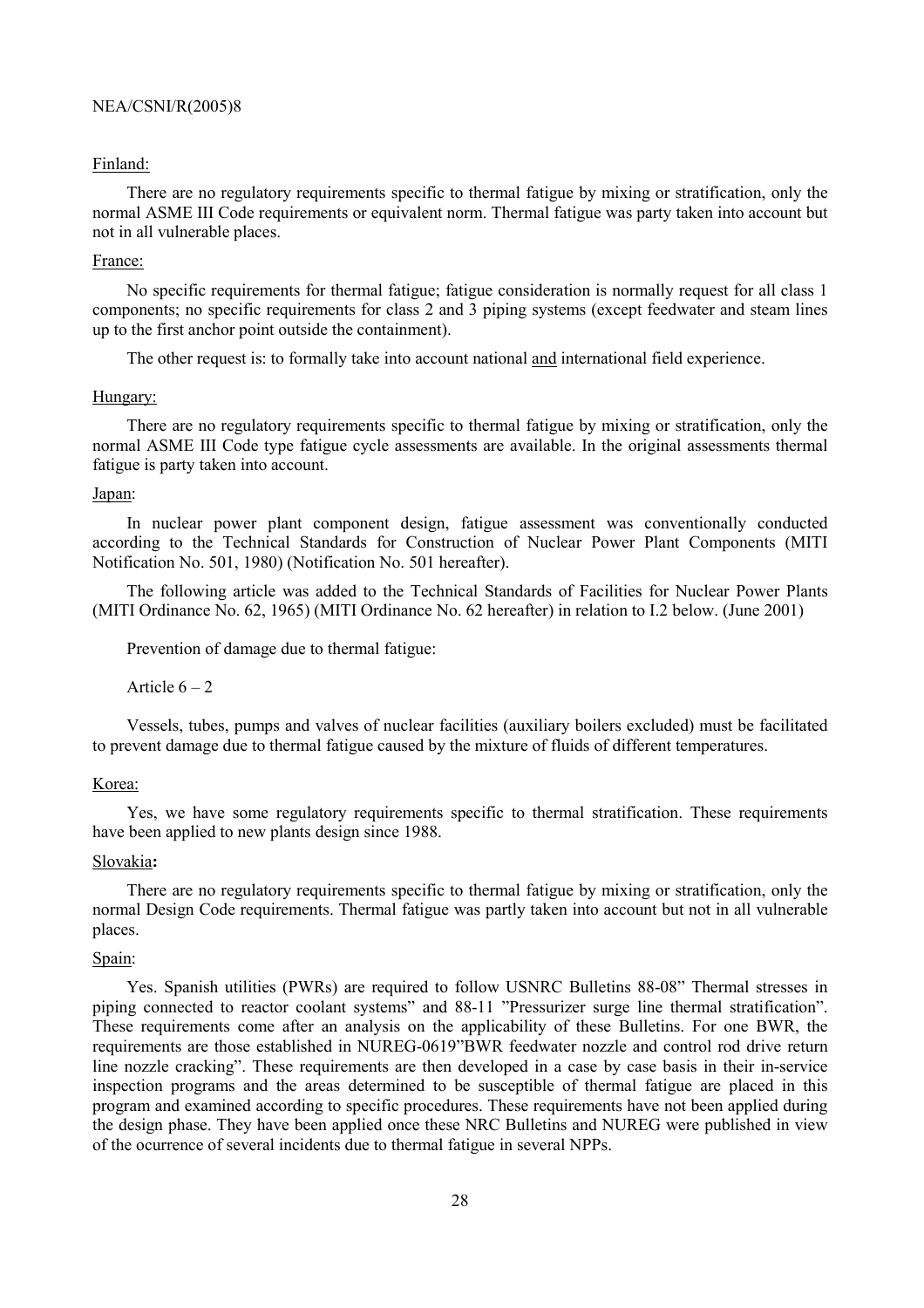Finland:

There are no regulatory requirements specific to thermal fatigue by mixing or stratification, only the normal ASME III Code requirements or equivalent norm. Thermal fatigue was party taken into account but not in all vulnerable places.

France:

No specific requirements for thermal fatigue; fatigue consideration is normally request for all class 1 components; no specific requirements for class 2 and 3 piping systems (except feedwater and steam lines up to the first anchor point outside the containment).

The other request is: to formally take into account national and international field experience.

Hungary:

There are no regulatory requirements specific to thermal fatigue by mixing or stratification, only the normal ASME III Code type fatigue cycle assessments are available. In the original assessments thermal fatigue is party taken into account.

Japan:

In nuclear power plant component design, fatigue assessment was conventionally conducted according to the Technical Standards for Construction of Nuclear Power Plant Components (MITI Notification No. 501, 1980) (Notification No. 501 hereafter).

The following article was added to the Technical Standards of Facilities for Nuclear Power Plants (MITI Ordinance No. 62, 1965) (MITI Ordinance No. 62 hereafter) in relation to I.2 below. (June 2001)

Prevention of damage due to thermal fatigue:

Article 6 – 2

Vessels, tubes, pumps and valves of nuclear facilities (auxiliary boilers excluded) must be facilitated to prevent damage due to thermal fatigue caused by the mixture of fluids of different temperatures.

Korea:

Yes, we have some regulatory requirements specific to thermal stratification. These requirements have been applied to new plants design since 1988.

Slovakia**:**

There are no regulatory requirements specific to thermal fatigue by mixing or stratification, only the normal Design Code requirements. Thermal fatigue was partly taken into account but not in all vulnerable places.

Spain:

Yes. Spanish utilities (PWRs) are required to follow USNRC Bulletins 88-08" Thermal stresses in piping connected to reactor coolant systems" and 88-11 "Pressurizer surge line thermal stratification". These requirements come after an analysis on the applicability of these Bulletins. For one BWR, the requirements are those established in NUREG-0619"BWR feedwater nozzle and control rod drive return line nozzle cracking". These requirements are then developed in a case by case basis in their in-service inspection programs and the areas determined to be susceptible of thermal fatigue are placed in this program and examined according to specific procedures. These requirements have not been applied during the design phase. They have been applied once these NRC Bulletins and NUREG were published in view of the ocurrence of several incidents due to thermal fatigue in several NPPs.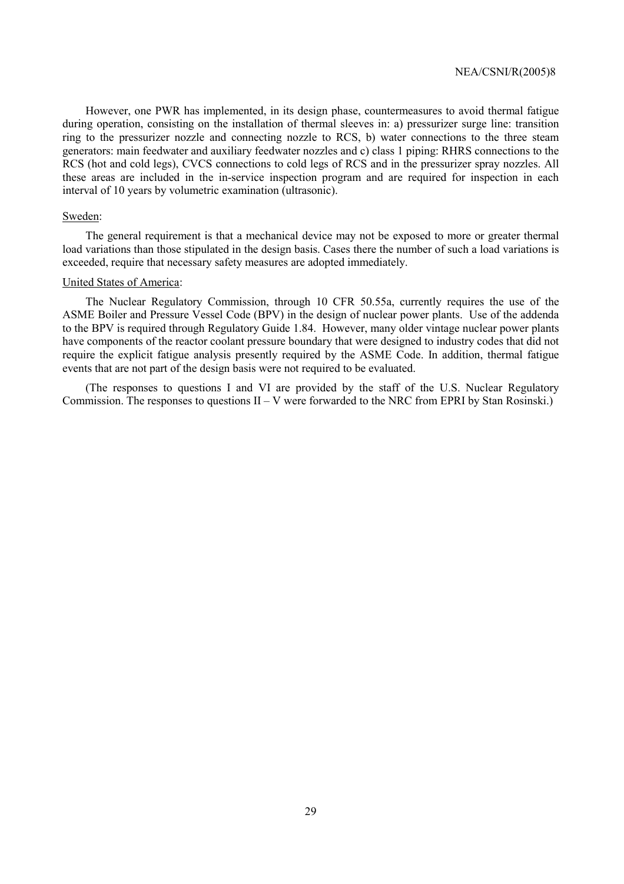However, one PWR has implemented, in its design phase, countermeasures to avoid thermal fatigue during operation, consisting on the installation of thermal sleeves in: a) pressurizer surge line: transition ring to the pressurizer nozzle and connecting nozzle to RCS, b) water connections to the three steam generators: main feedwater and auxiliary feedwater nozzles and c) class 1 piping: RHRS connections to the RCS (hot and cold legs), CVCS connections to cold legs of RCS and in the pressurizer spray nozzles. All these areas are included in the in-service inspection program and are required for inspection in each interval of 10 years by volumetric examination (ultrasonic).

Sweden:

The general requirement is that a mechanical device may not be exposed to more or greater thermal load variations than those stipulated in the design basis. Cases there the number of such a load variations is exceeded, require that necessary safety measures are adopted immediately.

United States of America:

The Nuclear Regulatory Commission, through 10 CFR 50.55a, currently requires the use of the ASME Boiler and Pressure Vessel Code (BPV) in the design of nuclear power plants. Use of the addenda to the BPV is required through Regulatory Guide 1.84. However, many older vintage nuclear power plants have components of the reactor coolant pressure boundary that were designed to industry codes that did not require the explicit fatigue analysis presently required by the ASME Code. In addition, thermal fatigue events that are not part of the design basis were not required to be evaluated.

(The responses to questions I and VI are provided by the staff of the U.S. Nuclear Regulatory Commission. The responses to questions II – V were forwarded to the NRC from EPRI by Stan Rosinski.)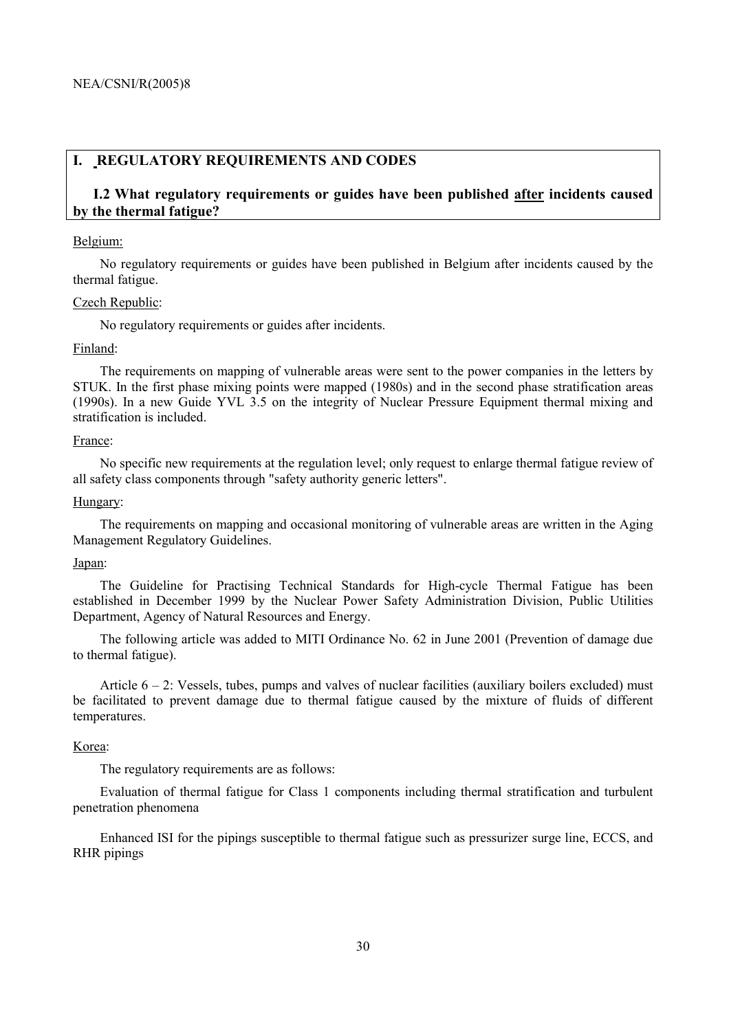## I. REGULATORY REQUIREMENTS AND CODES

### I.2 What regulatory requirements or guides have been published after incidents caused by the thermal fatigue?

Belgium:

No regulatory requirements or guides have been published in Belgium after incidents caused by the thermal fatigue.

Czech Republic:

No regulatory requirements or guides after incidents.

Finland:

The requirements on mapping of vulnerable areas were sent to the power companies in the letters by STUK. In the first phase mixing points were mapped (1980s) and in the second phase stratification areas (1990s). In a new Guide YVL 3.5 on the integrity of Nuclear Pressure Equipment thermal mixing and stratification is included.

France:

No specific new requirements at the regulation level; only request to enlarge thermal fatigue review of all safety class components through "safety authority generic letters".

Hungary:

The requirements on mapping and occasional monitoring of vulnerable areas are written in the Aging Management Regulatory Guidelines.

Japan:

The Guideline for Practising Technical Standards for High-cycle Thermal Fatigue has been established in December 1999 by the Nuclear Power Safety Administration Division, Public Utilities Department, Agency of Natural Resources and Energy.

The following article was added to MITI Ordinance No. 62 in June 2001 (Prevention of damage due to thermal fatigue).

Article 6 – 2: Vessels, tubes, pumps and valves of nuclear facilities (auxiliary boilers excluded) must be facilitated to prevent damage due to thermal fatigue caused by the mixture of fluids of different temperatures.

Korea:

The regulatory requirements are as follows:

Evaluation of thermal fatigue for Class 1 components including thermal stratification and turbulent penetration phenomena

Enhanced ISI for the pipings susceptible to thermal fatigue such as pressurizer surge line, ECCS, and RHR pipings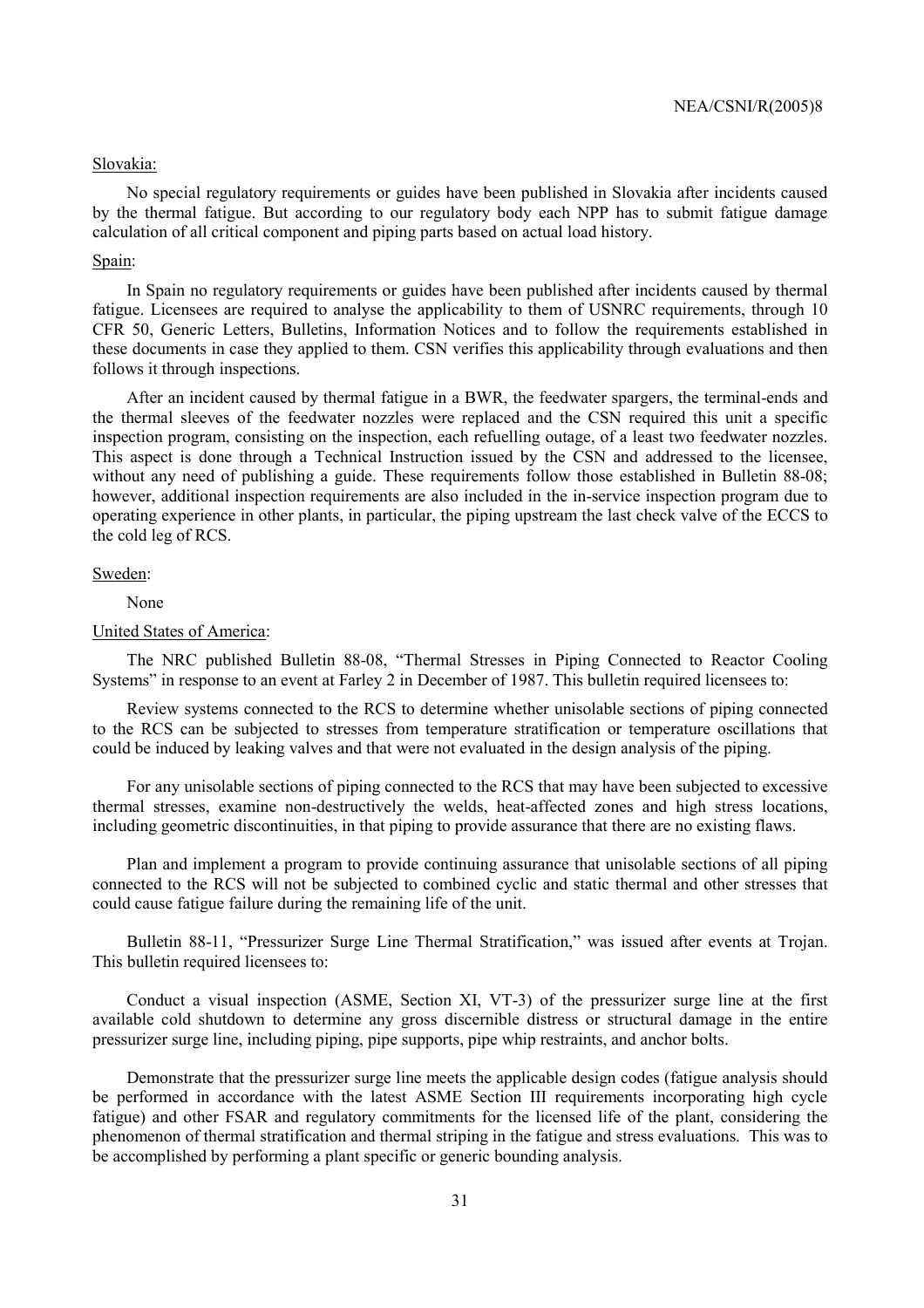Slovakia:

No special regulatory requirements or guides have been published in Slovakia after incidents caused by the thermal fatigue. But according to our regulatory body each NPP has to submit fatigue damage calculation of all critical component and piping parts based on actual load history.

Spain:

In Spain no regulatory requirements or guides have been published after incidents caused by thermal fatigue. Licensees are required to analyse the applicability to them of USNRC requirements, through 10 CFR 50, Generic Letters, Bulletins, Information Notices and to follow the requirements established in these documents in case they applied to them. CSN verifies this applicability through evaluations and then follows it through inspections.

After an incident caused by thermal fatigue in a BWR, the feedwater spargers, the terminal-ends and the thermal sleeves of the feedwater nozzles were replaced and the CSN required this unit a specific inspection program, consisting on the inspection, each refuelling outage, of a least two feedwater nozzles. This aspect is done through a Technical Instruction issued by the CSN and addressed to the licensee, without any need of publishing a guide. These requirements follow those established in Bulletin 88-08; however, additional inspection requirements are also included in the in-service inspection program due to operating experience in other plants, in particular, the piping upstream the last check valve of the ECCS to the cold leg of RCS.

Sweden:

None

United States of America:

The NRC published Bulletin 88-08, "Thermal Stresses in Piping Connected to Reactor Cooling Systems" in response to an event at Farley 2 in December of 1987. This bulletin required licensees to:

Review systems connected to the RCS to determine whether unisolable sections of piping connected to the RCS can be subjected to stresses from temperature stratification or temperature oscillations that could be induced by leaking valves and that were not evaluated in the design analysis of the piping.

For any unisolable sections of piping connected to the RCS that may have been subjected to excessive thermal stresses, examine non-destructively the welds, heat-affected zones and high stress locations, including geometric discontinuities, in that piping to provide assurance that there are no existing flaws.

Plan and implement a program to provide continuing assurance that unisolable sections of all piping connected to the RCS will not be subjected to combined cyclic and static thermal and other stresses that could cause fatigue failure during the remaining life of the unit.

Bulletin 88-11, "Pressurizer Surge Line Thermal Stratification," was issued after events at Trojan. This bulletin required licensees to:

Conduct a visual inspection (ASME, Section XI, VT-3) of the pressurizer surge line at the first available cold shutdown to determine any gross discernible distress or structural damage in the entire pressurizer surge line, including piping, pipe supports, pipe whip restraints, and anchor bolts.

Demonstrate that the pressurizer surge line meets the applicable design codes (fatigue analysis should be performed in accordance with the latest ASME Section III requirements incorporating high cycle fatigue) and other FSAR and regulatory commitments for the licensed life of the plant, considering the phenomenon of thermal stratification and thermal striping in the fatigue and stress evaluations. This was to be accomplished by performing a plant specific or generic bounding analysis.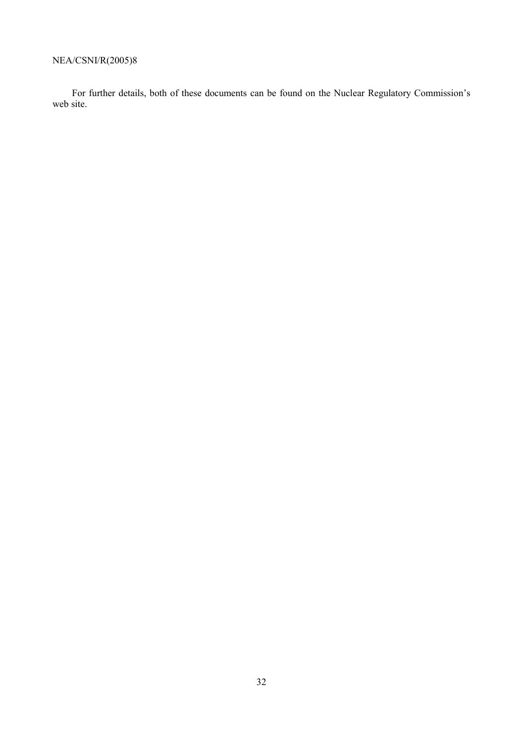For further details, both of these documents can be found on the Nuclear Regulatory Commission's web site.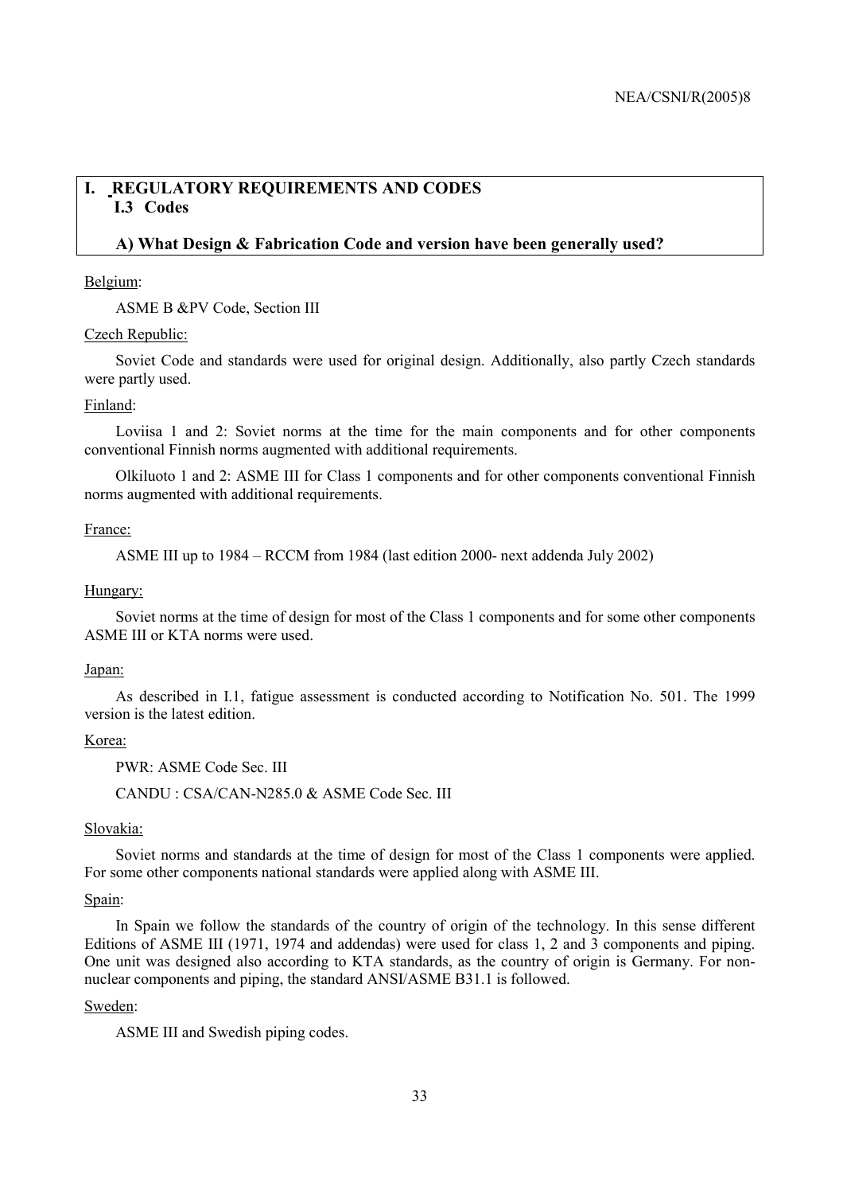# I. REGULATORY REQUIREMENTS AND CODES

## I.3 Codes

### A) What Design & Fabrication Code and version have been generally used?

Belgium:

ASME B &PV Code, Section III

Czech Republic:

Soviet Code and standards were used for original design. Additionally, also partly Czech standards were partly used.

Finland:

Loviisa 1 and 2: Soviet norms at the time for the main components and for other components conventional Finnish norms augmented with additional requirements.

Olkiluoto 1 and 2: ASME III for Class 1 components and for other components conventional Finnish norms augmented with additional requirements.

France:

ASME III up to 1984 – RCCM from 1984 (last edition 2000- next addenda July 2002)

Hungary:

Soviet norms at the time of design for most of the Class 1 components and for some other components ASME III or KTA norms were used.

Japan:

As described in I.1, fatigue assessment is conducted according to Notification No. 501. The 1999 version is the latest edition.

Korea:

PWR: ASME Code Sec. III

CANDU : CSA/CAN-N285.0 & ASME Code Sec. III

Slovakia:

Soviet norms and standards at the time of design for most of the Class 1 components were applied. For some other components national standards were applied along with ASME III.

Spain:

In Spain we follow the standards of the country of origin of the technology. In this sense different Editions of ASME III (1971, 1974 and addendas) were used for class 1, 2 and 3 components and piping. One unit was designed also according to KTA standards, as the country of origin is Germany. For non-nuclear components and piping, the standard ANSI/ASME B31.1 is followed.

Sweden:

ASME III and Swedish piping codes.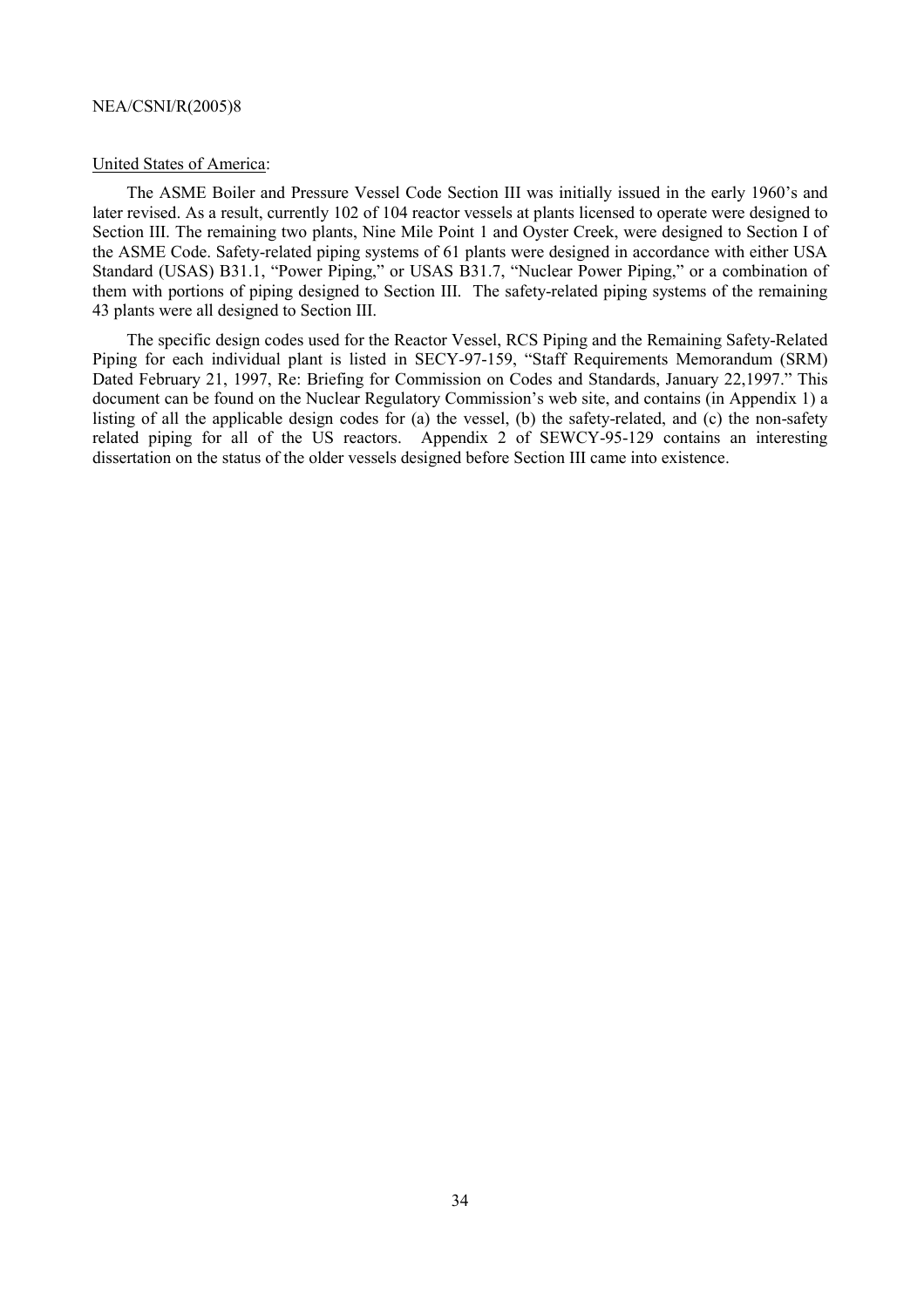United States of America:

The ASME Boiler and Pressure Vessel Code Section III was initially issued in the early 1960's and later revised. As a result, currently 102 of 104 reactor vessels at plants licensed to operate were designed to Section III. The remaining two plants, Nine Mile Point 1 and Oyster Creek, were designed to Section I of the ASME Code. Safety-related piping systems of 61 plants were designed in accordance with either USA Standard (USAS) B31.1, "Power Piping," or USAS B31.7, "Nuclear Power Piping," or a combination of them with portions of piping designed to Section III. The safety-related piping systems of the remaining 43 plants were all designed to Section III.

The specific design codes used for the Reactor Vessel, RCS Piping and the Remaining Safety-Related Piping for each individual plant is listed in SECY-97-159, "Staff Requirements Memorandum (SRM) Dated February 21, 1997, Re: Briefing for Commission on Codes and Standards, January 22,1997." This document can be found on the Nuclear Regulatory Commission's web site, and contains (in Appendix 1) a listing of all the applicable design codes for (a) the vessel, (b) the safety-related, and (c) the non-safety related piping for all of the US reactors. Appendix 2 of SEWCY-95-129 contains an interesting dissertation on the status of the older vessels designed before Section III came into existence.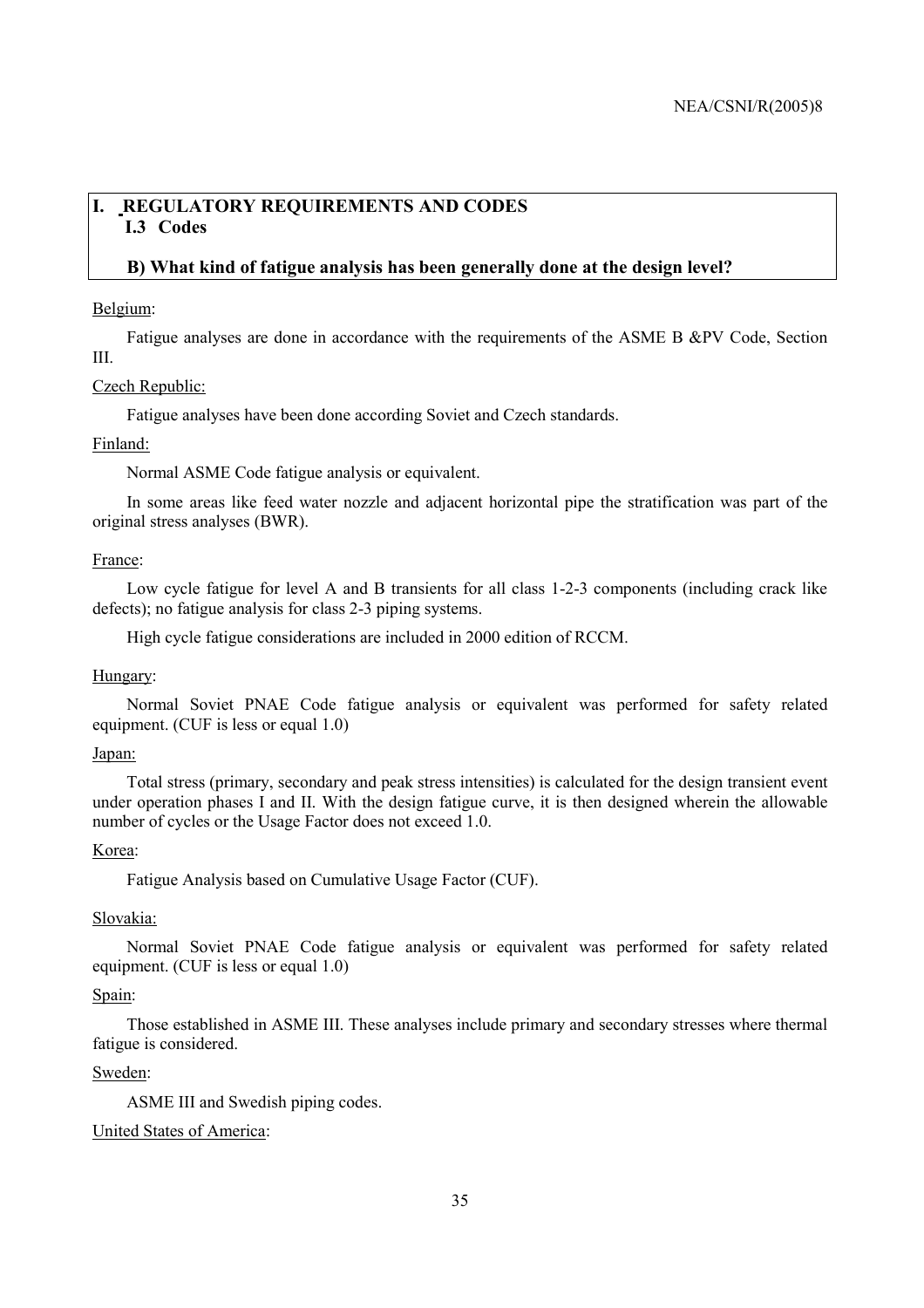## I. REGULATORY REQUIREMENTS AND CODES

### I.3 Codes

#### B) What kind of fatigue analysis has been generally done at the design level?

Belgium:

Fatigue analyses are done in accordance with the requirements of the ASME B &PV Code, Section III.

Czech Republic:

Fatigue analyses have been done according Soviet and Czech standards.

Finland:

Normal ASME Code fatigue analysis or equivalent.

In some areas like feed water nozzle and adjacent horizontal pipe the stratification was part of the original stress analyses (BWR).

France:

Low cycle fatigue for level A and B transients for all class 1-2-3 components (including crack like defects); no fatigue analysis for class 2-3 piping systems.

High cycle fatigue considerations are included in 2000 edition of RCCM.

Hungary:

Normal Soviet PNAE Code fatigue analysis or equivalent was performed for safety related equipment. (CUF is less or equal 1.0)

Japan:

Total stress (primary, secondary and peak stress intensities) is calculated for the design transient event under operation phases I and II. With the design fatigue curve, it is then designed wherein the allowable number of cycles or the Usage Factor does not exceed 1.0.

Korea:

Fatigue Analysis based on Cumulative Usage Factor (CUF).

Slovakia:

Normal Soviet PNAE Code fatigue analysis or equivalent was performed for safety related equipment. (CUF is less or equal 1.0)

Spain:

Those established in ASME III. These analyses include primary and secondary stresses where thermal fatigue is considered.

Sweden:

ASME III and Swedish piping codes.

United States of America: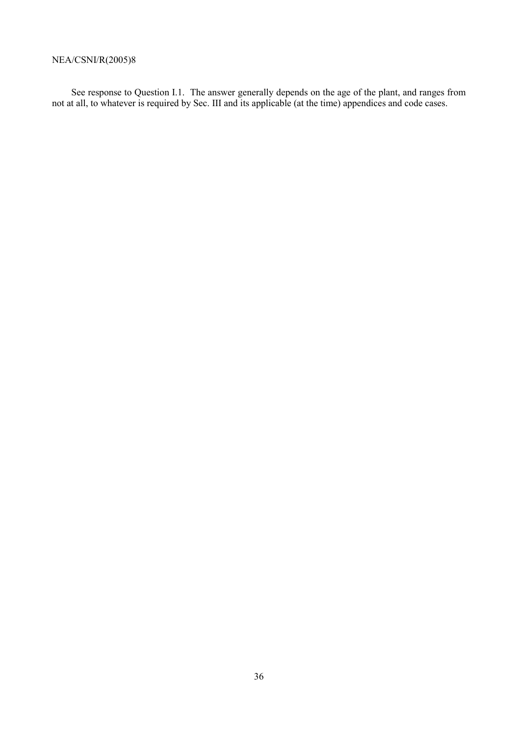See response to Question I.1. The answer generally depends on the age of the plant, and ranges from not at all, to whatever is required by Sec. III and its applicable (at the time) appendices and code cases.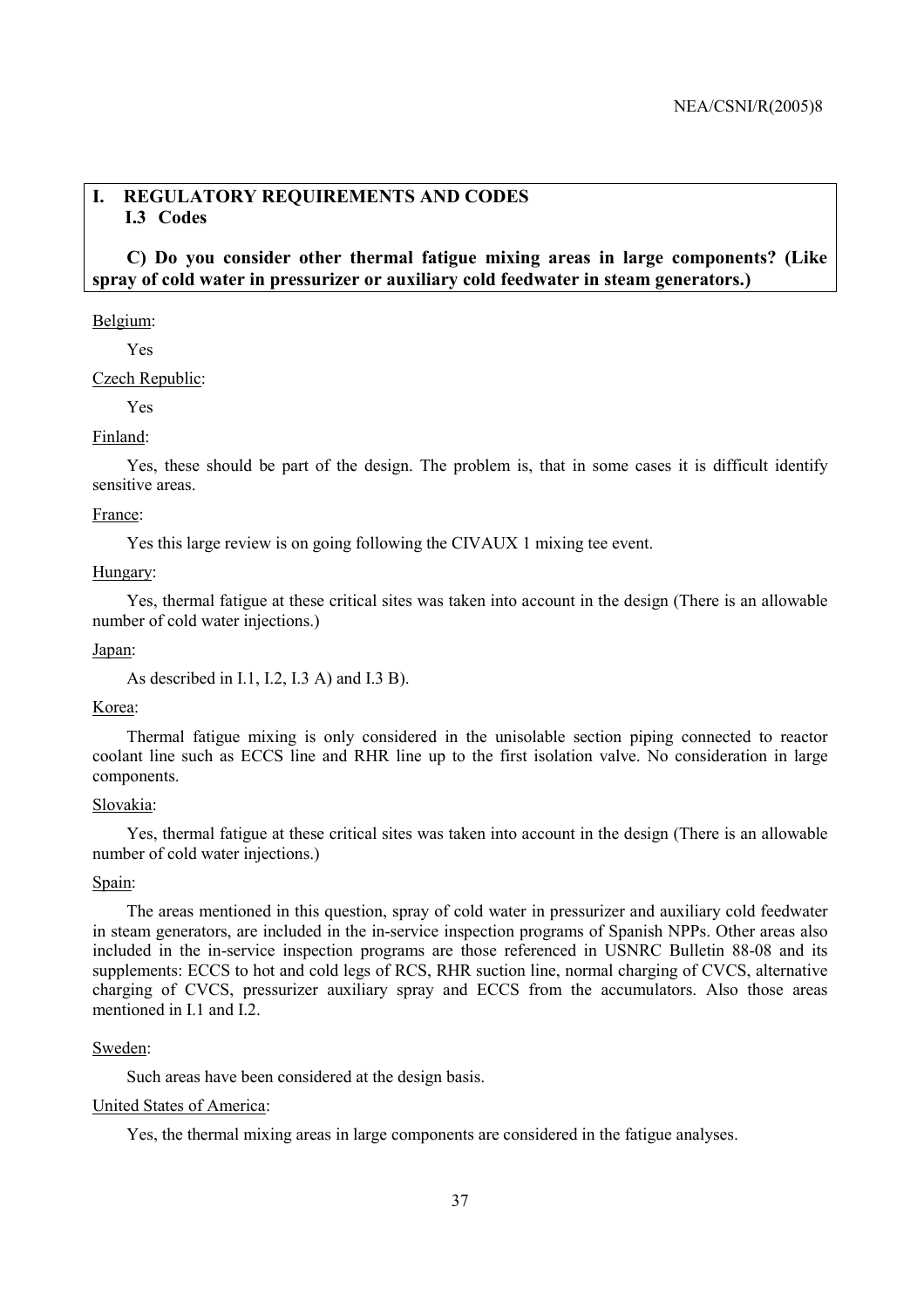# I. REGULATORY REQUIREMENTS AND CODES

## I.3 Codes

**C) Do you consider other thermal fatigue mixing areas in large components? (Like spray of cold water in pressurizer or auxiliary cold feedwater in steam generators.)**

Belgium:

Yes

Czech Republic:

Yes

Finland:

Yes, these should be part of the design. The problem is, that in some cases it is difficult identify sensitive areas.

France:

Yes this large review is on going following the CIVAUX 1 mixing tee event.

Hungary:

Yes, thermal fatigue at these critical sites was taken into account in the design (There is an allowable number of cold water injections.)

Japan:

As described in I.1, I.2, I.3 A) and I.3 B).

Korea:

Thermal fatigue mixing is only considered in the unisolable section piping connected to reactor coolant line such as ECCS line and RHR line up to the first isolation valve. No consideration in large components.

Slovakia:

Yes, thermal fatigue at these critical sites was taken into account in the design (There is an allowable number of cold water injections.)

Spain:

The areas mentioned in this question, spray of cold water in pressurizer and auxiliary cold feedwater in steam generators, are included in the in-service inspection programs of Spanish NPPs. Other areas also included in the in-service inspection programs are those referenced in USNRC Bulletin 88-08 and its supplements: ECCS to hot and cold legs of RCS, RHR suction line, normal charging of CVCS, alternative charging of CVCS, pressurizer auxiliary spray and ECCS from the accumulators. Also those areas mentioned in I.1 and I.2.

Sweden:

Such areas have been considered at the design basis.

United States of America:

Yes, the thermal mixing areas in large components are considered in the fatigue analyses.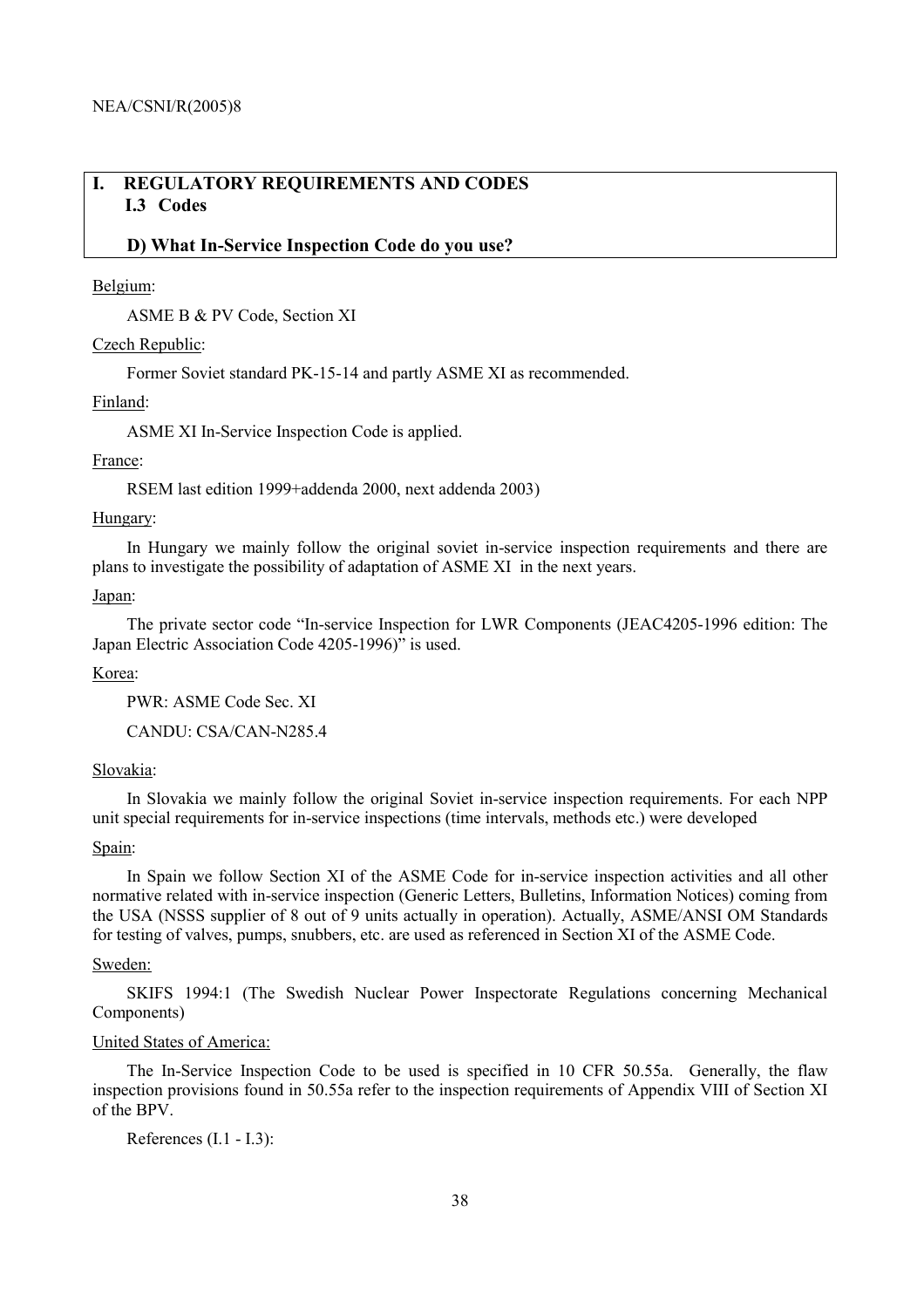## I. REGULATORY REQUIREMENTS AND CODES

### I.3 Codes

### D) What In-Service Inspection Code do you use?

Belgium:

ASME B & PV Code, Section XI

Czech Republic:

Former Soviet standard PK-15-14 and partly ASME XI as recommended.

Finland:

ASME XI In-Service Inspection Code is applied.

France:

RSEM last edition 1999+addenda 2000, next addenda 2003)

Hungary:

In Hungary we mainly follow the original soviet in-service inspection requirements and there are plans to investigate the possibility of adaptation of ASME XI in the next years.

Japan:

The private sector code "In-service Inspection for LWR Components (JEAC4205-1996 edition: The Japan Electric Association Code 4205-1996)" is used.

Korea:

PWR: ASME Code Sec. XI

CANDU: CSA/CAN-N285.4

Slovakia:

In Slovakia we mainly follow the original Soviet in-service inspection requirements. For each NPP unit special requirements for in-service inspections (time intervals, methods etc.) were developed

Spain:

In Spain we follow Section XI of the ASME Code for in-service inspection activities and all other normative related with in-service inspection (Generic Letters, Bulletins, Information Notices) coming from the USA (NSSS supplier of 8 out of 9 units actually in operation). Actually, ASME/ANSI OM Standards for testing of valves, pumps, snubbers, etc. are used as referenced in Section XI of the ASME Code.

Sweden:

SKIFS 1994:1 (The Swedish Nuclear Power Inspectorate Regulations concerning Mechanical Components)

United States of America:

The In-Service Inspection Code to be used is specified in 10 CFR 50.55a. Generally, the flaw inspection provisions found in 50.55a refer to the inspection requirements of Appendix VIII of Section XI of the BPV.

References (I.1 - I.3):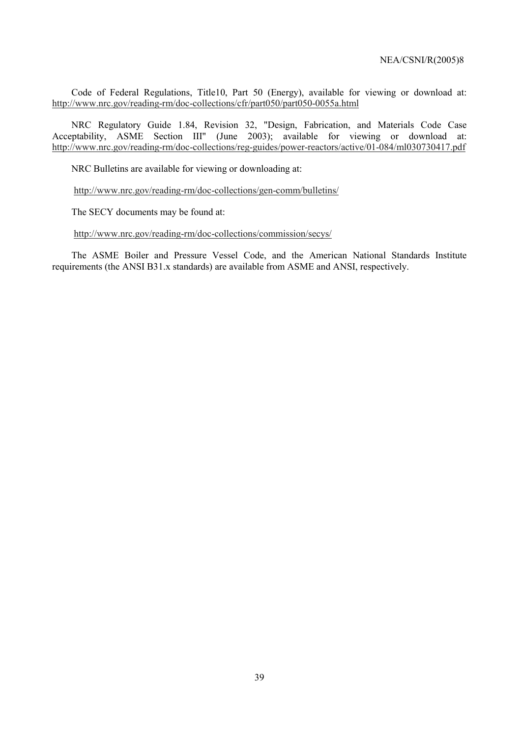Code of Federal Regulations, Title10, Part 50 (Energy), available for viewing or download at: http://www.nrc.gov/reading-rm/doc-collections/cfr/part050/part050-0055a.html

NRC Regulatory Guide 1.84, Revision 32, "Design, Fabrication, and Materials Code Case Acceptability, ASME Section III" (June 2003); available for viewing or download at: http://www.nrc.gov/reading-rm/doc-collections/reg-guides/power-reactors/active/01-084/ml030730417.pdf

NRC Bulletins are available for viewing or downloading at:

http://www.nrc.gov/reading-rm/doc-collections/gen-comm/bulletins/

The SECY documents may be found at:

http://www.nrc.gov/reading-rm/doc-collections/commission/secys/

The ASME Boiler and Pressure Vessel Code, and the American National Standards Institute requirements (the ANSI B31.x standards) are available from ASME and ANSI, respectively.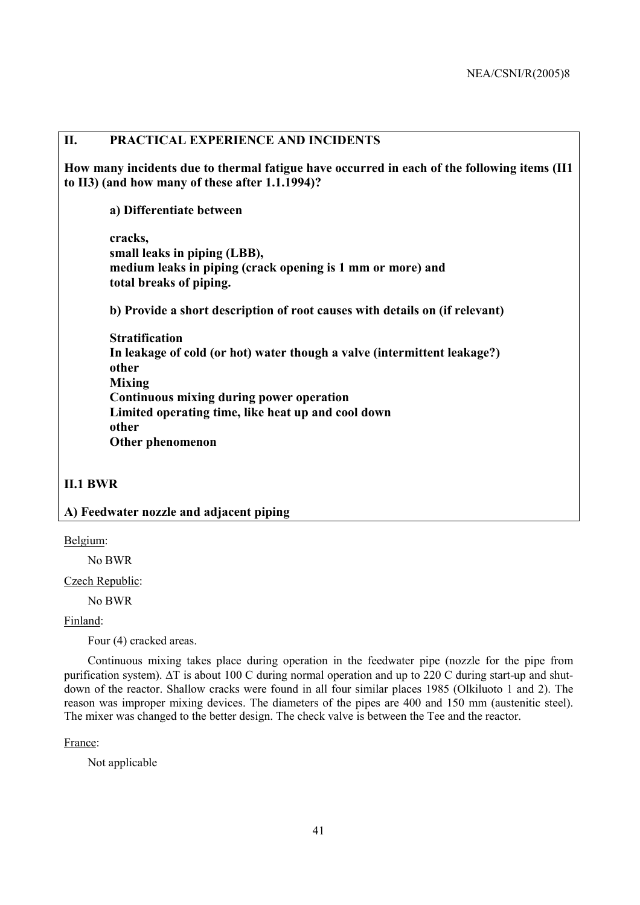## II. PRACTICAL EXPERIENCE AND INCIDENTS

**How many incidents due to thermal fatigue have occurred in each of the following items (II1 to II3) (and how many of these after 1.1.1994)?**

**a) Differentiate between**

**cracks,**
**small leaks in piping (LBB),**
**medium leaks in piping (crack opening is 1 mm or more) and**
**total breaks of piping.**

**b) Provide a short description of root causes with details on (if relevant)**

**Stratification**
**In leakage of cold (or hot) water though a valve (intermittent leakage?)**
**other**
**Mixing**
**Continuous mixing during power operation**
**Limited operating time, like heat up and cool down**
**other**
**Other phenomenon**

### II.1 BWR

**A) Feedwater nozzle and adjacent piping**

Belgium:

No BWR

Czech Republic:

No BWR

Finland:

Four (4) cracked areas.

Continuous mixing takes place during operation in the feedwater pipe (nozzle for the pipe from purification system). $\Delta T$ is about 100 C during normal operation and up to 220 C during start-up and shut-down of the reactor. Shallow cracks were found in all four similar places 1985 (Olkiluoto 1 and 2). The reason was improper mixing devices. The diameters of the pipes are 400 and 150 mm (austenitic steel). The mixer was changed to the better design. The check valve is between the Tee and the reactor.

France:

Not applicable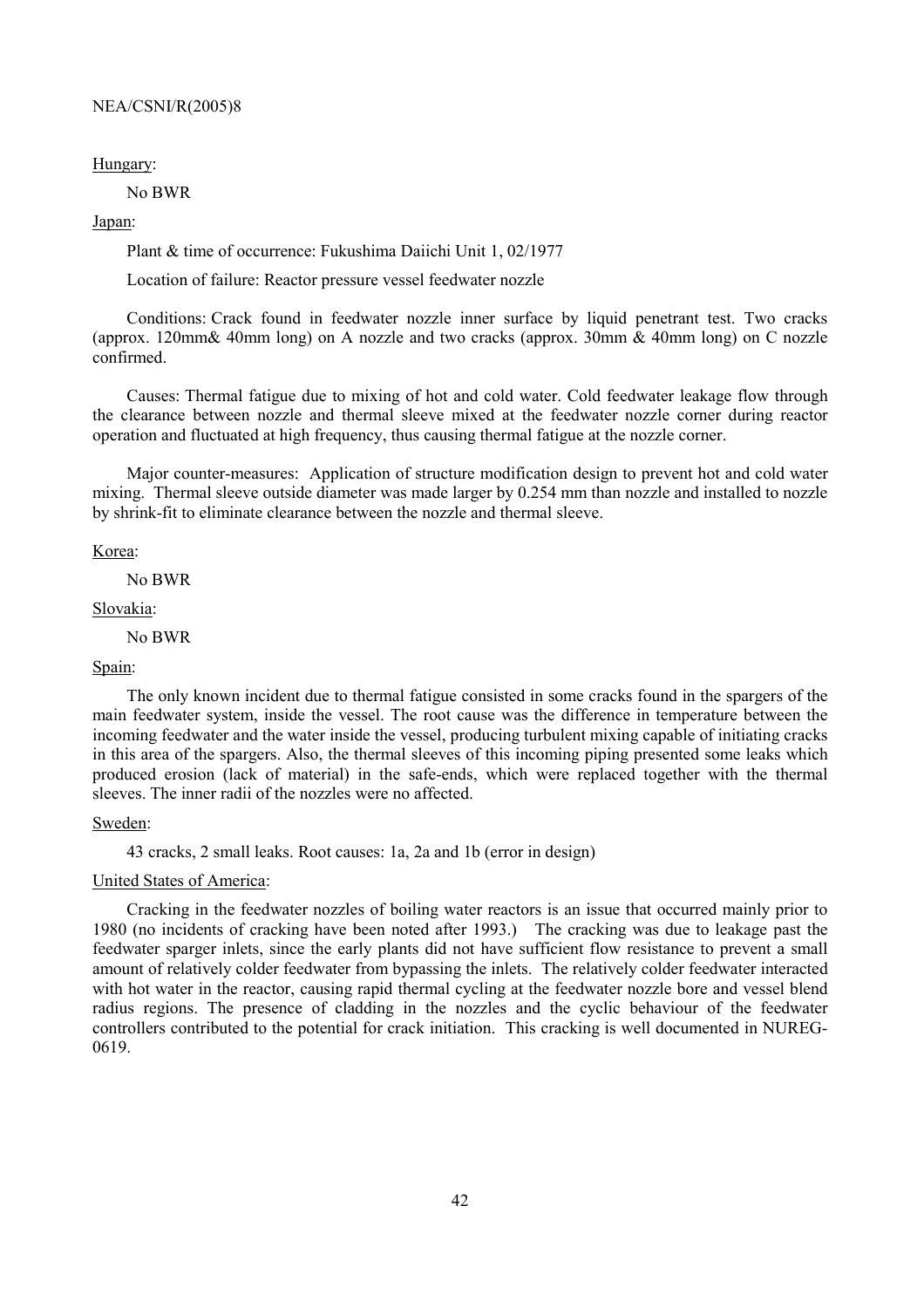Hungary:

No BWR

Japan:

Plant & time of occurrence: Fukushima Daiichi Unit 1, 02/1977

Location of failure: Reactor pressure vessel feedwater nozzle

Conditions: Crack found in feedwater nozzle inner surface by liquid penetrant test. Two cracks (approx. 120mm& 40mm long) on A nozzle and two cracks (approx. 30mm & 40mm long) on C nozzle confirmed.

Causes: Thermal fatigue due to mixing of hot and cold water. Cold feedwater leakage flow through the clearance between nozzle and thermal sleeve mixed at the feedwater nozzle corner during reactor operation and fluctuated at high frequency, thus causing thermal fatigue at the nozzle corner.

Major counter-measures: Application of structure modification design to prevent hot and cold water mixing. Thermal sleeve outside diameter was made larger by 0.254 mm than nozzle and installed to nozzle by shrink-fit to eliminate clearance between the nozzle and thermal sleeve.

Korea:

No BWR

Slovakia:

No BWR

Spain:

The only known incident due to thermal fatigue consisted in some cracks found in the spargers of the main feedwater system, inside the vessel. The root cause was the difference in temperature between the incoming feedwater and the water inside the vessel, producing turbulent mixing capable of initiating cracks in this area of the spargers. Also, the thermal sleeves of this incoming piping presented some leaks which produced erosion (lack of material) in the safe-ends, which were replaced together with the thermal sleeves. The inner radii of the nozzles were no affected.

Sweden:

43 cracks, 2 small leaks. Root causes: 1a, 2a and 1b (error in design)

United States of America:

Cracking in the feedwater nozzles of boiling water reactors is an issue that occurred mainly prior to 1980 (no incidents of cracking have been noted after 1993.) The cracking was due to leakage past the feedwater sparger inlets, since the early plants did not have sufficient flow resistance to prevent a small amount of relatively colder feedwater from bypassing the inlets. The relatively colder feedwater interacted with hot water in the reactor, causing rapid thermal cycling at the feedwater nozzle bore and vessel blend radius regions. The presence of cladding in the nozzles and the cyclic behaviour of the feedwater controllers contributed to the potential for crack initiation. This cracking is well documented in NUREG-0619.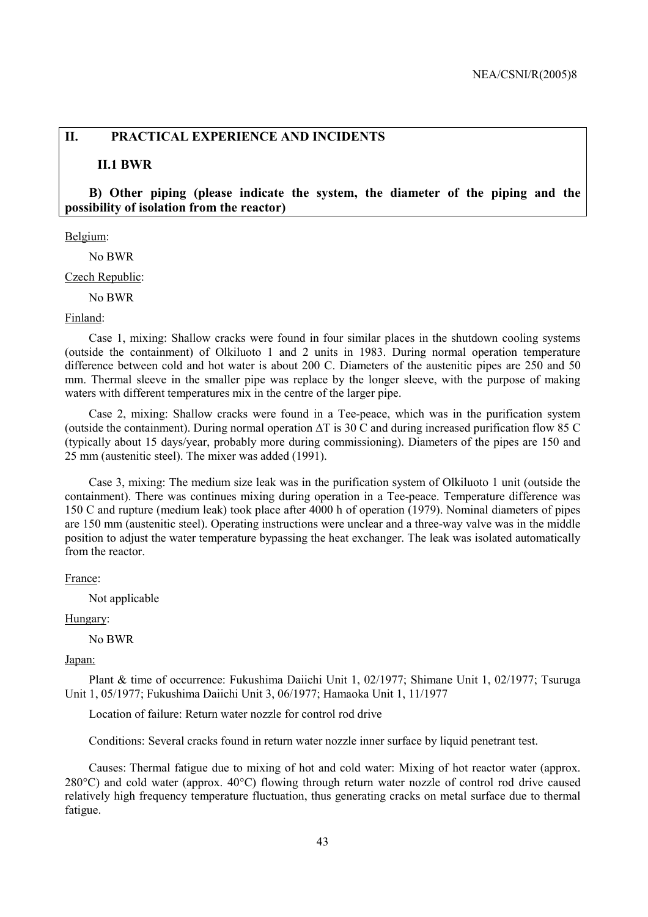## II. PRACTICAL EXPERIENCE AND INCIDENTS

### II.1 BWR

**B) Other piping (please indicate the system, the diameter of the piping and the possibility of isolation from the reactor)**

Belgium:

No BWR

Czech Republic:

No BWR

Finland:

Case 1, mixing: Shallow cracks were found in four similar places in the shutdown cooling systems (outside the containment) of Olkiluoto 1 and 2 units in 1983. During normal operation temperature difference between cold and hot water is about 200 C. Diameters of the austenitic pipes are 250 and 50 mm. Thermal sleeve in the smaller pipe was replace by the longer sleeve, with the purpose of making waters with different temperatures mix in the centre of the larger pipe.

Case 2, mixing: Shallow cracks were found in a Tee-peace, which was in the purification system (outside the containment). During normal operation ΔT is 30 C and during increased purification flow 85 C (typically about 15 days/year, probably more during commissioning). Diameters of the pipes are 150 and 25 mm (austenitic steel). The mixer was added (1991).

Case 3, mixing: The medium size leak was in the purification system of Olkiluoto 1 unit (outside the containment). There was continues mixing during operation in a Tee-peace. Temperature difference was 150 C and rupture (medium leak) took place after 4000 h of operation (1979). Nominal diameters of pipes are 150 mm (austenitic steel). Operating instructions were unclear and a three-way valve was in the middle position to adjust the water temperature bypassing the heat exchanger. The leak was isolated automatically from the reactor.

France:

Not applicable

Hungary:

No BWR

Japan:

Plant & time of occurrence: Fukushima Daiichi Unit 1, 02/1977; Shimane Unit 1, 02/1977; Tsuruga Unit 1, 05/1977; Fukushima Daiichi Unit 3, 06/1977; Hamaoka Unit 1, 11/1977

Location of failure: Return water nozzle for control rod drive

Conditions: Several cracks found in return water nozzle inner surface by liquid penetrant test.

Causes: Thermal fatigue due to mixing of hot and cold water: Mixing of hot reactor water (approx. 280°C) and cold water (approx. 40°C) flowing through return water nozzle of control rod drive caused relatively high frequency temperature fluctuation, thus generating cracks on metal surface due to thermal fatigue.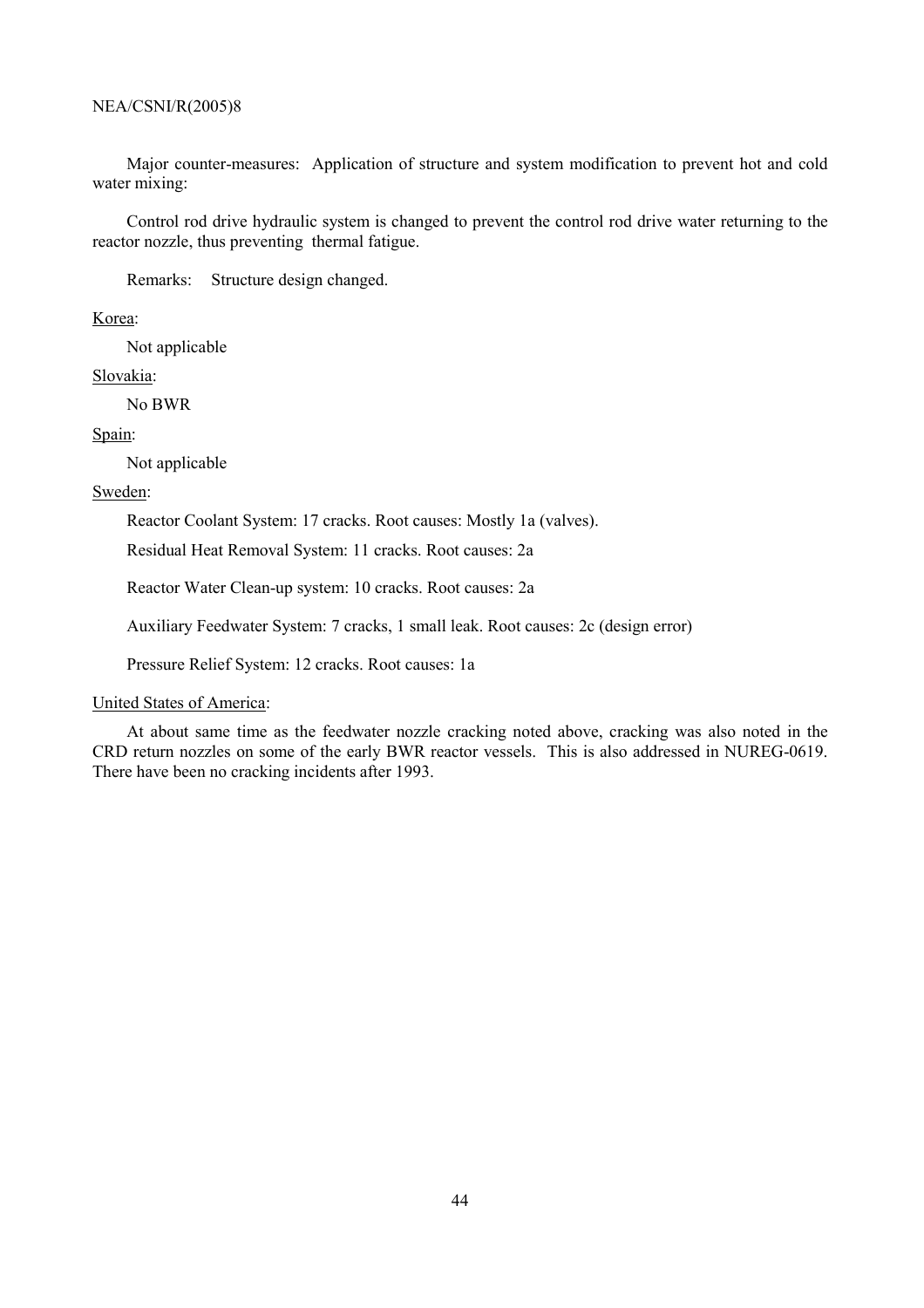Major counter-measures: Application of structure and system modification to prevent hot and cold water mixing:

Control rod drive hydraulic system is changed to prevent the control rod drive water returning to the reactor nozzle, thus preventing thermal fatigue.

Remarks: Structure design changed.

Korea:

Not applicable

Slovakia:

No BWR

Spain:

Not applicable

Sweden:

Reactor Coolant System: 17 cracks. Root causes: Mostly 1a (valves).

Residual Heat Removal System: 11 cracks. Root causes: 2a

Reactor Water Clean-up system: 10 cracks. Root causes: 2a

Auxiliary Feedwater System: 7 cracks, 1 small leak. Root causes: 2c (design error)

Pressure Relief System: 12 cracks. Root causes: 1a

United States of America:

At about same time as the feedwater nozzle cracking noted above, cracking was also noted in the CRD return nozzles on some of the early BWR reactor vessels. This is also addressed in NUREG-0619. There have been no cracking incidents after 1993.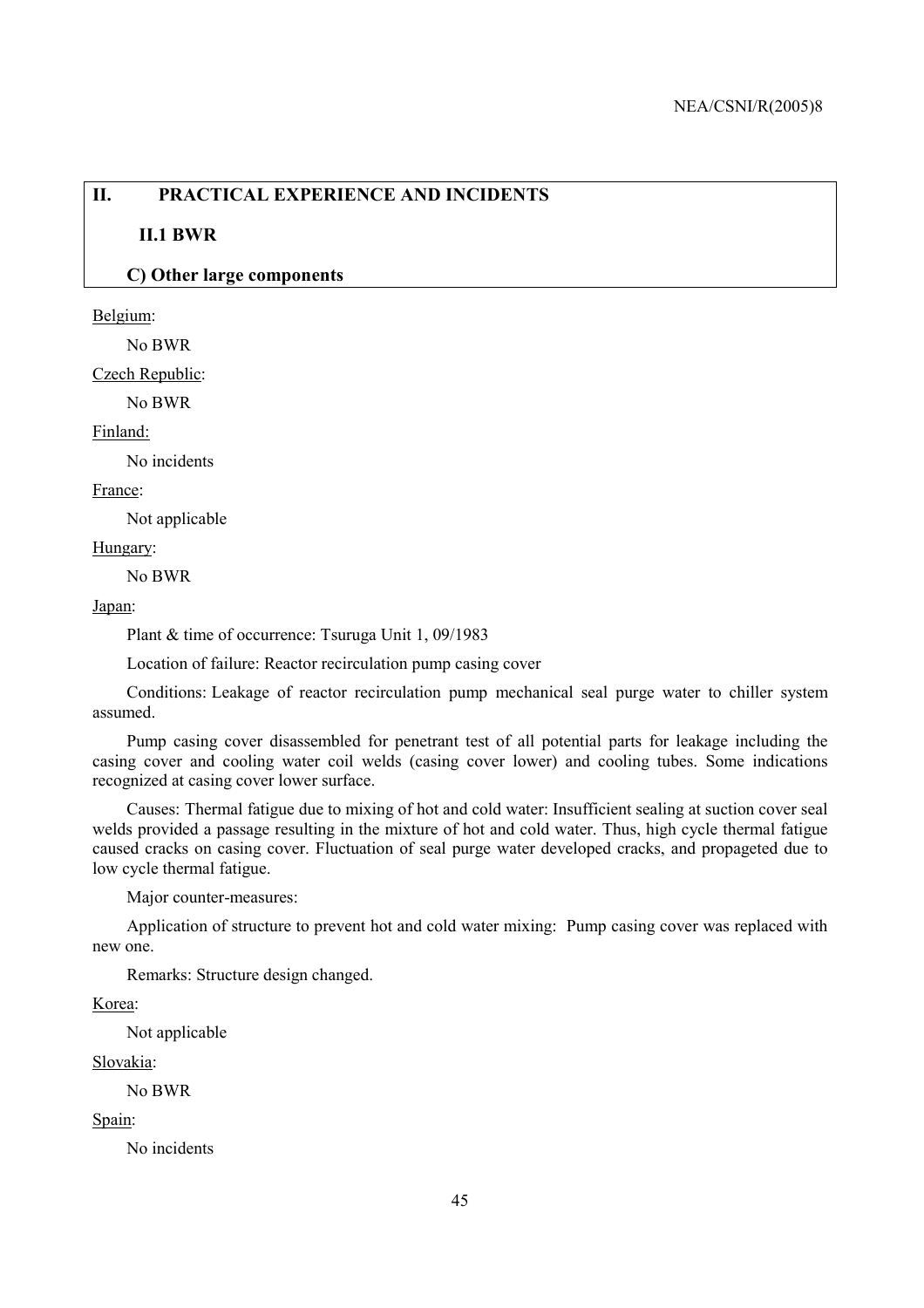## II. PRACTICAL EXPERIENCE AND INCIDENTS

### II.1 BWR

### C) Other large components

Belgium:

No BWR

Czech Republic:

No BWR

Finland:

No incidents

France:

Not applicable

Hungary:

No BWR

Japan:

Plant & time of occurrence: Tsuruga Unit 1, 09/1983

Location of failure: Reactor recirculation pump casing cover

Conditions: Leakage of reactor recirculation pump mechanical seal purge water to chiller system assumed.

Pump casing cover disassembled for penetrant test of all potential parts for leakage including the casing cover and cooling water coil welds (casing cover lower) and cooling tubes. Some indications recognized at casing cover lower surface.

Causes: Thermal fatigue due to mixing of hot and cold water: Insufficient sealing at suction cover seal welds provided a passage resulting in the mixture of hot and cold water. Thus, high cycle thermal fatigue caused cracks on casing cover. Fluctuation of seal purge water developed cracks, and propageted due to low cycle thermal fatigue.

Major counter-measures:

Application of structure to prevent hot and cold water mixing: Pump casing cover was replaced with new one.

Remarks: Structure design changed.

Korea:

Not applicable

Slovakia:

No BWR

Spain:

No incidents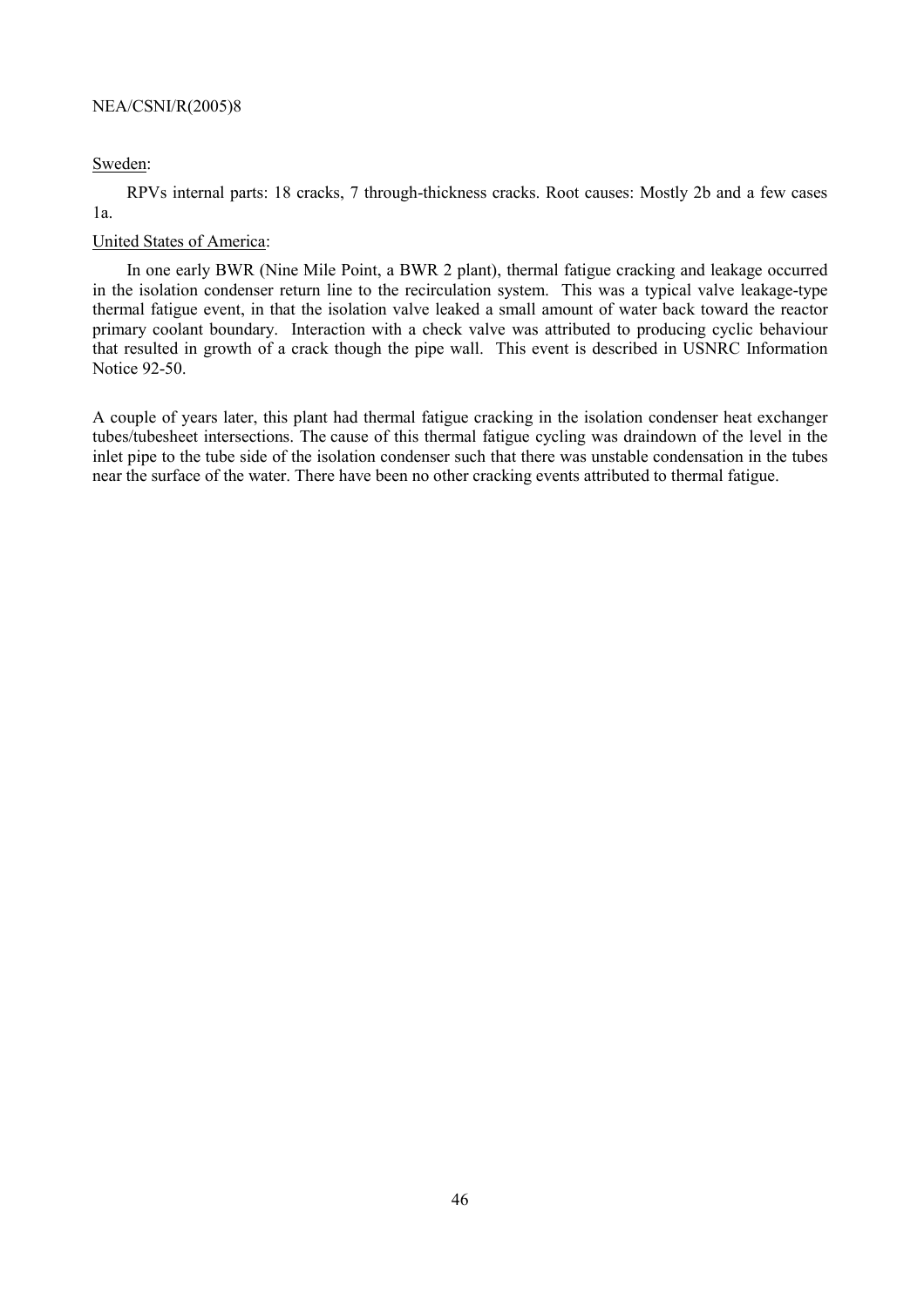Sweden:

RPVs internal parts: 18 cracks, 7 through-thickness cracks. Root causes: Mostly 2b and a few cases 1a.

United States of America:

In one early BWR (Nine Mile Point, a BWR 2 plant), thermal fatigue cracking and leakage occurred in the isolation condenser return line to the recirculation system. This was a typical valve leakage-type thermal fatigue event, in that the isolation valve leaked a small amount of water back toward the reactor primary coolant boundary. Interaction with a check valve was attributed to producing cyclic behaviour that resulted in growth of a crack though the pipe wall. This event is described in USNRC Information Notice 92-50.

A couple of years later, this plant had thermal fatigue cracking in the isolation condenser heat exchanger tubes/tubesheet intersections. The cause of this thermal fatigue cycling was draindown of the level in the inlet pipe to the tube side of the isolation condenser such that there was unstable condensation in the tubes near the surface of the water. There have been no other cracking events attributed to thermal fatigue.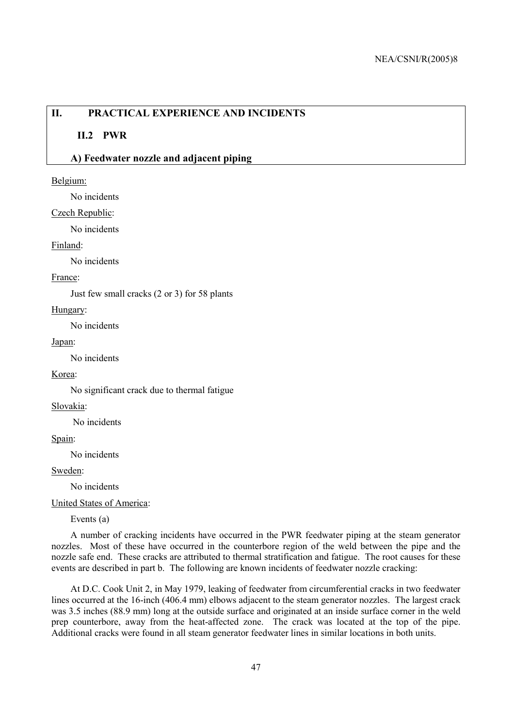## II. PRACTICAL EXPERIENCE AND INCIDENTS

### II.2 PWR

### A) Feedwater nozzle and adjacent piping

Belgium:

No incidents

Czech Republic:

No incidents

Finland:

No incidents

France:

Just few small cracks (2 or 3) for 58 plants

Hungary:

No incidents

Japan:

No incidents

Korea:

No significant crack due to thermal fatigue

Slovakia:

No incidents

Spain:

No incidents

Sweden:

No incidents

United States of America:

Events (a)

A number of cracking incidents have occurred in the PWR feedwater piping at the steam generator nozzles. Most of these have occurred in the counterbore region of the weld between the pipe and the nozzle safe end. These cracks are attributed to thermal stratification and fatigue. The root causes for these events are described in part b. The following are known incidents of feedwater nozzle cracking:

At D.C. Cook Unit 2, in May 1979, leaking of feedwater from circumferential cracks in two feedwater lines occurred at the 16-inch (406.4 mm) elbows adjacent to the steam generator nozzles. The largest crack was 3.5 inches (88.9 mm) long at the outside surface and originated at an inside surface corner in the weld prep counterbore, away from the heat-affected zone. The crack was located at the top of the pipe. Additional cracks were found in all steam generator feedwater lines in similar locations in both units.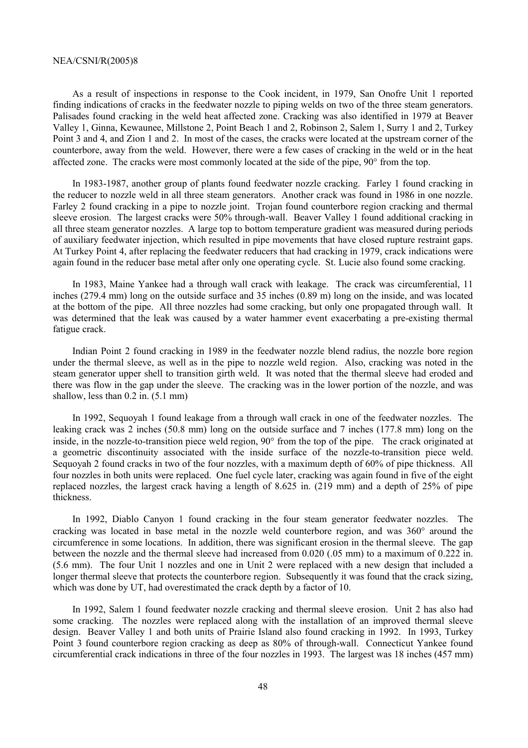As a result of inspections in response to the Cook incident, in 1979, San Onofre Unit 1 reported finding indications of cracks in the feedwater nozzle to piping welds on two of the three steam generators. Palisades found cracking in the weld heat affected zone. Cracking was also identified in 1979 at Beaver Valley 1, Ginna, Kewaunee, Millstone 2, Point Beach 1 and 2, Robinson 2, Salem 1, Surry 1 and 2, Turkey Point 3 and 4, and Zion 1 and 2. In most of the cases, the cracks were located at the upstream corner of the counterbore, away from the weld. However, there were a few cases of cracking in the weld or in the heat affected zone. The cracks were most commonly located at the side of the pipe, 90° from the top.

In 1983-1987, another group of plants found feedwater nozzle cracking. Farley 1 found cracking in the reducer to nozzle weld in all three steam generators. Another crack was found in 1986 in one nozzle. Farley 2 found cracking in a pipe to nozzle joint. Trojan found counterbore region cracking and thermal sleeve erosion. The largest cracks were 50% through-wall. Beaver Valley 1 found additional cracking in all three steam generator nozzles. A large top to bottom temperature gradient was measured during periods of auxiliary feedwater injection, which resulted in pipe movements that have closed rupture restraint gaps. At Turkey Point 4, after replacing the feedwater reducers that had cracking in 1979, crack indications were again found in the reducer base metal after only one operating cycle. St. Lucie also found some cracking.

In 1983, Maine Yankee had a through wall crack with leakage. The crack was circumferential, 11 inches (279.4 mm) long on the outside surface and 35 inches (0.89 m) long on the inside, and was located at the bottom of the pipe. All three nozzles had some cracking, but only one propagated through wall. It was determined that the leak was caused by a water hammer event exacerbating a pre-existing thermal fatigue crack.

Indian Point 2 found cracking in 1989 in the feedwater nozzle blend radius, the nozzle bore region under the thermal sleeve, as well as in the pipe to nozzle weld region. Also, cracking was noted in the steam generator upper shell to transition girth weld. It was noted that the thermal sleeve had eroded and there was flow in the gap under the sleeve. The cracking was in the lower portion of the nozzle, and was shallow, less than 0.2 in. (5.1 mm)

In 1992, Sequoyah 1 found leakage from a through wall crack in one of the feedwater nozzles. The leaking crack was 2 inches (50.8 mm) long on the outside surface and 7 inches (177.8 mm) long on the inside, in the nozzle-to-transition piece weld region, 90° from the top of the pipe. The crack originated at a geometric discontinuity associated with the inside surface of the nozzle-to-transition piece weld. Sequoyah 2 found cracks in two of the four nozzles, with a maximum depth of 60% of pipe thickness. All four nozzles in both units were replaced. One fuel cycle later, cracking was again found in five of the eight replaced nozzles, the largest crack having a length of 8.625 in. (219 mm) and a depth of 25% of pipe thickness.

In 1992, Diablo Canyon 1 found cracking in the four steam generator feedwater nozzles. The cracking was located in base metal in the nozzle weld counterbore region, and was 360° around the circumference in some locations. In addition, there was significant erosion in the thermal sleeve. The gap between the nozzle and the thermal sleeve had increased from 0.020 (.05 mm) to a maximum of 0.222 in. (5.6 mm). The four Unit 1 nozzles and one in Unit 2 were replaced with a new design that included a longer thermal sleeve that protects the counterbore region. Subsequently it was found that the crack sizing, which was done by UT, had overestimated the crack depth by a factor of 10.

In 1992, Salem 1 found feedwater nozzle cracking and thermal sleeve erosion. Unit 2 has also had some cracking. The nozzles were replaced along with the installation of an improved thermal sleeve design. Beaver Valley 1 and both units of Prairie Island also found cracking in 1992. In 1993, Turkey Point 3 found counterbore region cracking as deep as 80% of through-wall. Connecticut Yankee found circumferential crack indications in three of the four nozzles in 1993. The largest was 18 inches (457 mm)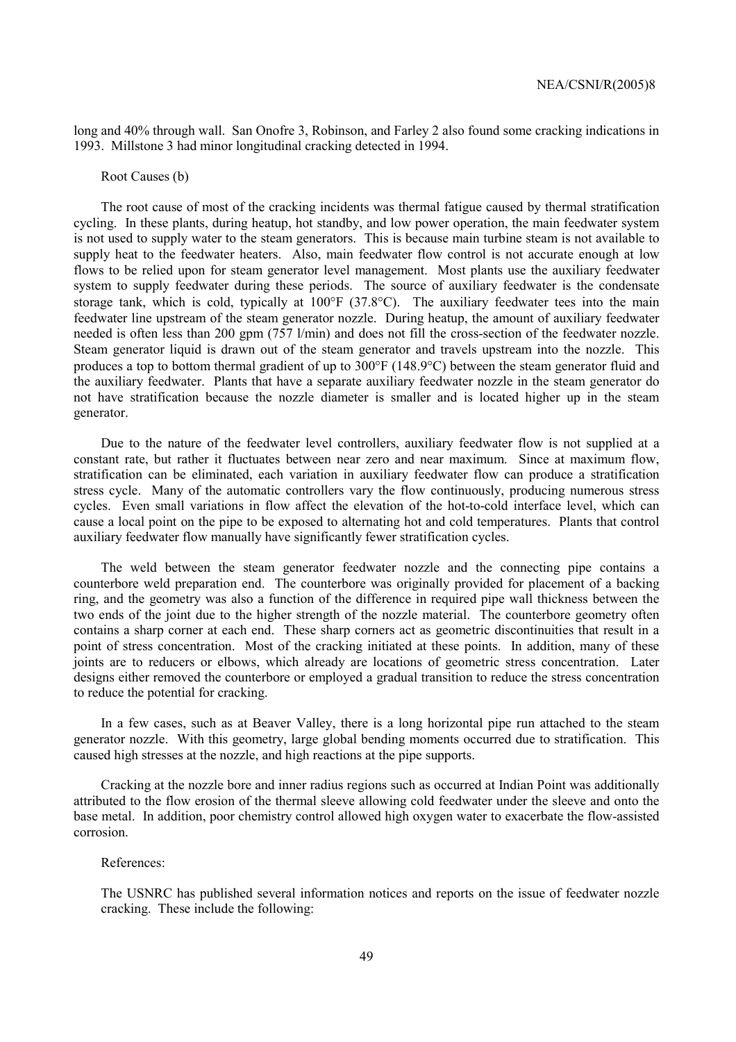long and 40% through wall. San Onofre 3, Robinson, and Farley 2 also found some cracking indications in 1993. Millstone 3 had minor longitudinal cracking detected in 1994.

Root Causes (b)

The root cause of most of the cracking incidents was thermal fatigue caused by thermal stratification cycling. In these plants, during heatup, hot standby, and low power operation, the main feedwater system is not used to supply water to the steam generators. This is because main turbine steam is not available to supply heat to the feedwater heaters. Also, main feedwater flow control is not accurate enough at low flows to be relied upon for steam generator level management. Most plants use the auxiliary feedwater system to supply feedwater during these periods. The source of auxiliary feedwater is the condensate storage tank, which is cold, typically at 100°F (37.8°C). The auxiliary feedwater tees into the main feedwater line upstream of the steam generator nozzle. During heatup, the amount of auxiliary feedwater needed is often less than 200 gpm (757 l/min) and does not fill the cross-section of the feedwater nozzle. Steam generator liquid is drawn out of the steam generator and travels upstream into the nozzle. This produces a top to bottom thermal gradient of up to 300°F (148.9°C) between the steam generator fluid and the auxiliary feedwater. Plants that have a separate auxiliary feedwater nozzle in the steam generator do not have stratification because the nozzle diameter is smaller and is located higher up in the steam generator.

Due to the nature of the feedwater level controllers, auxiliary feedwater flow is not supplied at a constant rate, but rather it fluctuates between near zero and near maximum. Since at maximum flow, stratification can be eliminated, each variation in auxiliary feedwater flow can produce a stratification stress cycle. Many of the automatic controllers vary the flow continuously, producing numerous stress cycles. Even small variations in flow affect the elevation of the hot-to-cold interface level, which can cause a local point on the pipe to be exposed to alternating hot and cold temperatures. Plants that control auxiliary feedwater flow manually have significantly fewer stratification cycles.

The weld between the steam generator feedwater nozzle and the connecting pipe contains a counterbore weld preparation end. The counterbore was originally provided for placement of a backing ring, and the geometry was also a function of the difference in required pipe wall thickness between the two ends of the joint due to the higher strength of the nozzle material. The counterbore geometry often contains a sharp corner at each end. These sharp corners act as geometric discontinuities that result in a point of stress concentration. Most of the cracking initiated at these points. In addition, many of these joints are to reducers or elbows, which already are locations of geometric stress concentration. Later designs either removed the counterbore or employed a gradual transition to reduce the stress concentration to reduce the potential for cracking.

In a few cases, such as at Beaver Valley, there is a long horizontal pipe run attached to the steam generator nozzle. With this geometry, large global bending moments occurred due to stratification. This caused high stresses at the nozzle, and high reactions at the pipe supports.

Cracking at the nozzle bore and inner radius regions such as occurred at Indian Point was additionally attributed to the flow erosion of the thermal sleeve allowing cold feedwater under the sleeve and onto the base metal. In addition, poor chemistry control allowed high oxygen water to exacerbate the flow-assisted corrosion.

References:

The USNRC has published several information notices and reports on the issue of feedwater nozzle cracking. These include the following: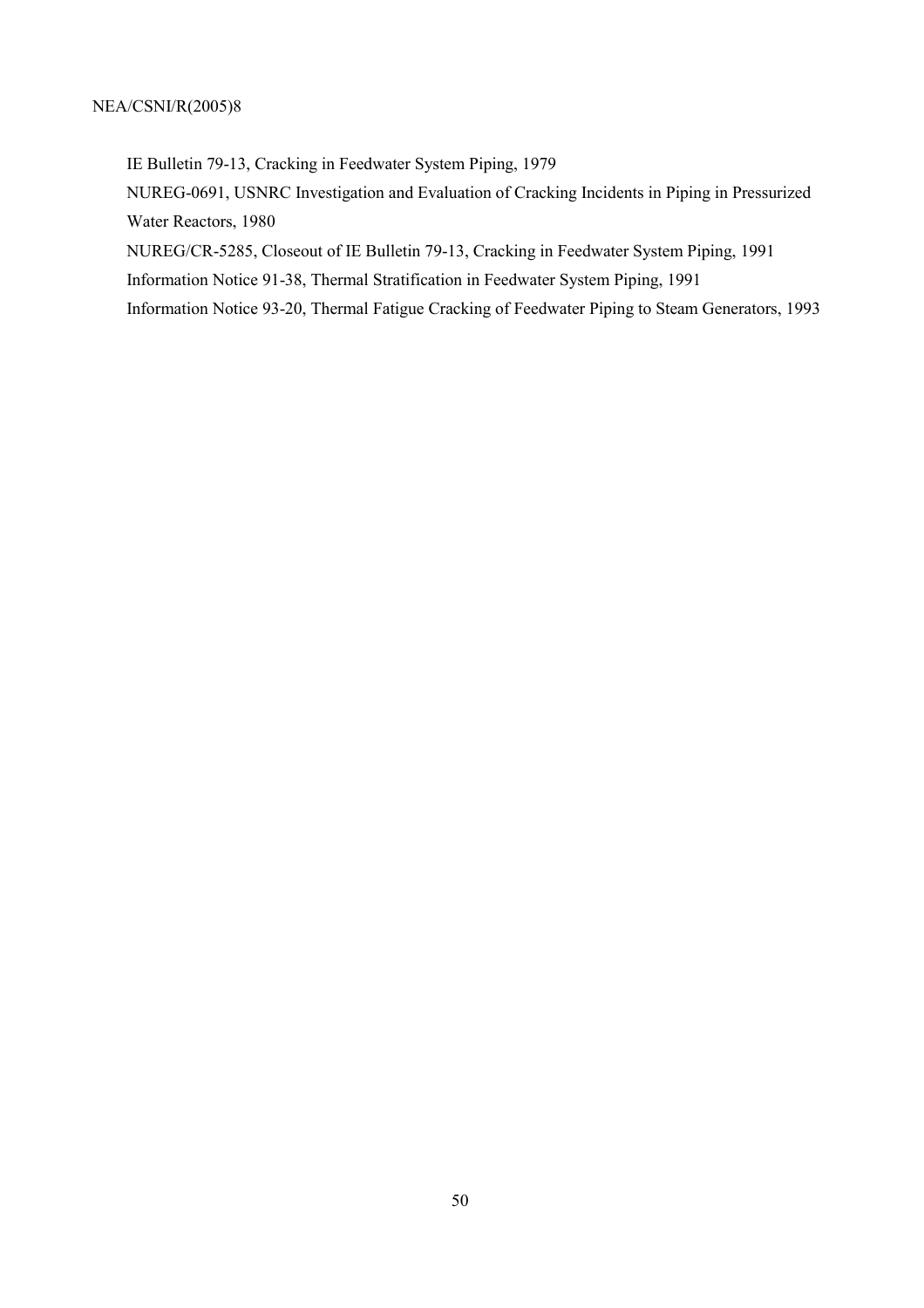IE Bulletin 79-13, Cracking in Feedwater System Piping, 1979

NUREG-0691, USNRC Investigation and Evaluation of Cracking Incidents in Piping in Pressurized Water Reactors, 1980

NUREG/CR-5285, Closeout of IE Bulletin 79-13, Cracking in Feedwater System Piping, 1991

Information Notice 91-38, Thermal Stratification in Feedwater System Piping, 1991

Information Notice 93-20, Thermal Fatigue Cracking of Feedwater Piping to Steam Generators, 1993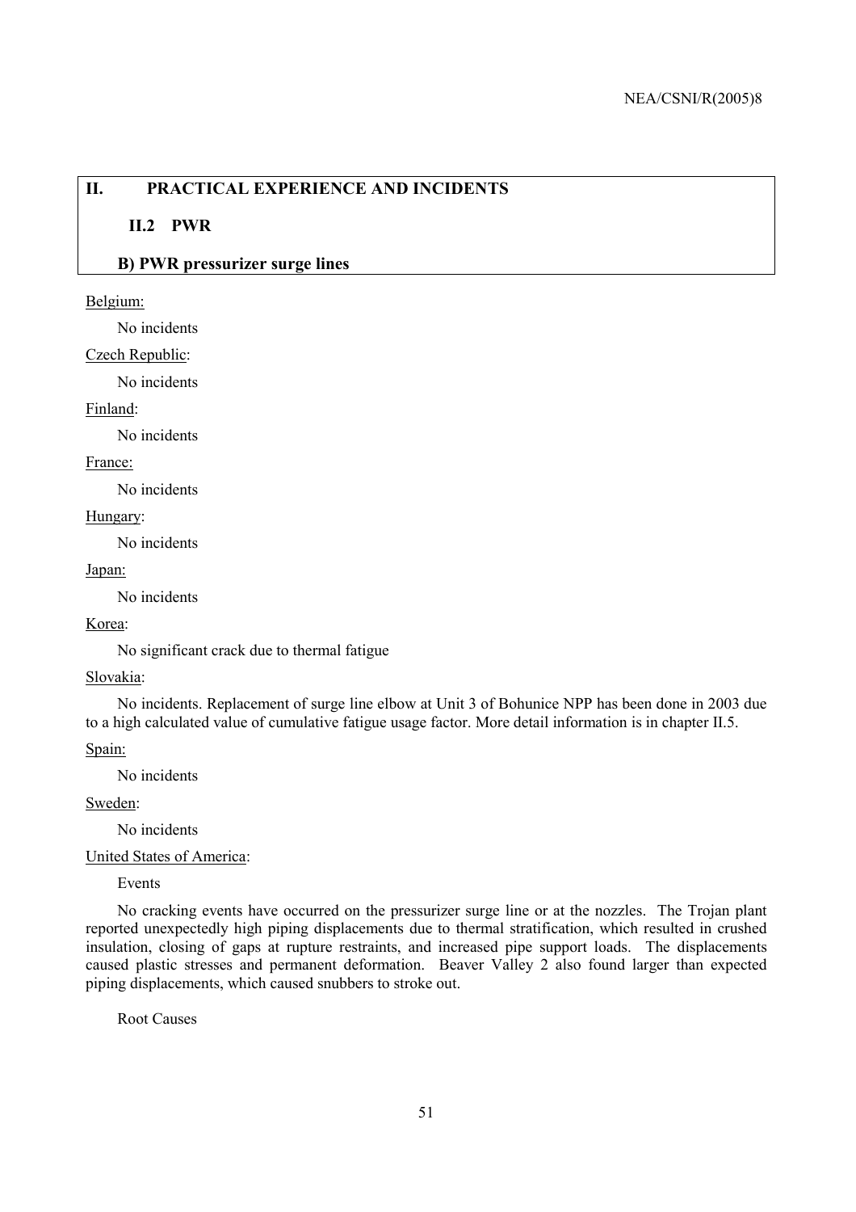## II. PRACTICAL EXPERIENCE AND INCIDENTS

### II.2 PWR

### B) PWR pressurizer surge lines

Belgium:

No incidents

Czech Republic:

No incidents

Finland:

No incidents

France:

No incidents

Hungary:

No incidents

Japan:

No incidents

Korea:

No significant crack due to thermal fatigue

Slovakia:

No incidents. Replacement of surge line elbow at Unit 3 of Bohunice NPP has been done in 2003 due to a high calculated value of cumulative fatigue usage factor. More detail information is in chapter II.5.

Spain:

No incidents

Sweden:

No incidents

United States of America:

Events

No cracking events have occurred on the pressurizer surge line or at the nozzles. The Trojan plant reported unexpectedly high piping displacements due to thermal stratification, which resulted in crushed insulation, closing of gaps at rupture restraints, and increased pipe support loads. The displacements caused plastic stresses and permanent deformation. Beaver Valley 2 also found larger than expected piping displacements, which caused snubbers to stroke out.

Root Causes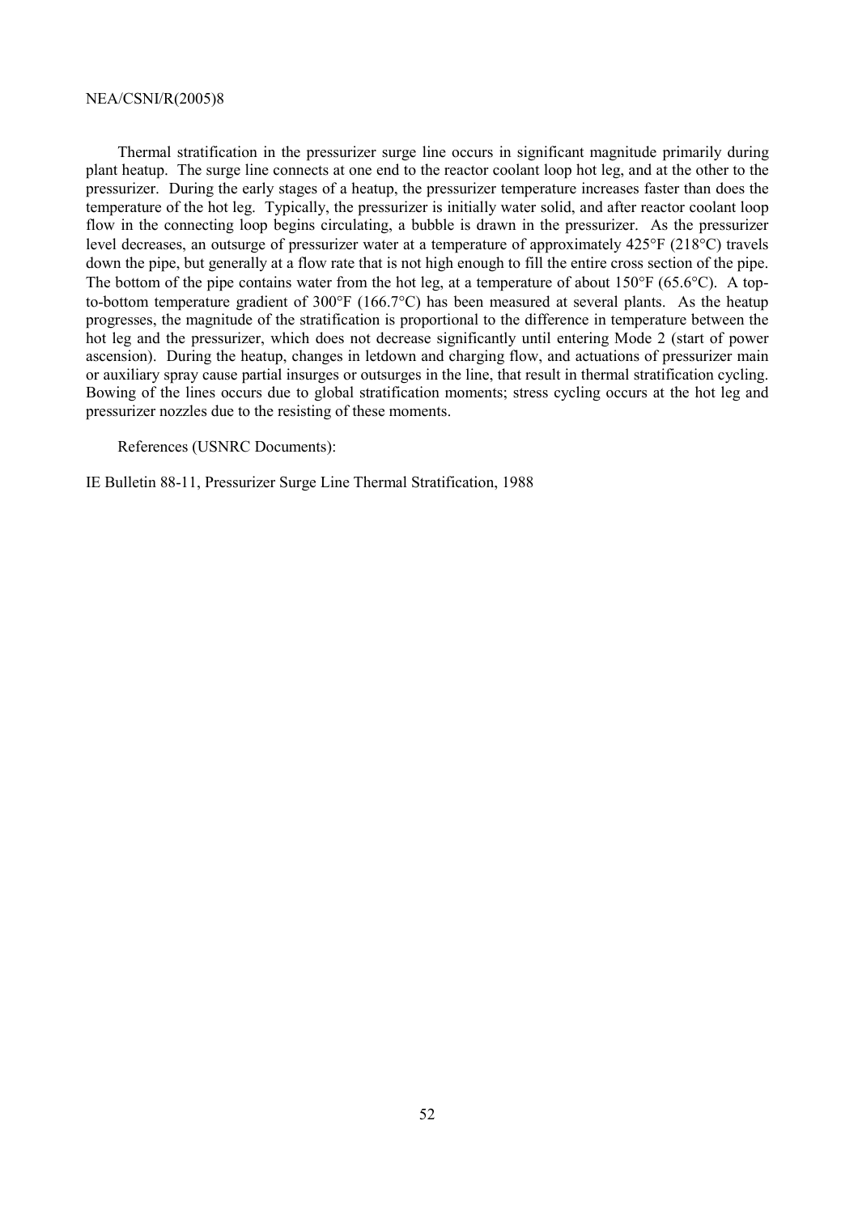Thermal stratification in the pressurizer surge line occurs in significant magnitude primarily during plant heatup. The surge line connects at one end to the reactor coolant loop hot leg, and at the other to the pressurizer. During the early stages of a heatup, the pressurizer temperature increases faster than does the temperature of the hot leg. Typically, the pressurizer is initially water solid, and after reactor coolant loop flow in the connecting loop begins circulating, a bubble is drawn in the pressurizer. As the pressurizer level decreases, an outsurge of pressurizer water at a temperature of approximately 425°F (218°C) travels down the pipe, but generally at a flow rate that is not high enough to fill the entire cross section of the pipe. The bottom of the pipe contains water from the hot leg, at a temperature of about 150°F (65.6°C). A top-to-bottom temperature gradient of 300°F (166.7°C) has been measured at several plants. As the heatup progresses, the magnitude of the stratification is proportional to the difference in temperature between the hot leg and the pressurizer, which does not decrease significantly until entering Mode 2 (start of power ascension). During the heatup, changes in letdown and charging flow, and actuations of pressurizer main or auxiliary spray cause partial insurges or outsurges in the line, that result in thermal stratification cycling. Bowing of the lines occurs due to global stratification moments; stress cycling occurs at the hot leg and pressurizer nozzles due to the resisting of these moments.

References (USNRC Documents):

IE Bulletin 88-11, Pressurizer Surge Line Thermal Stratification, 1988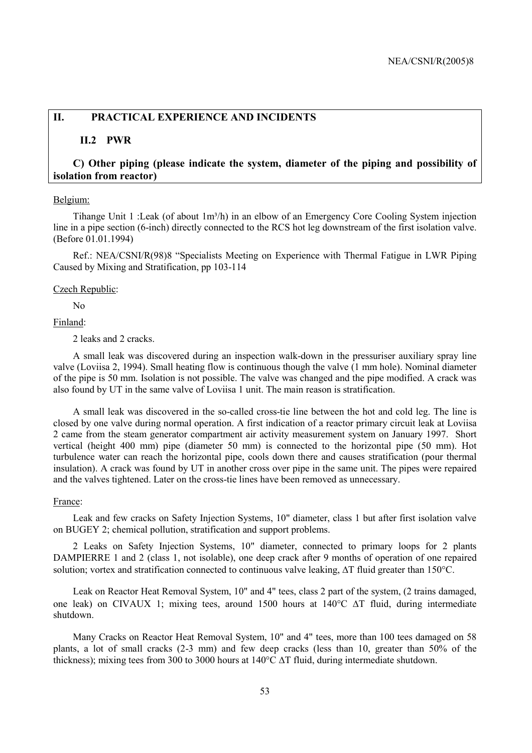## II. PRACTICAL EXPERIENCE AND INCIDENTS

### II.2 PWR

### C) Other piping (please indicate the system, diameter of the piping and possibility of isolation from reactor)

Belgium:

Tihange Unit 1 :Leak (of about 1m³/h) in an elbow of an Emergency Core Cooling System injection line in a pipe section (6-inch) directly connected to the RCS hot leg downstream of the first isolation valve. (Before 01.01.1994)

Ref.: NEA/CSNI/R(98)8 "Specialists Meeting on Experience with Thermal Fatigue in LWR Piping Caused by Mixing and Stratification, pp 103-114

Czech Republic:

No

Finland:

2 leaks and 2 cracks.

A small leak was discovered during an inspection walk-down in the pressuriser auxiliary spray line valve (Loviisa 2, 1994). Small heating flow is continuous though the valve (1 mm hole). Nominal diameter of the pipe is 50 mm. Isolation is not possible. The valve was changed and the pipe modified. A crack was also found by UT in the same valve of Loviisa 1 unit. The main reason is stratification.

A small leak was discovered in the so-called cross-tie line between the hot and cold leg. The line is closed by one valve during normal operation. A first indication of a reactor primary circuit leak at Loviisa 2 came from the steam generator compartment air activity measurement system on January 1997. Short vertical (height 400 mm) pipe (diameter 50 mm) is connected to the horizontal pipe (50 mm). Hot turbulence water can reach the horizontal pipe, cools down there and causes stratification (pour thermal insulation). A crack was found by UT in another cross over pipe in the same unit. The pipes were repaired and the valves tightened. Later on the cross-tie lines have been removed as unnecessary.

France:

Leak and few cracks on Safety Injection Systems, 10" diameter, class 1 but after first isolation valve on BUGEY 2; chemical pollution, stratification and support problems.

2 Leaks on Safety Injection Systems, 10" diameter, connected to primary loops for 2 plants DAMPIERRE 1 and 2 (class 1, not isolable), one deep crack after 9 months of operation of one repaired solution; vortex and stratification connected to continuous valve leaking, ΔT fluid greater than 150°C.

Leak on Reactor Heat Removal System, 10" and 4" tees, class 2 part of the system, (2 trains damaged, one leak) on CIVAUX 1; mixing tees, around 1500 hours at 140°C ΔT fluid, during intermediate shutdown.

Many Cracks on Reactor Heat Removal System, 10" and 4" tees, more than 100 tees damaged on 58 plants, a lot of small cracks (2-3 mm) and few deep cracks (less than 10, greater than 50% of the thickness); mixing tees from 300 to 3000 hours at 140°C ΔT fluid, during intermediate shutdown.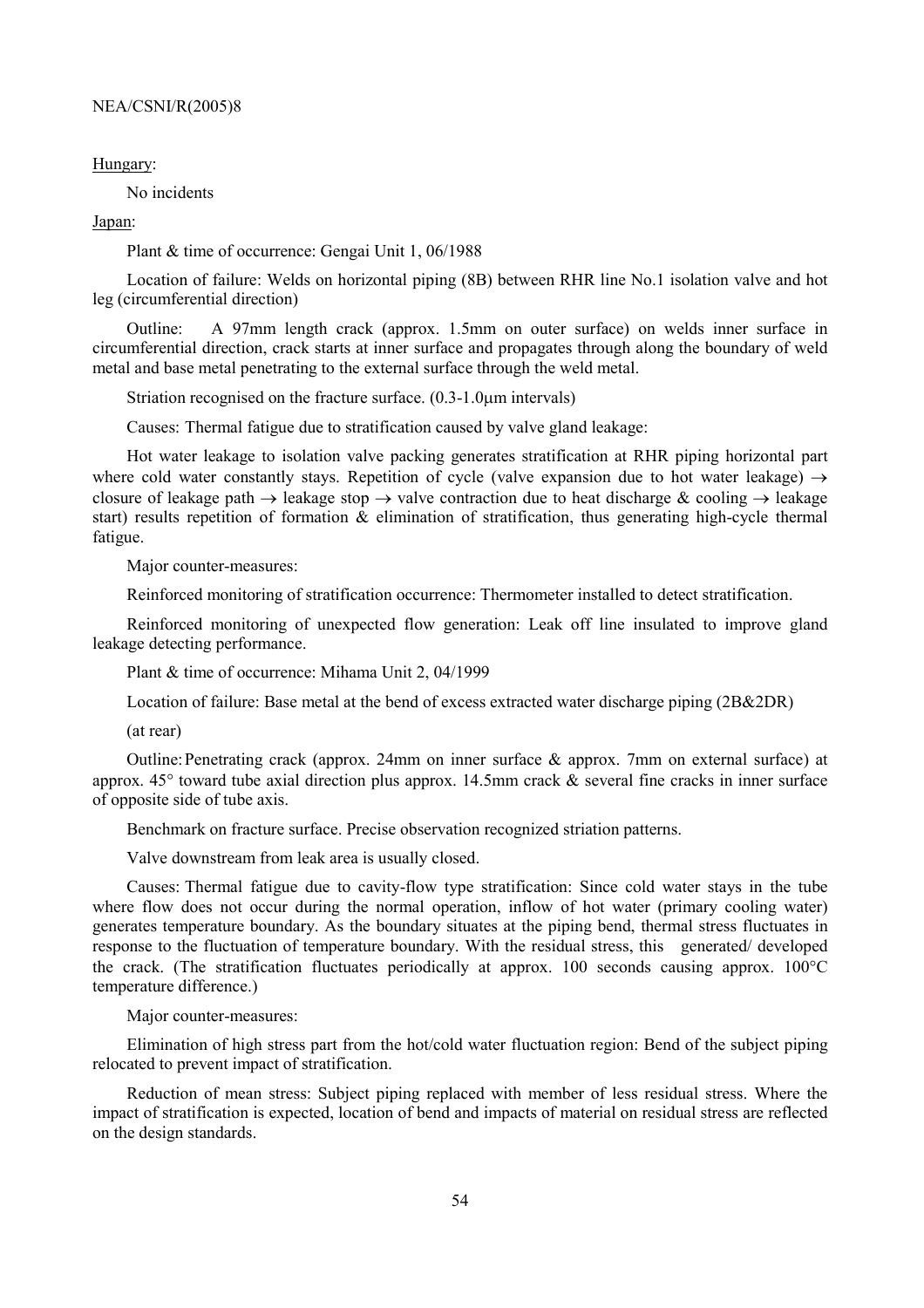Hungary:

No incidents

Japan:

Plant & time of occurrence: Gengai Unit 1, 06/1988

Location of failure: Welds on horizontal piping (8B) between RHR line No.1 isolation valve and hot leg (circumferential direction)

Outline: A 97mm length crack (approx. 1.5mm on outer surface) on welds inner surface in circumferential direction, crack starts at inner surface and propagates through along the boundary of weld metal and base metal penetrating to the external surface through the weld metal.

Striation recognised on the fracture surface. (0.3-1.0μm intervals)

Causes: Thermal fatigue due to stratification caused by valve gland leakage:

Hot water leakage to isolation valve packing generates stratification at RHR piping horizontal part where cold water constantly stays. Repetition of cycle (valve expansion due to hot water leakage) → closure of leakage path → leakage stop → valve contraction due to heat discharge & cooling → leakage start) results repetition of formation & elimination of stratification, thus generating high-cycle thermal fatigue.

Major counter-measures:

Reinforced monitoring of stratification occurrence: Thermometer installed to detect stratification.

Reinforced monitoring of unexpected flow generation: Leak off line insulated to improve gland leakage detecting performance.

Plant & time of occurrence: Mihama Unit 2, 04/1999

Location of failure: Base metal at the bend of excess extracted water discharge piping (2B&2DR)

(at rear)

Outline: Penetrating crack (approx. 24mm on inner surface & approx. 7mm on external surface) at approx. 45° toward tube axial direction plus approx. 14.5mm crack & several fine cracks in inner surface of opposite side of tube axis.

Benchmark on fracture surface. Precise observation recognized striation patterns.

Valve downstream from leak area is usually closed.

Causes: Thermal fatigue due to cavity-flow type stratification: Since cold water stays in the tube where flow does not occur during the normal operation, inflow of hot water (primary cooling water) generates temperature boundary. As the boundary situates at the piping bend, thermal stress fluctuates in response to the fluctuation of temperature boundary. With the residual stress, this generated/ developed the crack. (The stratification fluctuates periodically at approx. 100 seconds causing approx. 100°C temperature difference.)

Major counter-measures:

Elimination of high stress part from the hot/cold water fluctuation region: Bend of the subject piping relocated to prevent impact of stratification.

Reduction of mean stress: Subject piping replaced with member of less residual stress. Where the impact of stratification is expected, location of bend and impacts of material on residual stress are reflected on the design standards.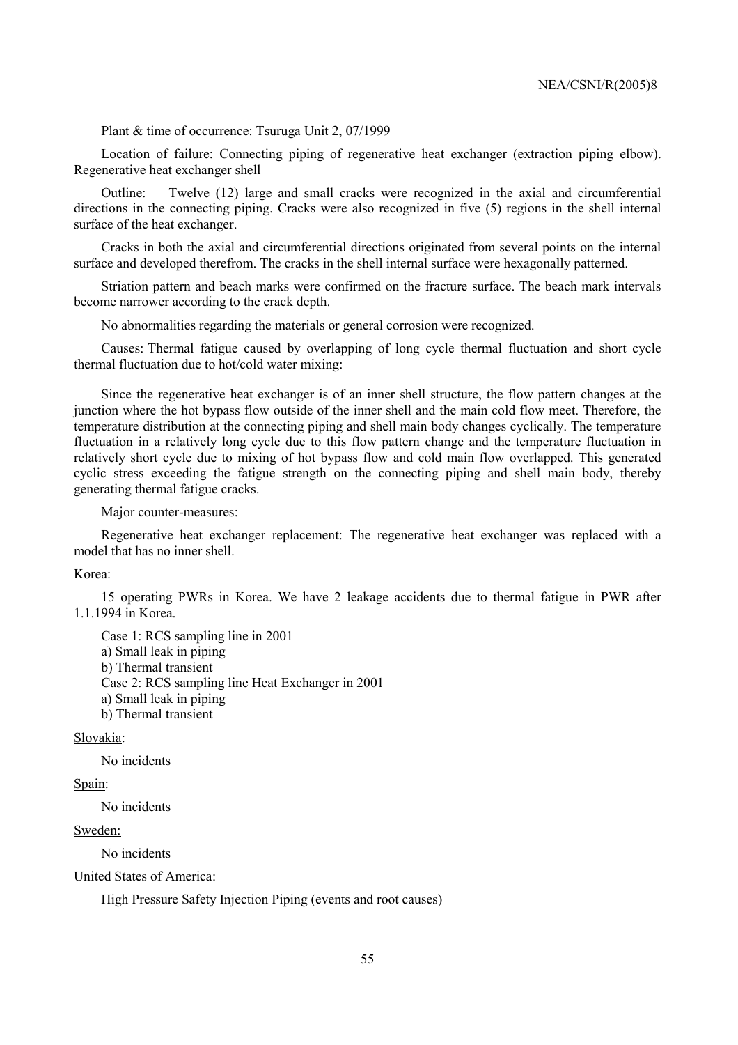Plant & time of occurrence: Tsuruga Unit 2, 07/1999

Location of failure: Connecting piping of regenerative heat exchanger (extraction piping elbow). Regenerative heat exchanger shell

Outline: Twelve (12) large and small cracks were recognized in the axial and circumferential directions in the connecting piping. Cracks were also recognized in five (5) regions in the shell internal surface of the heat exchanger.

Cracks in both the axial and circumferential directions originated from several points on the internal surface and developed therefrom. The cracks in the shell internal surface were hexagonally patterned.

Striation pattern and beach marks were confirmed on the fracture surface. The beach mark intervals become narrower according to the crack depth.

No abnormalities regarding the materials or general corrosion were recognized.

Causes: Thermal fatigue caused by overlapping of long cycle thermal fluctuation and short cycle thermal fluctuation due to hot/cold water mixing:

Since the regenerative heat exchanger is of an inner shell structure, the flow pattern changes at the junction where the hot bypass flow outside of the inner shell and the main cold flow meet. Therefore, the temperature distribution at the connecting piping and shell main body changes cyclically. The temperature fluctuation in a relatively long cycle due to this flow pattern change and the temperature fluctuation in relatively short cycle due to mixing of hot bypass flow and cold main flow overlapped. This generated cyclic stress exceeding the fatigue strength on the connecting piping and shell main body, thereby generating thermal fatigue cracks.

Major counter-measures:

Regenerative heat exchanger replacement: The regenerative heat exchanger was replaced with a model that has no inner shell.

<u>Korea</u>:

15 operating PWRs in Korea. We have 2 leakage accidents due to thermal fatigue in PWR after 1.1.1994 in Korea.

Case 1: RCS sampling line in 2001
a) Small leak in piping
b) Thermal transient
Case 2: RCS sampling line Heat Exchanger in 2001
a) Small leak in piping
b) Thermal transient

<u>Slovakia</u>:

No incidents

<u>Spain</u>:

No incidents

<u>Sweden:</u>

No incidents

<u>United States of America</u>:

High Pressure Safety Injection Piping (events and root causes)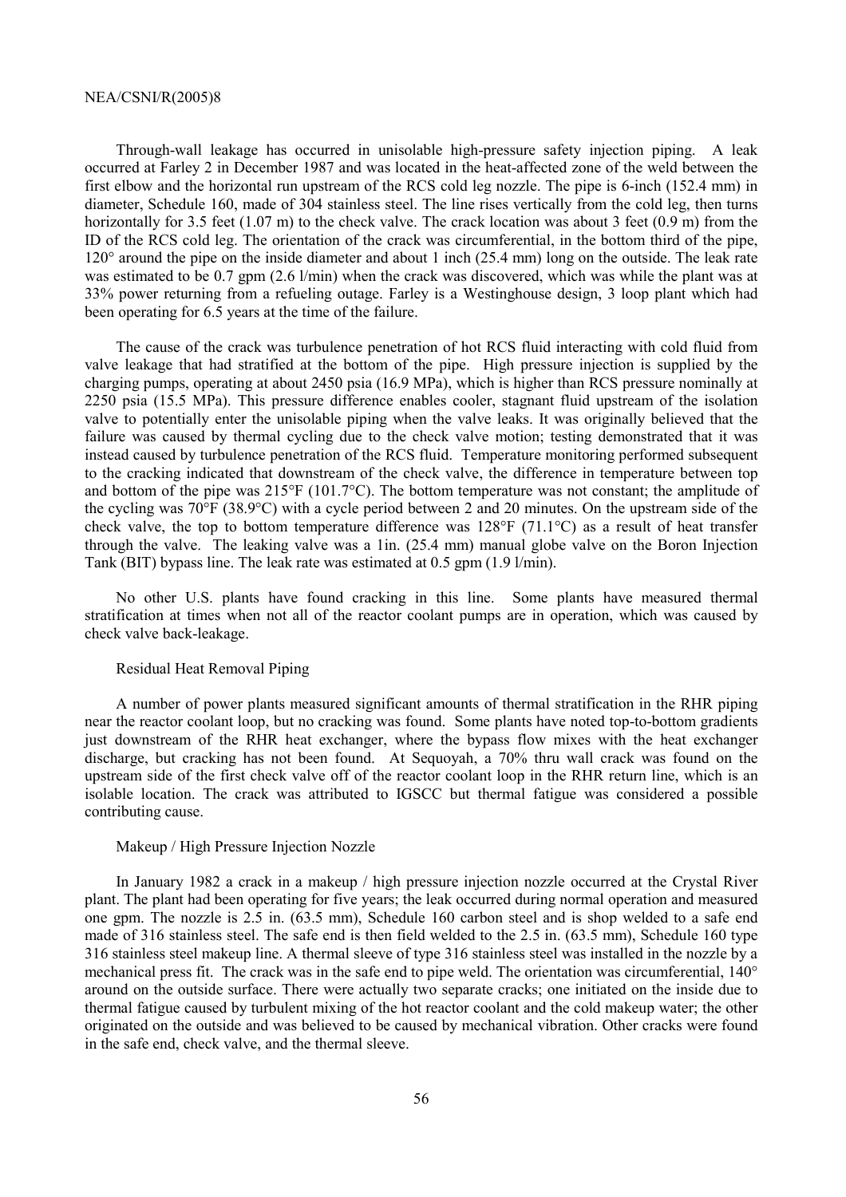Through-wall leakage has occurred in unisolable high-pressure safety injection piping. A leak occurred at Farley 2 in December 1987 and was located in the heat-affected zone of the weld between the first elbow and the horizontal run upstream of the RCS cold leg nozzle. The pipe is 6-inch (152.4 mm) in diameter, Schedule 160, made of 304 stainless steel. The line rises vertically from the cold leg, then turns horizontally for 3.5 feet (1.07 m) to the check valve. The crack location was about 3 feet (0.9 m) from the ID of the RCS cold leg. The orientation of the crack was circumferential, in the bottom third of the pipe, 120° around the pipe on the inside diameter and about 1 inch (25.4 mm) long on the outside. The leak rate was estimated to be 0.7 gpm (2.6 l/min) when the crack was discovered, which was while the plant was at 33% power returning from a refueling outage. Farley is a Westinghouse design, 3 loop plant which had been operating for 6.5 years at the time of the failure.

The cause of the crack was turbulence penetration of hot RCS fluid interacting with cold fluid from valve leakage that had stratified at the bottom of the pipe. High pressure injection is supplied by the charging pumps, operating at about 2450 psia (16.9 MPa), which is higher than RCS pressure nominally at 2250 psia (15.5 MPa). This pressure difference enables cooler, stagnant fluid upstream of the isolation valve to potentially enter the unisolable piping when the valve leaks. It was originally believed that the failure was caused by thermal cycling due to the check valve motion; testing demonstrated that it was instead caused by turbulence penetration of the RCS fluid. Temperature monitoring performed subsequent to the cracking indicated that downstream of the check valve, the difference in temperature between top and bottom of the pipe was 215°F (101.7°C). The bottom temperature was not constant; the amplitude of the cycling was 70°F (38.9°C) with a cycle period between 2 and 20 minutes. On the upstream side of the check valve, the top to bottom temperature difference was 128°F (71.1°C) as a result of heat transfer through the valve. The leaking valve was a 1in. (25.4 mm) manual globe valve on the Boron Injection Tank (BIT) bypass line. The leak rate was estimated at 0.5 gpm (1.9 l/min).

No other U.S. plants have found cracking in this line. Some plants have measured thermal stratification at times when not all of the reactor coolant pumps are in operation, which was caused by check valve back-leakage.

Residual Heat Removal Piping

A number of power plants measured significant amounts of thermal stratification in the RHR piping near the reactor coolant loop, but no cracking was found. Some plants have noted top-to-bottom gradients just downstream of the RHR heat exchanger, where the bypass flow mixes with the heat exchanger discharge, but cracking has not been found. At Sequoyah, a 70% thru wall crack was found on the upstream side of the first check valve off of the reactor coolant loop in the RHR return line, which is an isolable location. The crack was attributed to IGSCC but thermal fatigue was considered a possible contributing cause.

Makeup / High Pressure Injection Nozzle

In January 1982 a crack in a makeup / high pressure injection nozzle occurred at the Crystal River plant. The plant had been operating for five years; the leak occurred during normal operation and measured one gpm. The nozzle is 2.5 in. (63.5 mm), Schedule 160 carbon steel and is shop welded to a safe end made of 316 stainless steel. The safe end is then field welded to the 2.5 in. (63.5 mm), Schedule 160 type 316 stainless steel makeup line. A thermal sleeve of type 316 stainless steel was installed in the nozzle by a mechanical press fit. The crack was in the safe end to pipe weld. The orientation was circumferential, 140° around on the outside surface. There were actually two separate cracks; one initiated on the inside due to thermal fatigue caused by turbulent mixing of the hot reactor coolant and the cold makeup water; the other originated on the outside and was believed to be caused by mechanical vibration. Other cracks were found in the safe end, check valve, and the thermal sleeve.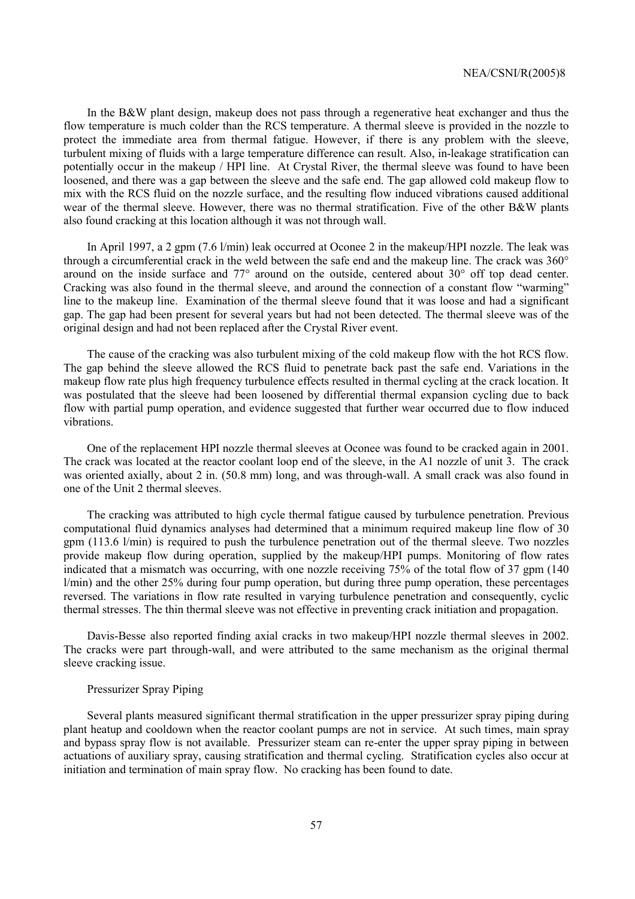In the B&W plant design, makeup does not pass through a regenerative heat exchanger and thus the flow temperature is much colder than the RCS temperature. A thermal sleeve is provided in the nozzle to protect the immediate area from thermal fatigue. However, if there is any problem with the sleeve, turbulent mixing of fluids with a large temperature difference can result. Also, in-leakage stratification can potentially occur in the makeup / HPI line. At Crystal River, the thermal sleeve was found to have been loosened, and there was a gap between the sleeve and the safe end. The gap allowed cold makeup flow to mix with the RCS fluid on the nozzle surface, and the resulting flow induced vibrations caused additional wear of the thermal sleeve. However, there was no thermal stratification. Five of the other B&W plants also found cracking at this location although it was not through wall.

In April 1997, a 2 gpm (7.6 l/min) leak occurred at Oconee 2 in the makeup/HPI nozzle. The leak was through a circumferential crack in the weld between the safe end and the makeup line. The crack was 360° around on the inside surface and 77° around on the outside, centered about 30° off top dead center. Cracking was also found in the thermal sleeve, and around the connection of a constant flow "warming" line to the makeup line. Examination of the thermal sleeve found that it was loose and had a significant gap. The gap had been present for several years but had not been detected. The thermal sleeve was of the original design and had not been replaced after the Crystal River event.

The cause of the cracking was also turbulent mixing of the cold makeup flow with the hot RCS flow. The gap behind the sleeve allowed the RCS fluid to penetrate back past the safe end. Variations in the makeup flow rate plus high frequency turbulence effects resulted in thermal cycling at the crack location. It was postulated that the sleeve had been loosened by differential thermal expansion cycling due to back flow with partial pump operation, and evidence suggested that further wear occurred due to flow induced vibrations.

One of the replacement HPI nozzle thermal sleeves at Oconee was found to be cracked again in 2001. The crack was located at the reactor coolant loop end of the sleeve, in the A1 nozzle of unit 3. The crack was oriented axially, about 2 in. (50.8 mm) long, and was through-wall. A small crack was also found in one of the Unit 2 thermal sleeves.

The cracking was attributed to high cycle thermal fatigue caused by turbulence penetration. Previous computational fluid dynamics analyses had determined that a minimum required makeup line flow of 30 gpm (113.6 l/min) is required to push the turbulence penetration out of the thermal sleeve. Two nozzles provide makeup flow during operation, supplied by the makeup/HPI pumps. Monitoring of flow rates indicated that a mismatch was occurring, with one nozzle receiving 75% of the total flow of 37 gpm (140 l/min) and the other 25% during four pump operation, but during three pump operation, these percentages reversed. The variations in flow rate resulted in varying turbulence penetration and consequently, cyclic thermal stresses. The thin thermal sleeve was not effective in preventing crack initiation and propagation.

Davis-Besse also reported finding axial cracks in two makeup/HPI nozzle thermal sleeves in 2002. The cracks were part through-wall, and were attributed to the same mechanism as the original thermal sleeve cracking issue.

Pressurizer Spray Piping

Several plants measured significant thermal stratification in the upper pressurizer spray piping during plant heatup and cooldown when the reactor coolant pumps are not in service. At such times, main spray and bypass spray flow is not available. Pressurizer steam can re-enter the upper spray piping in between actuations of auxiliary spray, causing stratification and thermal cycling. Stratification cycles also occur at initiation and termination of main spray flow. No cracking has been found to date.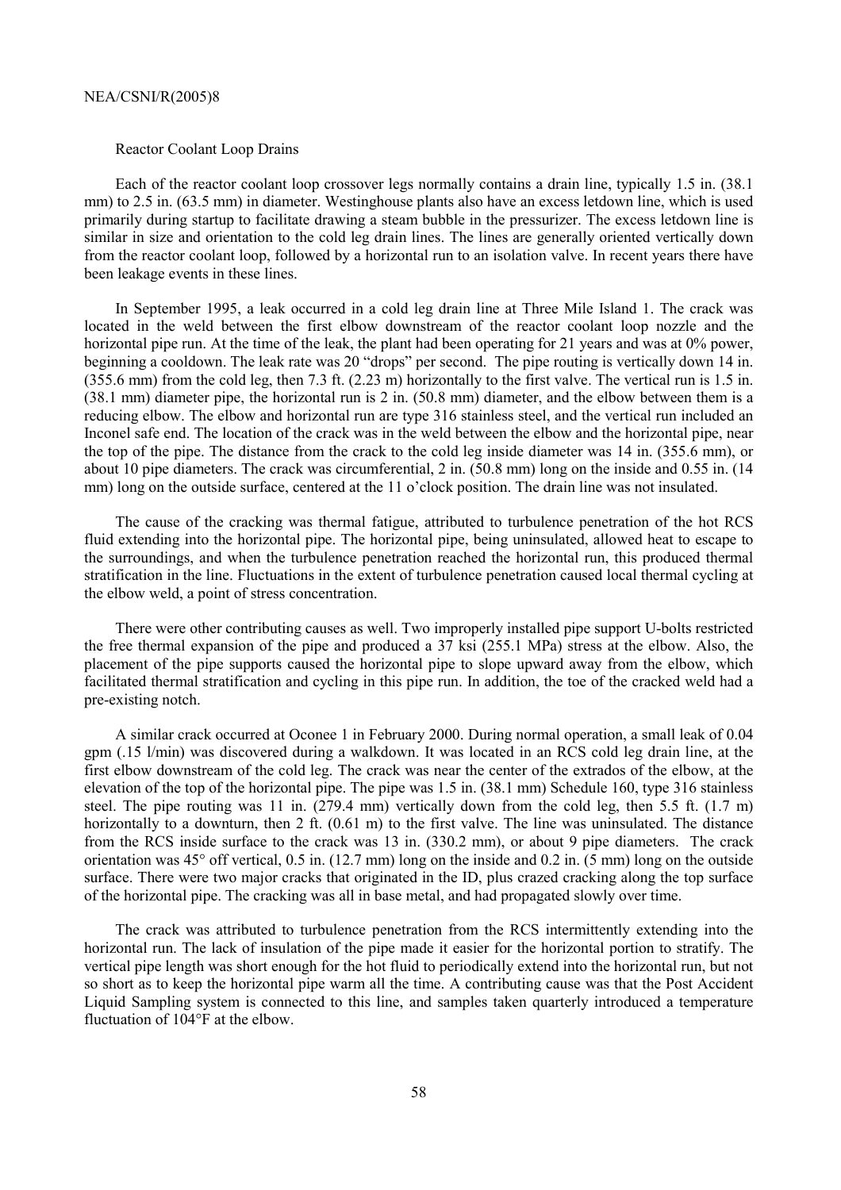### Reactor Coolant Loop Drains

Each of the reactor coolant loop crossover legs normally contains a drain line, typically 1.5 in. (38.1 mm) to 2.5 in. (63.5 mm) in diameter. Westinghouse plants also have an excess letdown line, which is used primarily during startup to facilitate drawing a steam bubble in the pressurizer. The excess letdown line is similar in size and orientation to the cold leg drain lines. The lines are generally oriented vertically down from the reactor coolant loop, followed by a horizontal run to an isolation valve. In recent years there have been leakage events in these lines.

In September 1995, a leak occurred in a cold leg drain line at Three Mile Island 1. The crack was located in the weld between the first elbow downstream of the reactor coolant loop nozzle and the horizontal pipe run. At the time of the leak, the plant had been operating for 21 years and was at 0% power, beginning a cooldown. The leak rate was 20 "drops" per second. The pipe routing is vertically down 14 in. (355.6 mm) from the cold leg, then 7.3 ft. (2.23 m) horizontally to the first valve. The vertical run is 1.5 in. (38.1 mm) diameter pipe, the horizontal run is 2 in. (50.8 mm) diameter, and the elbow between them is a reducing elbow. The elbow and horizontal run are type 316 stainless steel, and the vertical run included an Inconel safe end. The location of the crack was in the weld between the elbow and the horizontal pipe, near the top of the pipe. The distance from the crack to the cold leg inside diameter was 14 in. (355.6 mm), or about 10 pipe diameters. The crack was circumferential, 2 in. (50.8 mm) long on the inside and 0.55 in. (14 mm) long on the outside surface, centered at the 11 o'clock position. The drain line was not insulated.

The cause of the cracking was thermal fatigue, attributed to turbulence penetration of the hot RCS fluid extending into the horizontal pipe. The horizontal pipe, being uninsulated, allowed heat to escape to the surroundings, and when the turbulence penetration reached the horizontal run, this produced thermal stratification in the line. Fluctuations in the extent of turbulence penetration caused local thermal cycling at the elbow weld, a point of stress concentration.

There were other contributing causes as well. Two improperly installed pipe support U-bolts restricted the free thermal expansion of the pipe and produced a 37 ksi (255.1 MPa) stress at the elbow. Also, the placement of the pipe supports caused the horizontal pipe to slope upward away from the elbow, which facilitated thermal stratification and cycling in this pipe run. In addition, the toe of the cracked weld had a pre-existing notch.

A similar crack occurred at Oconee 1 in February 2000. During normal operation, a small leak of 0.04 gpm (.15 l/min) was discovered during a walkdown. It was located in an RCS cold leg drain line, at the first elbow downstream of the cold leg. The crack was near the center of the extrados of the elbow, at the elevation of the top of the horizontal pipe. The pipe was 1.5 in. (38.1 mm) Schedule 160, type 316 stainless steel. The pipe routing was 11 in. (279.4 mm) vertically down from the cold leg, then 5.5 ft. (1.7 m) horizontally to a downturn, then 2 ft. (0.61 m) to the first valve. The line was uninsulated. The distance from the RCS inside surface to the crack was 13 in. (330.2 mm), or about 9 pipe diameters. The crack orientation was 45° off vertical, 0.5 in. (12.7 mm) long on the inside and 0.2 in. (5 mm) long on the outside surface. There were two major cracks that originated in the ID, plus crazed cracking along the top surface of the horizontal pipe. The cracking was all in base metal, and had propagated slowly over time.

The crack was attributed to turbulence penetration from the RCS intermittently extending into the horizontal run. The lack of insulation of the pipe made it easier for the horizontal portion to stratify. The vertical pipe length was short enough for the hot fluid to periodically extend into the horizontal run, but not so short as to keep the horizontal pipe warm all the time. A contributing cause was that the Post Accident Liquid Sampling system is connected to this line, and samples taken quarterly introduced a temperature fluctuation of 104°F at the elbow.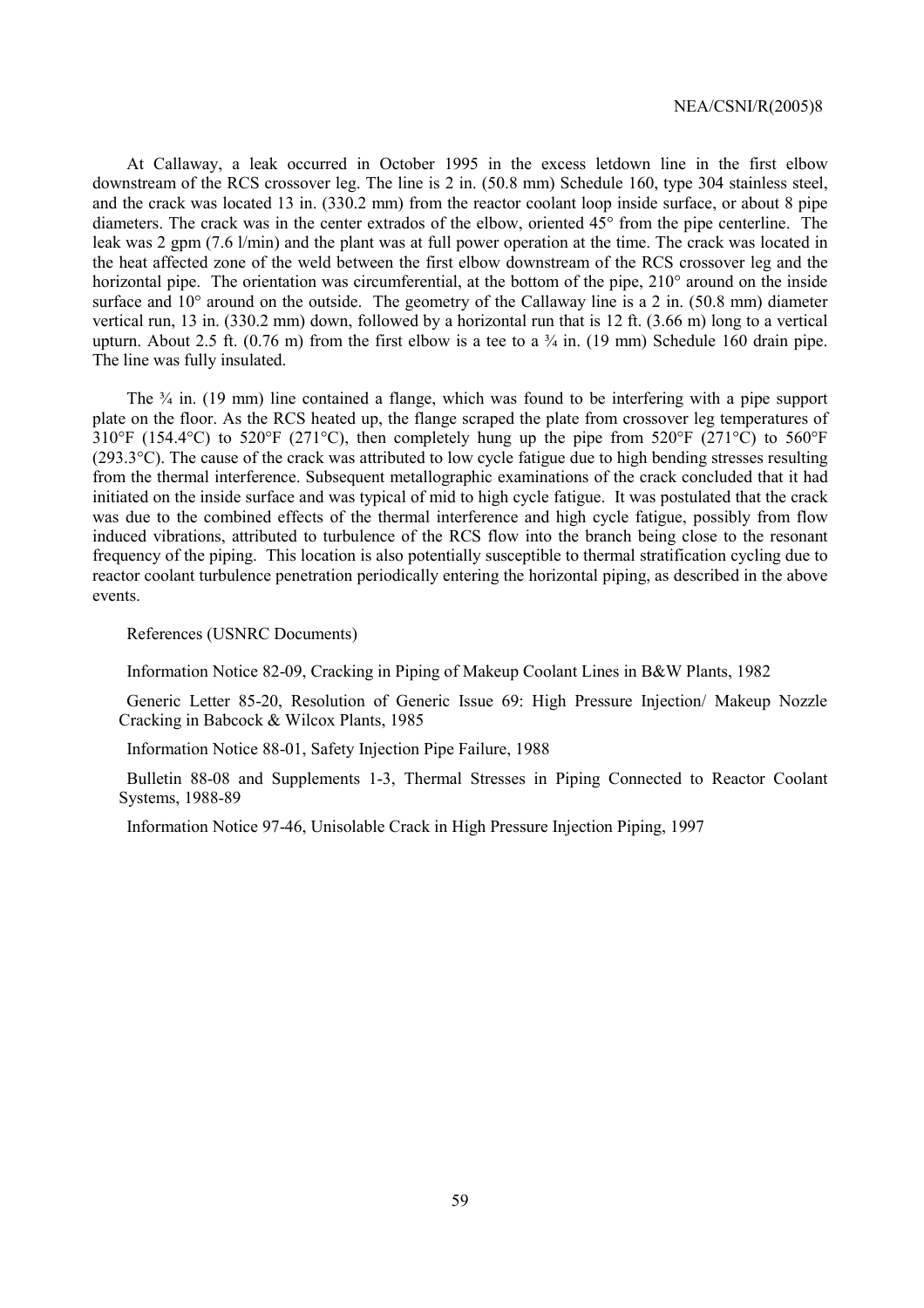At Callaway, a leak occurred in October 1995 in the excess letdown line in the first elbow downstream of the RCS crossover leg. The line is 2 in. (50.8 mm) Schedule 160, type 304 stainless steel, and the crack was located 13 in. (330.2 mm) from the reactor coolant loop inside surface, or about 8 pipe diameters. The crack was in the center extrados of the elbow, oriented 45° from the pipe centerline. The leak was 2 gpm (7.6 l/min) and the plant was at full power operation at the time. The crack was located in the heat affected zone of the weld between the first elbow downstream of the RCS crossover leg and the horizontal pipe. The orientation was circumferential, at the bottom of the pipe, 210° around on the inside surface and 10° around on the outside. The geometry of the Callaway line is a 2 in. (50.8 mm) diameter vertical run, 13 in. (330.2 mm) down, followed by a horizontal run that is 12 ft. (3.66 m) long to a vertical upturn. About 2.5 ft. (0.76 m) from the first elbow is a tee to a ¾ in. (19 mm) Schedule 160 drain pipe. The line was fully insulated.

The ¾ in. (19 mm) line contained a flange, which was found to be interfering with a pipe support plate on the floor. As the RCS heated up, the flange scraped the plate from crossover leg temperatures of 310°F (154.4°C) to 520°F (271°C), then completely hung up the pipe from 520°F (271°C) to 560°F (293.3°C). The cause of the crack was attributed to low cycle fatigue due to high bending stresses resulting from the thermal interference. Subsequent metallographic examinations of the crack concluded that it had initiated on the inside surface and was typical of mid to high cycle fatigue. It was postulated that the crack was due to the combined effects of the thermal interference and high cycle fatigue, possibly from flow induced vibrations, attributed to turbulence of the RCS flow into the branch being close to the resonant frequency of the piping. This location is also potentially susceptible to thermal stratification cycling due to reactor coolant turbulence penetration periodically entering the horizontal piping, as described in the above events.

References (USNRC Documents)

Information Notice 82-09, Cracking in Piping of Makeup Coolant Lines in B&W Plants, 1982

Generic Letter 85-20, Resolution of Generic Issue 69: High Pressure Injection/ Makeup Nozzle Cracking in Babcock & Wilcox Plants, 1985

Information Notice 88-01, Safety Injection Pipe Failure, 1988

Bulletin 88-08 and Supplements 1-3, Thermal Stresses in Piping Connected to Reactor Coolant Systems, 1988-89

Information Notice 97-46, Unisolable Crack in High Pressure Injection Piping, 1997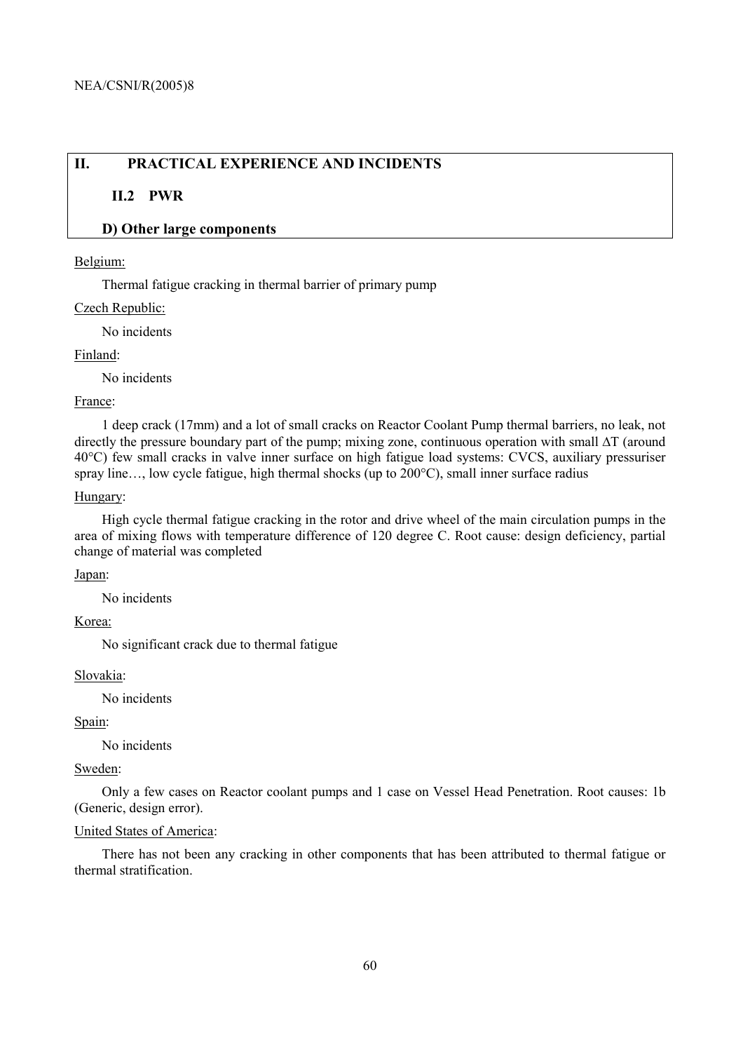## II. PRACTICAL EXPERIENCE AND INCIDENTS

### II.2 PWR

### D) Other large components

Belgium:

Thermal fatigue cracking in thermal barrier of primary pump

Czech Republic:

No incidents

Finland:

No incidents

France:

1 deep crack (17mm) and a lot of small cracks on Reactor Coolant Pump thermal barriers, no leak, not directly the pressure boundary part of the pump; mixing zone, continuous operation with small $\Delta T$ (around 40°C) few small cracks in valve inner surface on high fatigue load systems: CVCS, auxiliary pressuriser spray line…, low cycle fatigue, high thermal shocks (up to 200°C), small inner surface radius

Hungary:

High cycle thermal fatigue cracking in the rotor and drive wheel of the main circulation pumps in the area of mixing flows with temperature difference of 120 degree C. Root cause: design deficiency, partial change of material was completed

Japan:

No incidents

Korea:

No significant crack due to thermal fatigue

Slovakia:

No incidents

Spain:

No incidents

Sweden:

Only a few cases on Reactor coolant pumps and 1 case on Vessel Head Penetration. Root causes: 1b (Generic, design error).

United States of America:

There has not been any cracking in other components that has been attributed to thermal fatigue or thermal stratification.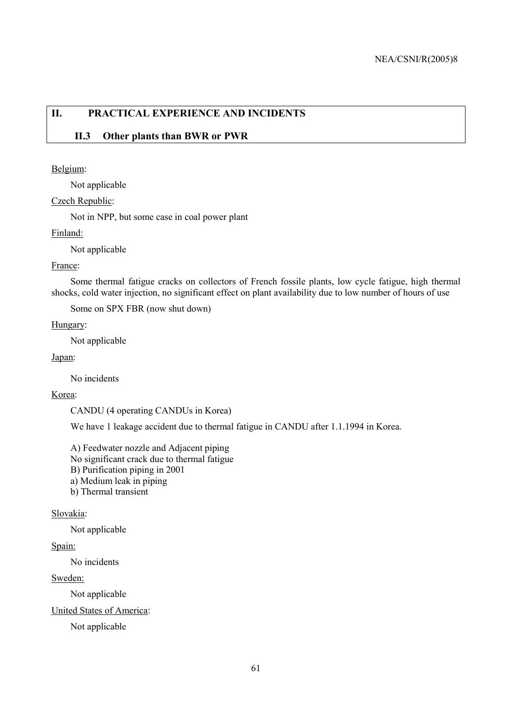## II. PRACTICAL EXPERIENCE AND INCIDENTS

### II.3 Other plants than BWR or PWR

Belgium:

Not applicable

Czech Republic:

Not in NPP, but some case in coal power plant

Finland:

Not applicable

France:

Some thermal fatigue cracks on collectors of French fossile plants, low cycle fatigue, high thermal shocks, cold water injection, no significant effect on plant availability due to low number of hours of use

Some on SPX FBR (now shut down)

Hungary:

Not applicable

Japan:

No incidents

Korea:

CANDU (4 operating CANDUs in Korea)

We have 1 leakage accident due to thermal fatigue in CANDU after 1.1.1994 in Korea.

A) Feedwater nozzle and Adjacent piping
No significant crack due to thermal fatigue
B) Purification piping in 2001
a) Medium leak in piping
b) Thermal transient

Slovakia:

Not applicable

Spain:

No incidents

Sweden:

Not applicable

United States of America:

Not applicable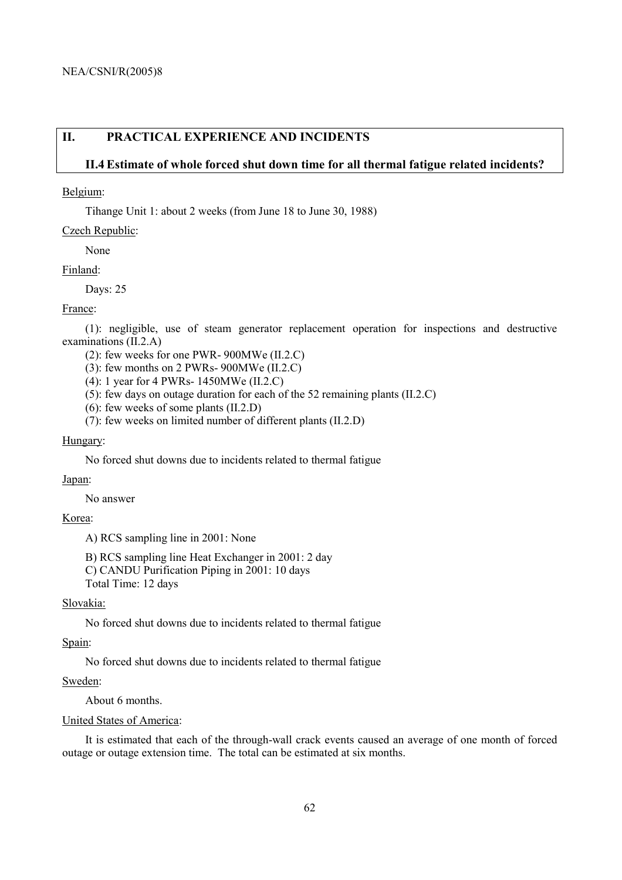## II. PRACTICAL EXPERIENCE AND INCIDENTS

### II.4 Estimate of whole forced shut down time for all thermal fatigue related incidents?

Belgium:

Tihange Unit 1: about 2 weeks (from June 18 to June 30, 1988)

Czech Republic:

None

Finland:

Days: 25

France:

(1): negligible, use of steam generator replacement operation for inspections and destructive examinations (II.2.A)

(2): few weeks for one PWR- 900MWe (II.2.C)

(3): few months on 2 PWRs- 900MWe (II.2.C)

(4): 1 year for 4 PWRs- 1450MWe (II.2.C)

(5): few days on outage duration for each of the 52 remaining plants (II.2.C)

(6): few weeks of some plants (II.2.D)

(7): few weeks on limited number of different plants (II.2.D)

Hungary:

No forced shut downs due to incidents related to thermal fatigue

Japan:

No answer

Korea:

A) RCS sampling line in 2001: None

B) RCS sampling line Heat Exchanger in 2001: 2 day

C) CANDU Purification Piping in 2001: 10 days

Total Time: 12 days

Slovakia:

No forced shut downs due to incidents related to thermal fatigue

Spain:

No forced shut downs due to incidents related to thermal fatigue

Sweden:

About 6 months.

United States of America:

It is estimated that each of the through-wall crack events caused an average of one month of forced outage or outage extension time. The total can be estimated at six months.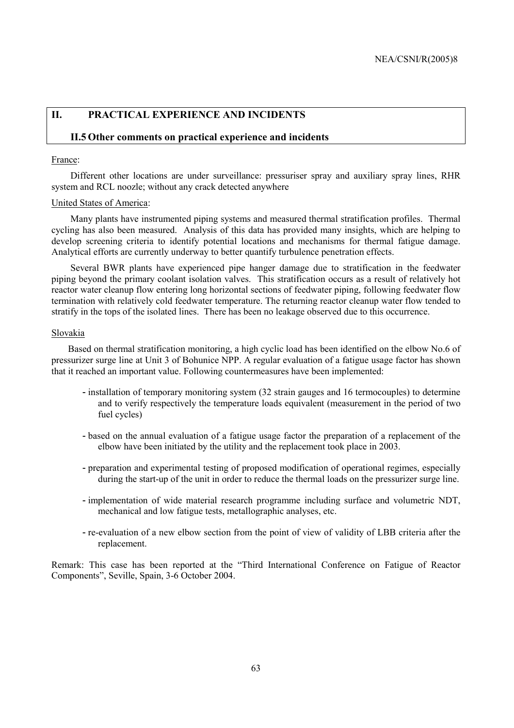## II. PRACTICAL EXPERIENCE AND INCIDENTS

### II.5 Other comments on practical experience and incidents

France:

Different other locations are under surveillance: pressuriser spray and auxiliary spray lines, RHR system and RCL noozle; without any crack detected anywhere

United States of America:

Many plants have instrumented piping systems and measured thermal stratification profiles. Thermal cycling has also been measured. Analysis of this data has provided many insights, which are helping to develop screening criteria to identify potential locations and mechanisms for thermal fatigue damage. Analytical efforts are currently underway to better quantify turbulence penetration effects.

Several BWR plants have experienced pipe hanger damage due to stratification in the feedwater piping beyond the primary coolant isolation valves. This stratification occurs as a result of relatively hot reactor water cleanup flow entering long horizontal sections of feedwater piping, following feedwater flow termination with relatively cold feedwater temperature. The returning reactor cleanup water flow tended to stratify in the tops of the isolated lines. There has been no leakage observed due to this occurrence.

Slovakia

Based on thermal stratification monitoring, a high cyclic load has been identified on the elbow No.6 of pressurizer surge line at Unit 3 of Bohunice NPP. A regular evaluation of a fatigue usage factor has shown that it reached an important value. Following countermeasures have been implemented:

- installation of temporary monitoring system (32 strain gauges and 16 termocouples) to determine and to verify respectively the temperature loads equivalent (measurement in the period of two fuel cycles)
- based on the annual evaluation of a fatigue usage factor the preparation of a replacement of the elbow have been initiated by the utility and the replacement took place in 2003.
- preparation and experimental testing of proposed modification of operational regimes, especially during the start-up of the unit in order to reduce the thermal loads on the pressurizer surge line.
- implementation of wide material research programme including surface and volumetric NDT, mechanical and low fatigue tests, metallographic analyses, etc.
- re-evaluation of a new elbow section from the point of view of validity of LBB criteria after the replacement.

Remark: This case has been reported at the "Third International Conference on Fatigue of Reactor Components", Seville, Spain, 3-6 October 2004.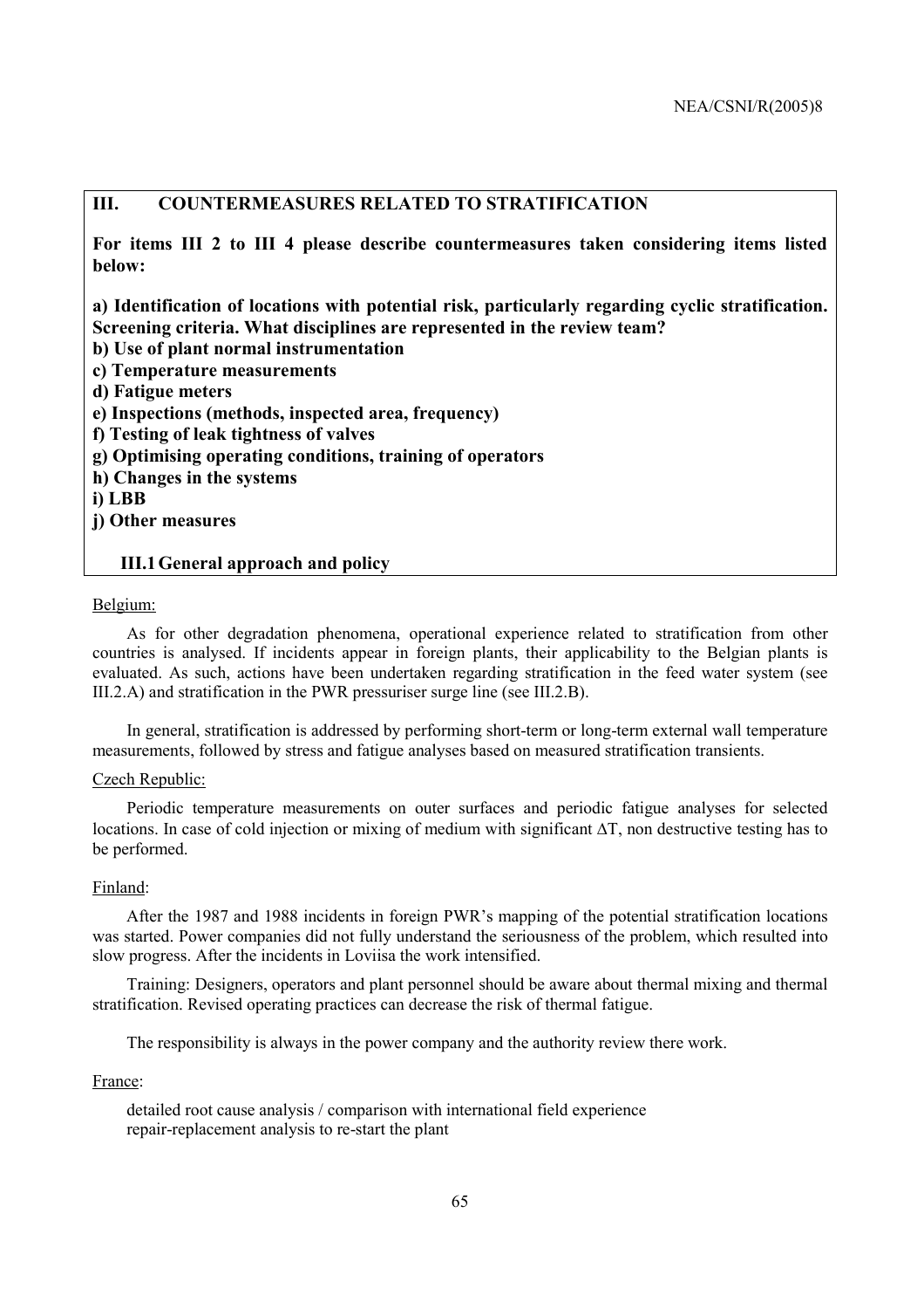## III. COUNTERMEASURES RELATED TO STRATIFICATION

**For items III 2 to III 4 please describe countermeasures taken considering items listed below:**

**a) Identification of locations with potential risk, particularly regarding cyclic stratification. Screening criteria. What disciplines are represented in the review team?**
**b) Use of plant normal instrumentation**
**c) Temperature measurements**
**d) Fatigue meters**
**e) Inspections (methods, inspected area, frequency)**
**f) Testing of leak tightness of valves**
**g) Optimising operating conditions, training of operators**
**h) Changes in the systems**
**i) LBB**
**j) Other measures**

### III.1 General approach and policy

Belgium:

As for other degradation phenomena, operational experience related to stratification from other countries is analysed. If incidents appear in foreign plants, their applicability to the Belgian plants is evaluated. As such, actions have been undertaken regarding stratification in the feed water system (see III.2.A) and stratification in the PWR pressuriser surge line (see III.2.B).

In general, stratification is addressed by performing short-term or long-term external wall temperature measurements, followed by stress and fatigue analyses based on measured stratification transients.

Czech Republic:

Periodic temperature measurements on outer surfaces and periodic fatigue analyses for selected locations. In case of cold injection or mixing of medium with significant $\Delta T$, non destructive testing has to be performed.

Finland:

After the 1987 and 1988 incidents in foreign PWR's mapping of the potential stratification locations was started. Power companies did not fully understand the seriousness of the problem, which resulted into slow progress. After the incidents in Loviisa the work intensified.

Training: Designers, operators and plant personnel should be aware about thermal mixing and thermal stratification. Revised operating practices can decrease the risk of thermal fatigue.

The responsibility is always in the power company and the authority review there work.

France:

detailed root cause analysis / comparison with international field experience
repair-replacement analysis to re-start the plant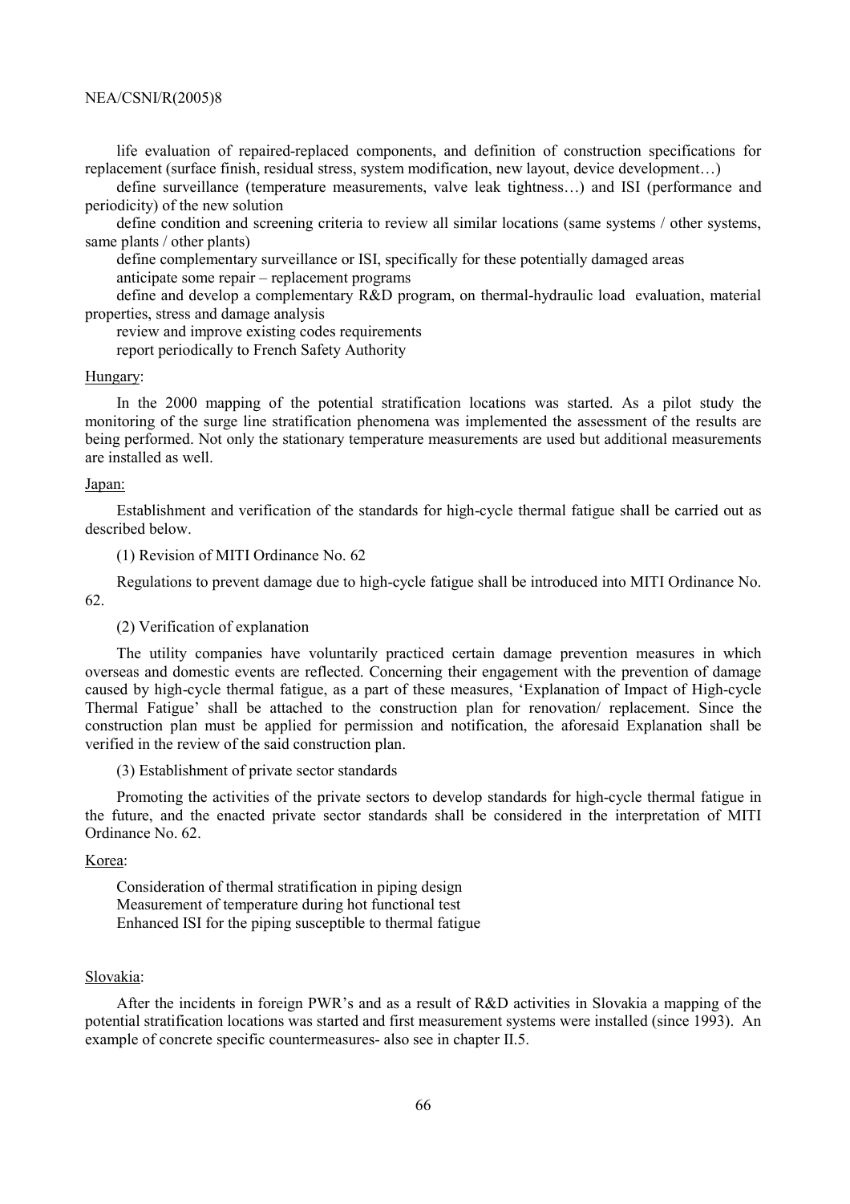life evaluation of repaired-replaced components, and definition of construction specifications for replacement (surface finish, residual stress, system modification, new layout, device development…)

define surveillance (temperature measurements, valve leak tightness…) and ISI (performance and periodicity) of the new solution

define condition and screening criteria to review all similar locations (same systems / other systems, same plants / other plants)

define complementary surveillance or ISI, specifically for these potentially damaged areas

anticipate some repair – replacement programs

define and develop a complementary R&D program, on thermal-hydraulic load evaluation, material properties, stress and damage analysis

review and improve existing codes requirements

report periodically to French Safety Authority

Hungary:

In the 2000 mapping of the potential stratification locations was started. As a pilot study the monitoring of the surge line stratification phenomena was implemented the assessment of the results are being performed. Not only the stationary temperature measurements are used but additional measurements are installed as well.

Japan:

Establishment and verification of the standards for high-cycle thermal fatigue shall be carried out as described below.

(1) Revision of MITI Ordinance No. 62

Regulations to prevent damage due to high-cycle fatigue shall be introduced into MITI Ordinance No. 62.

(2) Verification of explanation

The utility companies have voluntarily practiced certain damage prevention measures in which overseas and domestic events are reflected. Concerning their engagement with the prevention of damage caused by high-cycle thermal fatigue, as a part of these measures, 'Explanation of Impact of High-cycle Thermal Fatigue' shall be attached to the construction plan for renovation/ replacement. Since the construction plan must be applied for permission and notification, the aforesaid Explanation shall be verified in the review of the said construction plan.

(3) Establishment of private sector standards

Promoting the activities of the private sectors to develop standards for high-cycle thermal fatigue in the future, and the enacted private sector standards shall be considered in the interpretation of MITI Ordinance No. 62.

Korea:

Consideration of thermal stratification in piping design

Measurement of temperature during hot functional test

Enhanced ISI for the piping susceptible to thermal fatigue

Slovakia:

After the incidents in foreign PWR's and as a result of R&D activities in Slovakia a mapping of the potential stratification locations was started and first measurement systems were installed (since 1993). An example of concrete specific countermeasures- also see in chapter II.5.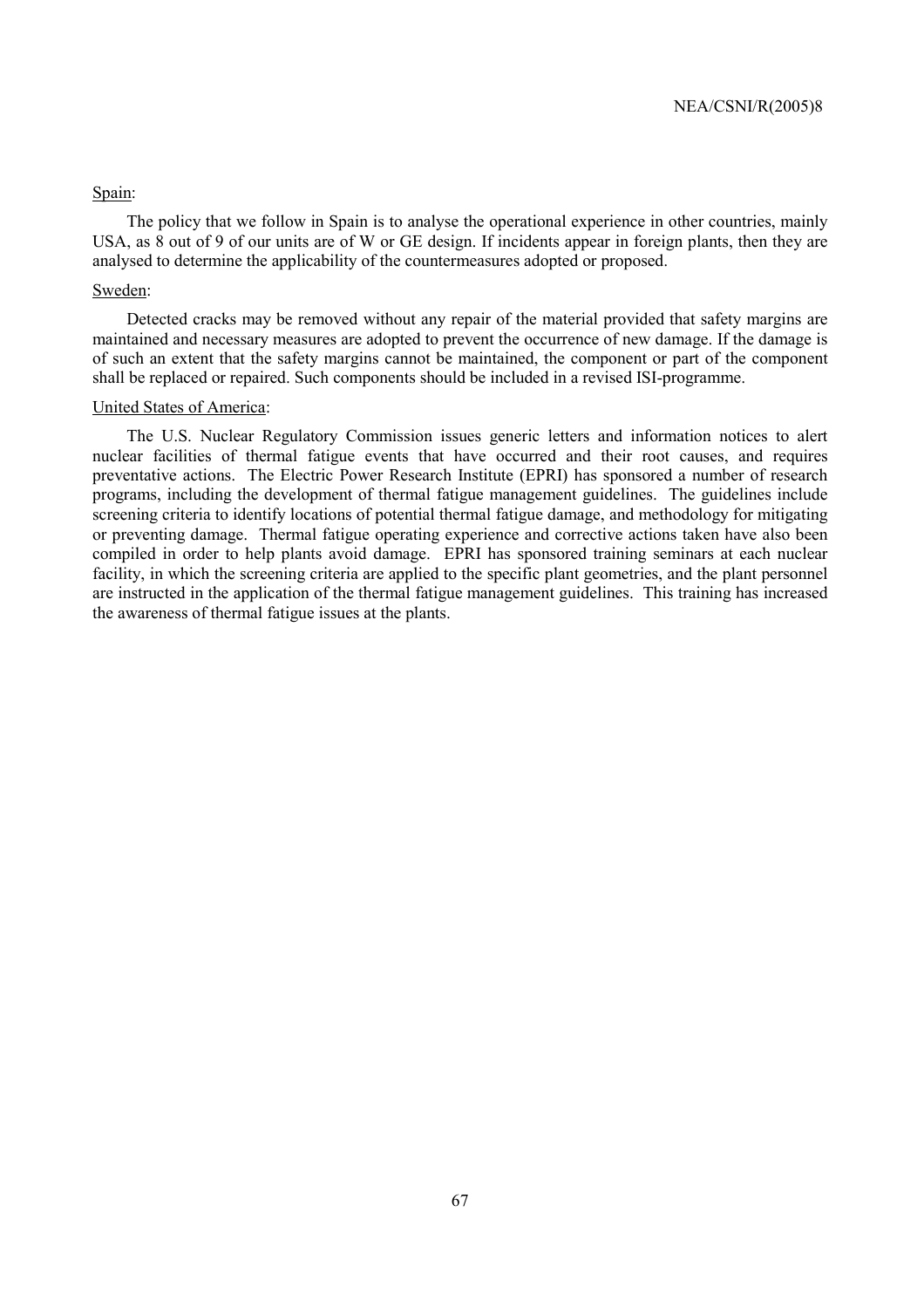Spain:

The policy that we follow in Spain is to analyse the operational experience in other countries, mainly USA, as 8 out of 9 of our units are of W or GE design. If incidents appear in foreign plants, then they are analysed to determine the applicability of the countermeasures adopted or proposed.

Sweden:

Detected cracks may be removed without any repair of the material provided that safety margins are maintained and necessary measures are adopted to prevent the occurrence of new damage. If the damage is of such an extent that the safety margins cannot be maintained, the component or part of the component shall be replaced or repaired. Such components should be included in a revised ISI-programme.

United States of America:

The U.S. Nuclear Regulatory Commission issues generic letters and information notices to alert nuclear facilities of thermal fatigue events that have occurred and their root causes, and requires preventative actions. The Electric Power Research Institute (EPRI) has sponsored a number of research programs, including the development of thermal fatigue management guidelines. The guidelines include screening criteria to identify locations of potential thermal fatigue damage, and methodology for mitigating or preventing damage. Thermal fatigue operating experience and corrective actions taken have also been compiled in order to help plants avoid damage. EPRI has sponsored training seminars at each nuclear facility, in which the screening criteria are applied to the specific plant geometries, and the plant personnel are instructed in the application of the thermal fatigue management guidelines. This training has increased the awareness of thermal fatigue issues at the plants.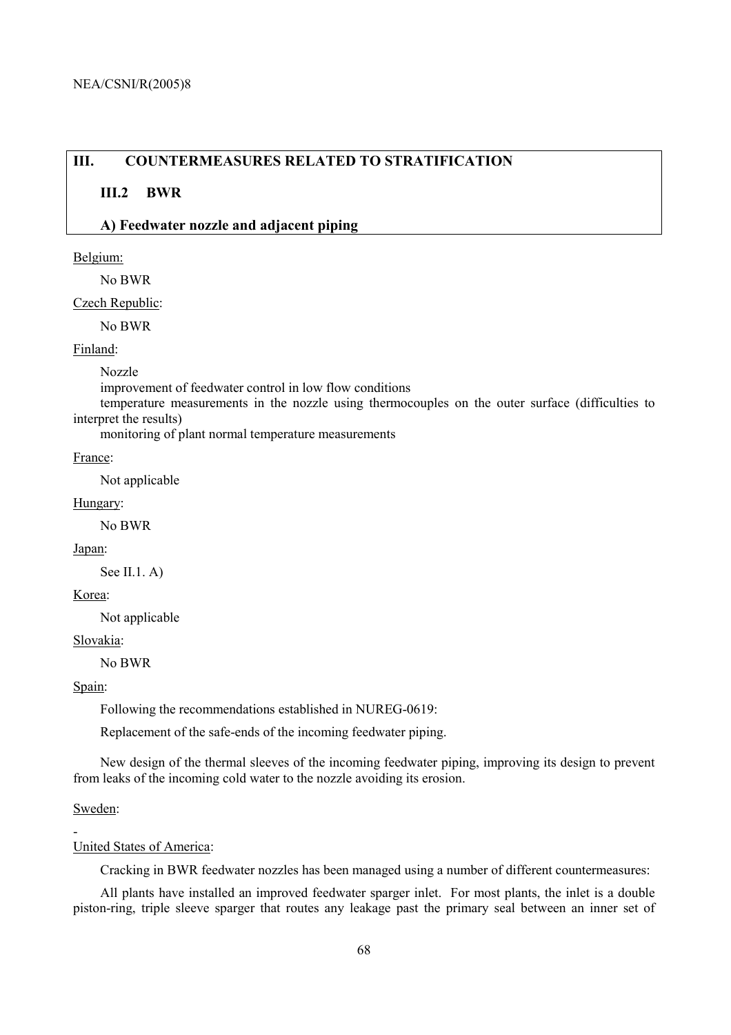## III. COUNTERMEASURES RELATED TO STRATIFICATION

### III.2 BWR

### A) Feedwater nozzle and adjacent piping

Belgium:

No BWR

Czech Republic:

No BWR

Finland:

Nozzle

improvement of feedwater control in low flow conditions

temperature measurements in the nozzle using thermocouples on the outer surface (difficulties to interpret the results)

monitoring of plant normal temperature measurements

France:

Not applicable

Hungary:

No BWR

Japan:

See II.1. A)

Korea:

Not applicable

Slovakia:

No BWR

Spain:

Following the recommendations established in NUREG-0619:

Replacement of the safe-ends of the incoming feedwater piping.

New design of the thermal sleeves of the incoming feedwater piping, improving its design to prevent from leaks of the incoming cold water to the nozzle avoiding its erosion.

Sweden:

-

United States of America:

Cracking in BWR feedwater nozzles has been managed using a number of different countermeasures:

All plants have installed an improved feedwater sparger inlet. For most plants, the inlet is a double piston-ring, triple sleeve sparger that routes any leakage past the primary seal between an inner set of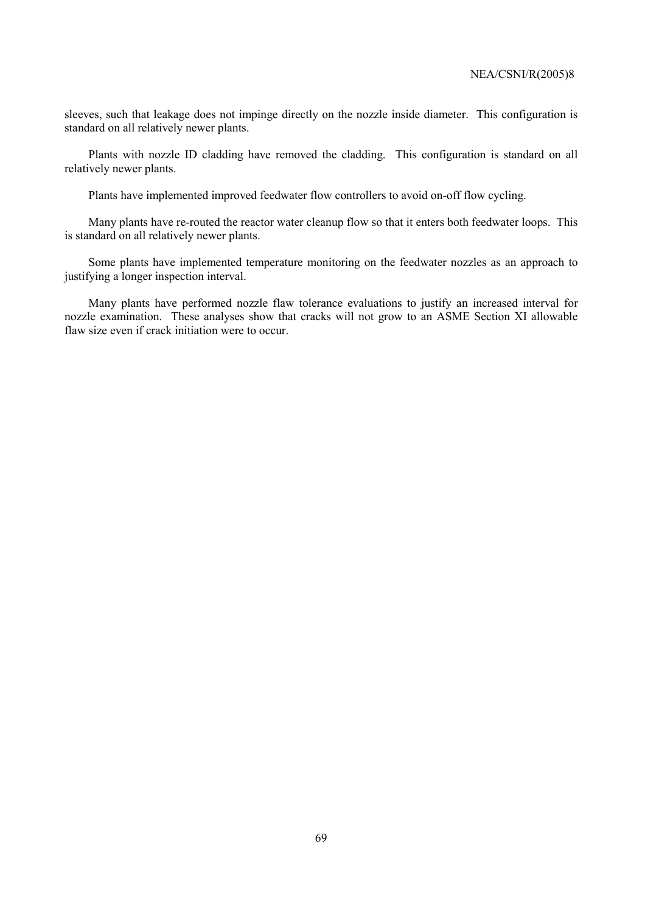sleeves, such that leakage does not impinge directly on the nozzle inside diameter. This configuration is standard on all relatively newer plants.

Plants with nozzle ID cladding have removed the cladding. This configuration is standard on all relatively newer plants.

Plants have implemented improved feedwater flow controllers to avoid on-off flow cycling.

Many plants have re-routed the reactor water cleanup flow so that it enters both feedwater loops. This is standard on all relatively newer plants.

Some plants have implemented temperature monitoring on the feedwater nozzles as an approach to justifying a longer inspection interval.

Many plants have performed nozzle flaw tolerance evaluations to justify an increased interval for nozzle examination. These analyses show that cracks will not grow to an ASME Section XI allowable flaw size even if crack initiation were to occur.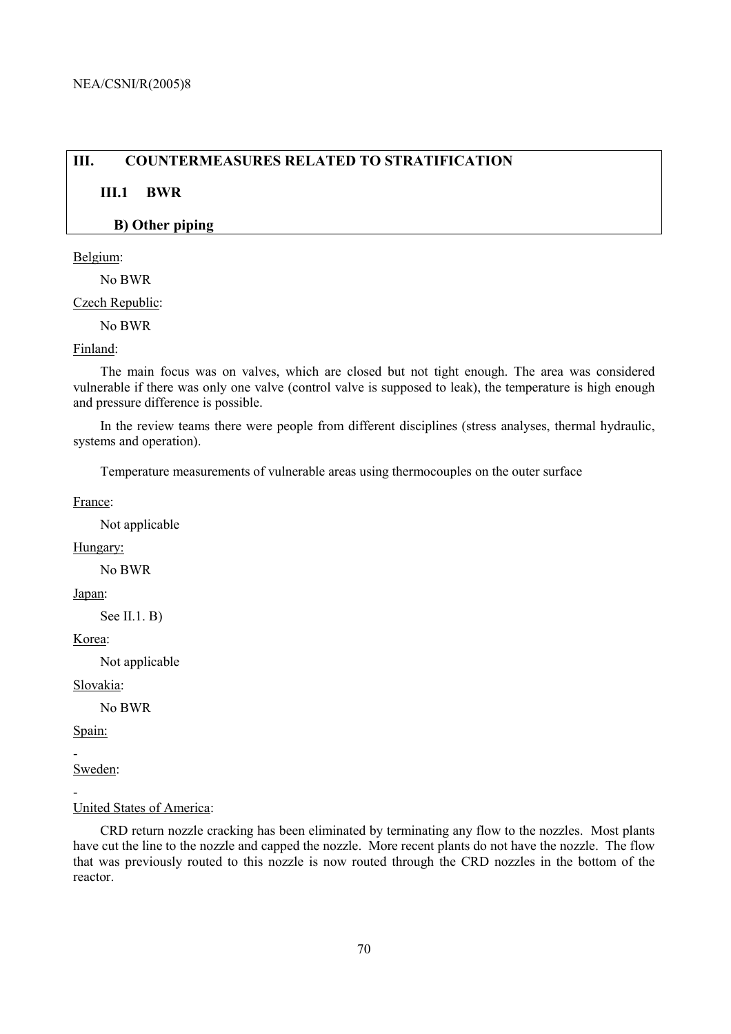## III. COUNTERMEASURES RELATED TO STRATIFICATION

### III.1 BWR

#### B) Other piping

Belgium:

No BWR

Czech Republic:

No BWR

Finland:

The main focus was on valves, which are closed but not tight enough. The area was considered vulnerable if there was only one valve (control valve is supposed to leak), the temperature is high enough and pressure difference is possible.

In the review teams there were people from different disciplines (stress analyses, thermal hydraulic, systems and operation).

Temperature measurements of vulnerable areas using thermocouples on the outer surface

France:

Not applicable

Hungary:

No BWR

Japan:

See II.1. B)

Korea:

Not applicable

Slovakia:

No BWR

Spain:

-

Sweden:

-

United States of America:

CRD return nozzle cracking has been eliminated by terminating any flow to the nozzles. Most plants have cut the line to the nozzle and capped the nozzle. More recent plants do not have the nozzle. The flow that was previously routed to this nozzle is now routed through the CRD nozzles in the bottom of the reactor.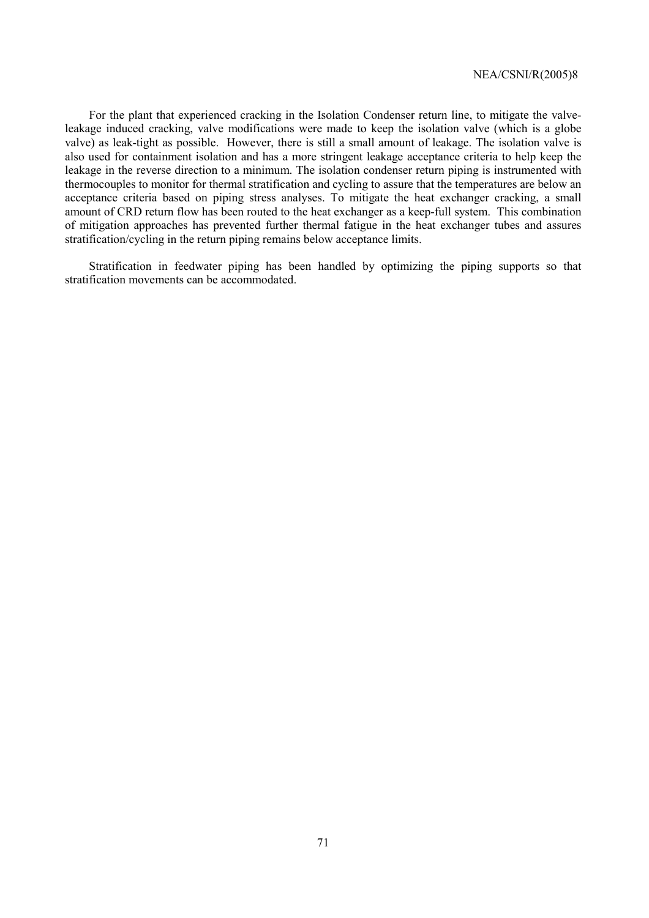For the plant that experienced cracking in the Isolation Condenser return line, to mitigate the valve-leakage induced cracking, valve modifications were made to keep the isolation valve (which is a globe valve) as leak-tight as possible. However, there is still a small amount of leakage. The isolation valve is also used for containment isolation and has a more stringent leakage acceptance criteria to help keep the leakage in the reverse direction to a minimum. The isolation condenser return piping is instrumented with thermocouples to monitor for thermal stratification and cycling to assure that the temperatures are below an acceptance criteria based on piping stress analyses. To mitigate the heat exchanger cracking, a small amount of CRD return flow has been routed to the heat exchanger as a keep-full system. This combination of mitigation approaches has prevented further thermal fatigue in the heat exchanger tubes and assures stratification/cycling in the return piping remains below acceptance limits.

Stratification in feedwater piping has been handled by optimizing the piping supports so that stratification movements can be accommodated.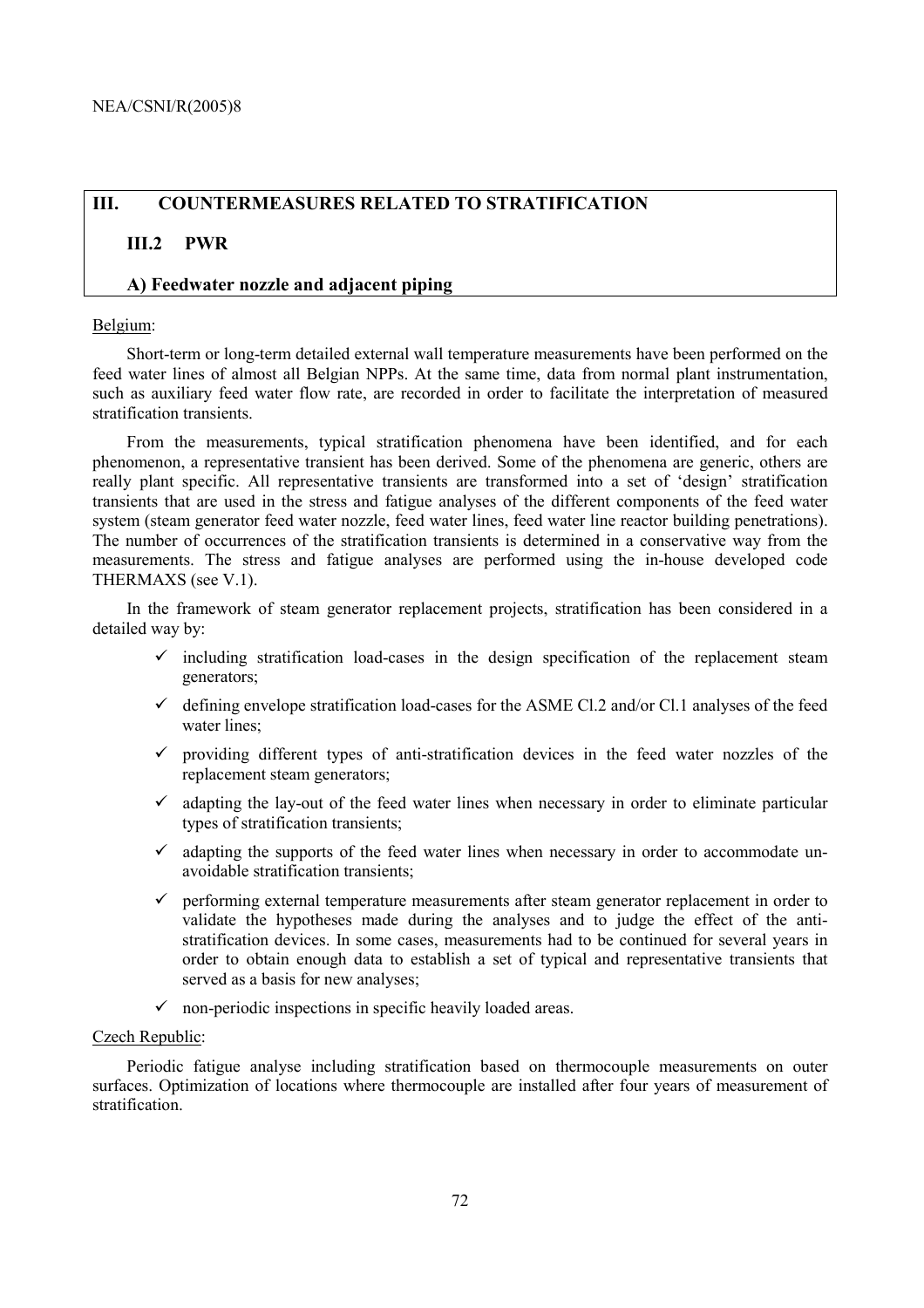## III. COUNTERMEASURES RELATED TO STRATIFICATION

### III.2 PWR

### A) Feedwater nozzle and adjacent piping

Belgium:

Short-term or long-term detailed external wall temperature measurements have been performed on the feed water lines of almost all Belgian NPPs. At the same time, data from normal plant instrumentation, such as auxiliary feed water flow rate, are recorded in order to facilitate the interpretation of measured stratification transients.

From the measurements, typical stratification phenomena have been identified, and for each phenomenon, a representative transient has been derived. Some of the phenomena are generic, others are really plant specific. All representative transients are transformed into a set of 'design' stratification transients that are used in the stress and fatigue analyses of the different components of the feed water system (steam generator feed water nozzle, feed water lines, feed water line reactor building penetrations). The number of occurrences of the stratification transients is determined in a conservative way from the measurements. The stress and fatigue analyses are performed using the in-house developed code THERMAXS (see V.1).

In the framework of steam generator replacement projects, stratification has been considered in a detailed way by:

- ✓ including stratification load-cases in the design specification of the replacement steam generators;
- ✓ defining envelope stratification load-cases for the ASME Cl.2 and/or Cl.1 analyses of the feed water lines;
- ✓ providing different types of anti-stratification devices in the feed water nozzles of the replacement steam generators;
- ✓ adapting the lay-out of the feed water lines when necessary in order to eliminate particular types of stratification transients;
- ✓ adapting the supports of the feed water lines when necessary in order to accommodate un-avoidable stratification transients;
- ✓ performing external temperature measurements after steam generator replacement in order to validate the hypotheses made during the analyses and to judge the effect of the anti-stratification devices. In some cases, measurements had to be continued for several years in order to obtain enough data to establish a set of typical and representative transients that served as a basis for new analyses;
- ✓ non-periodic inspections in specific heavily loaded areas.

Czech Republic:

Periodic fatigue analyse including stratification based on thermocouple measurements on outer surfaces. Optimization of locations where thermocouple are installed after four years of measurement of stratification.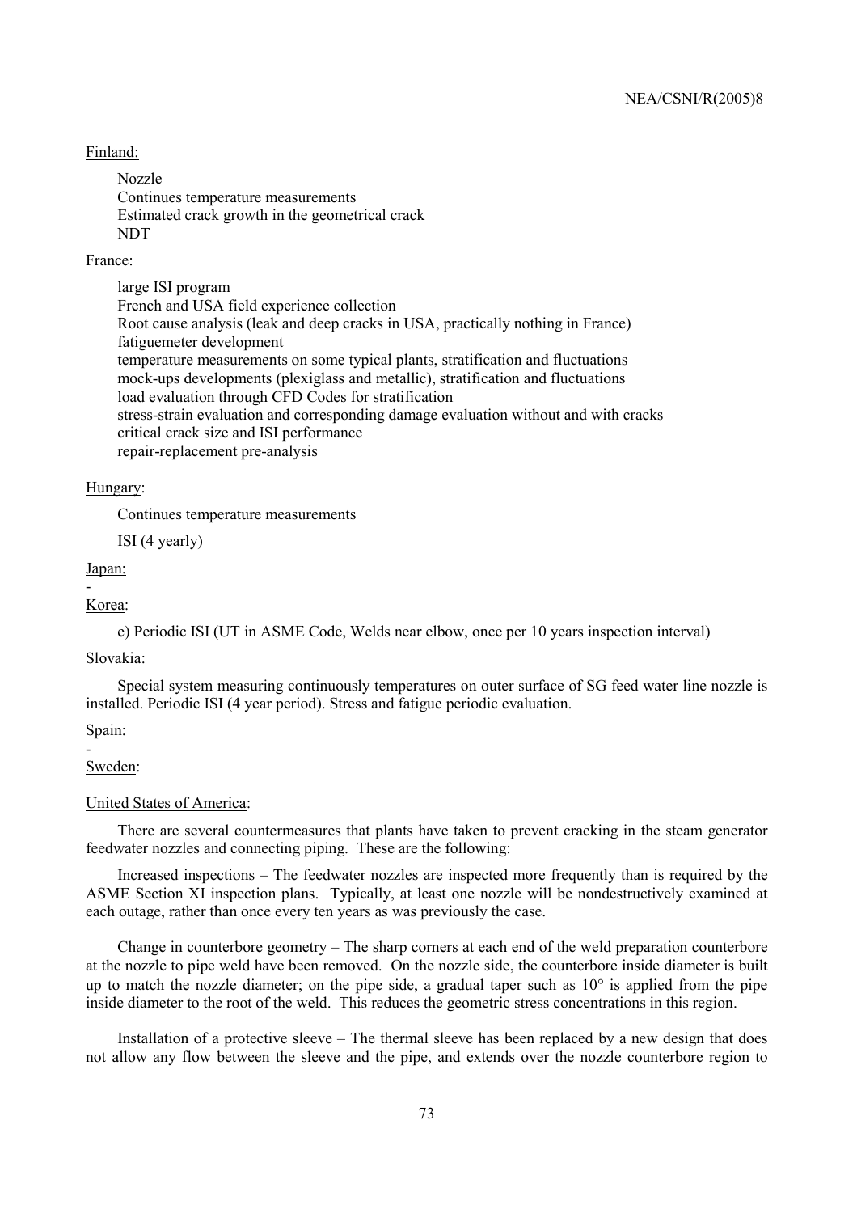Finland:

Nozzle
Continues temperature measurements
Estimated crack growth in the geometrical crack
NDT

France:

large ISI program
French and USA field experience collection
Root cause analysis (leak and deep cracks in USA, practically nothing in France)
fatiguemeter development
temperature measurements on some typical plants, stratification and fluctuations
mock-ups developments (plexiglass and metallic), stratification and fluctuations
load evaluation through CFD Codes for stratification
stress-strain evaluation and corresponding damage evaluation without and with cracks
critical crack size and ISI performance
repair-replacement pre-analysis

Hungary:

Continues temperature measurements

ISI (4 yearly)

Japan:

-

Korea:

e) Periodic ISI (UT in ASME Code, Welds near elbow, once per 10 years inspection interval)

Slovakia:

Special system measuring continuously temperatures on outer surface of SG feed water line nozzle is installed. Periodic ISI (4 year period). Stress and fatigue periodic evaluation.

Spain:

-

Sweden:

United States of America:

There are several countermeasures that plants have taken to prevent cracking in the steam generator feedwater nozzles and connecting piping. These are the following:

Increased inspections – The feedwater nozzles are inspected more frequently than is required by the ASME Section XI inspection plans. Typically, at least one nozzle will be nondestructively examined at each outage, rather than once every ten years as was previously the case.

Change in counterbore geometry – The sharp corners at each end of the weld preparation counterbore at the nozzle to pipe weld have been removed. On the nozzle side, the counterbore inside diameter is built up to match the nozzle diameter; on the pipe side, a gradual taper such as 10° is applied from the pipe inside diameter to the root of the weld. This reduces the geometric stress concentrations in this region.

Installation of a protective sleeve – The thermal sleeve has been replaced by a new design that does not allow any flow between the sleeve and the pipe, and extends over the nozzle counterbore region to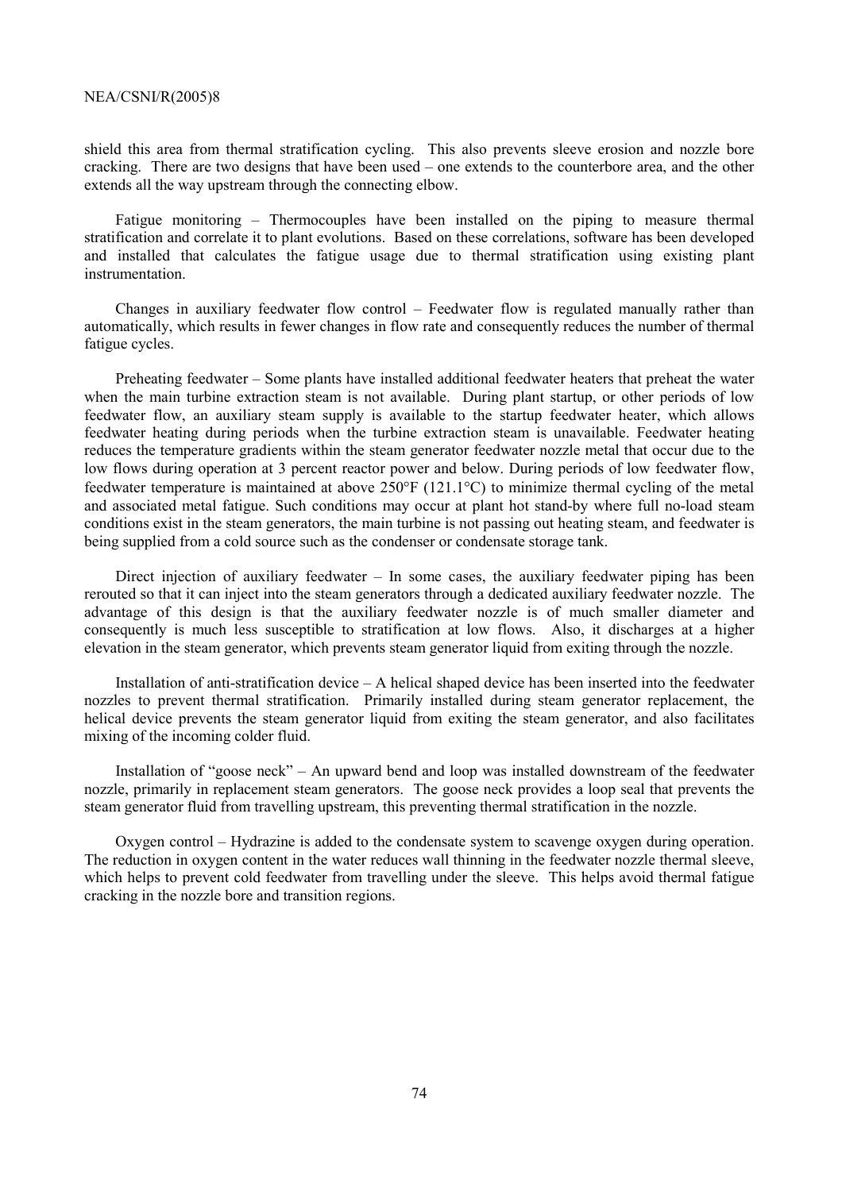shield this area from thermal stratification cycling. This also prevents sleeve erosion and nozzle bore cracking. There are two designs that have been used – one extends to the counterbore area, and the other extends all the way upstream through the connecting elbow.

Fatigue monitoring – Thermocouples have been installed on the piping to measure thermal stratification and correlate it to plant evolutions. Based on these correlations, software has been developed and installed that calculates the fatigue usage due to thermal stratification using existing plant instrumentation.

Changes in auxiliary feedwater flow control – Feedwater flow is regulated manually rather than automatically, which results in fewer changes in flow rate and consequently reduces the number of thermal fatigue cycles.

Preheating feedwater – Some plants have installed additional feedwater heaters that preheat the water when the main turbine extraction steam is not available. During plant startup, or other periods of low feedwater flow, an auxiliary steam supply is available to the startup feedwater heater, which allows feedwater heating during periods when the turbine extraction steam is unavailable. Feedwater heating reduces the temperature gradients within the steam generator feedwater nozzle metal that occur due to the low flows during operation at 3 percent reactor power and below. During periods of low feedwater flow, feedwater temperature is maintained at above 250°F (121.1°C) to minimize thermal cycling of the metal and associated metal fatigue. Such conditions may occur at plant hot stand-by where full no-load steam conditions exist in the steam generators, the main turbine is not passing out heating steam, and feedwater is being supplied from a cold source such as the condenser or condensate storage tank.

Direct injection of auxiliary feedwater – In some cases, the auxiliary feedwater piping has been rerouted so that it can inject into the steam generators through a dedicated auxiliary feedwater nozzle. The advantage of this design is that the auxiliary feedwater nozzle is of much smaller diameter and consequently is much less susceptible to stratification at low flows. Also, it discharges at a higher elevation in the steam generator, which prevents steam generator liquid from exiting through the nozzle.

Installation of anti-stratification device – A helical shaped device has been inserted into the feedwater nozzles to prevent thermal stratification. Primarily installed during steam generator replacement, the helical device prevents the steam generator liquid from exiting the steam generator, and also facilitates mixing of the incoming colder fluid.

Installation of "goose neck" – An upward bend and loop was installed downstream of the feedwater nozzle, primarily in replacement steam generators. The goose neck provides a loop seal that prevents the steam generator fluid from travelling upstream, this preventing thermal stratification in the nozzle.

Oxygen control – Hydrazine is added to the condensate system to scavenge oxygen during operation. The reduction in oxygen content in the water reduces wall thinning in the feedwater nozzle thermal sleeve, which helps to prevent cold feedwater from travelling under the sleeve. This helps avoid thermal fatigue cracking in the nozzle bore and transition regions.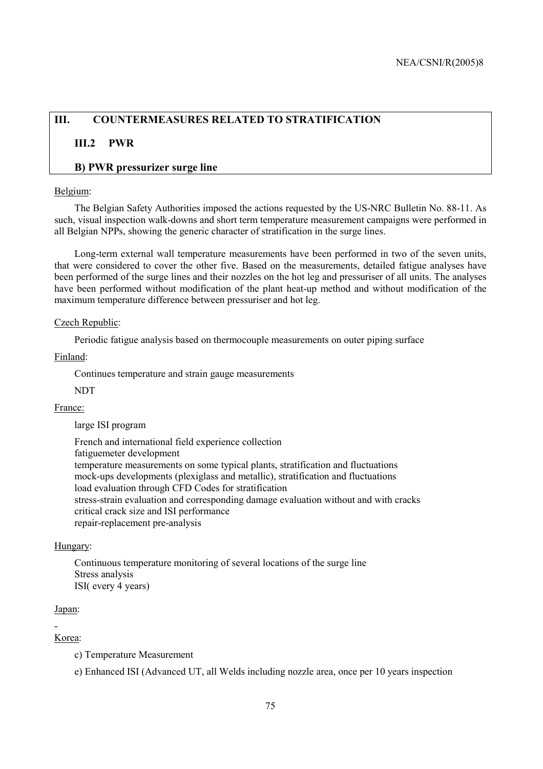# III. COUNTERMEASURES RELATED TO STRATIFICATION

## III.2 PWR

### B) PWR pressurizer surge line

Belgium:

The Belgian Safety Authorities imposed the actions requested by the US-NRC Bulletin No. 88-11. As such, visual inspection walk-downs and short term temperature measurement campaigns were performed in all Belgian NPPs, showing the generic character of stratification in the surge lines.

Long-term external wall temperature measurements have been performed in two of the seven units, that were considered to cover the other five. Based on the measurements, detailed fatigue analyses have been performed of the surge lines and their nozzles on the hot leg and pressuriser of all units. The analyses have been performed without modification of the plant heat-up method and without modification of the maximum temperature difference between pressuriser and hot leg.

Czech Republic:

Periodic fatigue analysis based on thermocouple measurements on outer piping surface

Finland:

Continues temperature and strain gauge measurements

NDT

France:

large ISI program

French and international field experience collection
fatiguemeter development
temperature measurements on some typical plants, stratification and fluctuations
mock-ups developments (plexiglass and metallic), stratification and fluctuations
load evaluation through CFD Codes for stratification
stress-strain evaluation and corresponding damage evaluation without and with cracks
critical crack size and ISI performance
repair-replacement pre-analysis

Hungary:

Continuous temperature monitoring of several locations of the surge line
Stress analysis
ISI( every 4 years)

Japan:

-

Korea:

c) Temperature Measurement

e) Enhanced ISI (Advanced UT, all Welds including nozzle area, once per 10 years inspection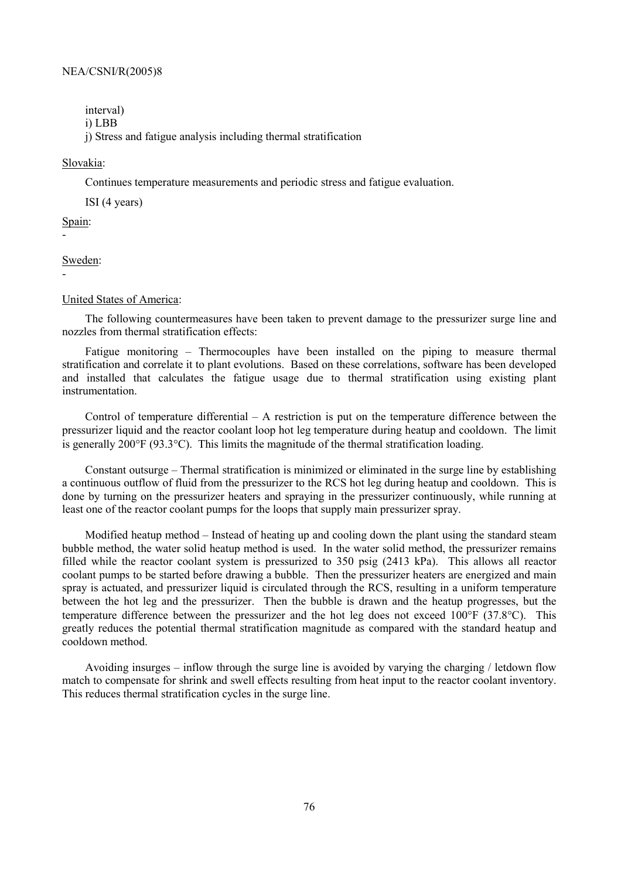interval)

i) LBB

j) Stress and fatigue analysis including thermal stratification

Slovakia:

Continues temperature measurements and periodic stress and fatigue evaluation.

ISI (4 years)

Spain:

-

Sweden:

-

United States of America:

The following countermeasures have been taken to prevent damage to the pressurizer surge line and nozzles from thermal stratification effects:

Fatigue monitoring – Thermocouples have been installed on the piping to measure thermal stratification and correlate it to plant evolutions. Based on these correlations, software has been developed and installed that calculates the fatigue usage due to thermal stratification using existing plant instrumentation.

Control of temperature differential – A restriction is put on the temperature difference between the pressurizer liquid and the reactor coolant loop hot leg temperature during heatup and cooldown. The limit is generally 200°F (93.3°C). This limits the magnitude of the thermal stratification loading.

Constant outsurge – Thermal stratification is minimized or eliminated in the surge line by establishing a continuous outflow of fluid from the pressurizer to the RCS hot leg during heatup and cooldown. This is done by turning on the pressurizer heaters and spraying in the pressurizer continuously, while running at least one of the reactor coolant pumps for the loops that supply main pressurizer spray.

Modified heatup method – Instead of heating up and cooling down the plant using the standard steam bubble method, the water solid heatup method is used. In the water solid method, the pressurizer remains filled while the reactor coolant system is pressurized to 350 psig (2413 kPa). This allows all reactor coolant pumps to be started before drawing a bubble. Then the pressurizer heaters are energized and main spray is actuated, and pressurizer liquid is circulated through the RCS, resulting in a uniform temperature between the hot leg and the pressurizer. Then the bubble is drawn and the heatup progresses, but the temperature difference between the pressurizer and the hot leg does not exceed 100°F (37.8°C). This greatly reduces the potential thermal stratification magnitude as compared with the standard heatup and cooldown method.

Avoiding insurges – inflow through the surge line is avoided by varying the charging / letdown flow match to compensate for shrink and swell effects resulting from heat input to the reactor coolant inventory. This reduces thermal stratification cycles in the surge line.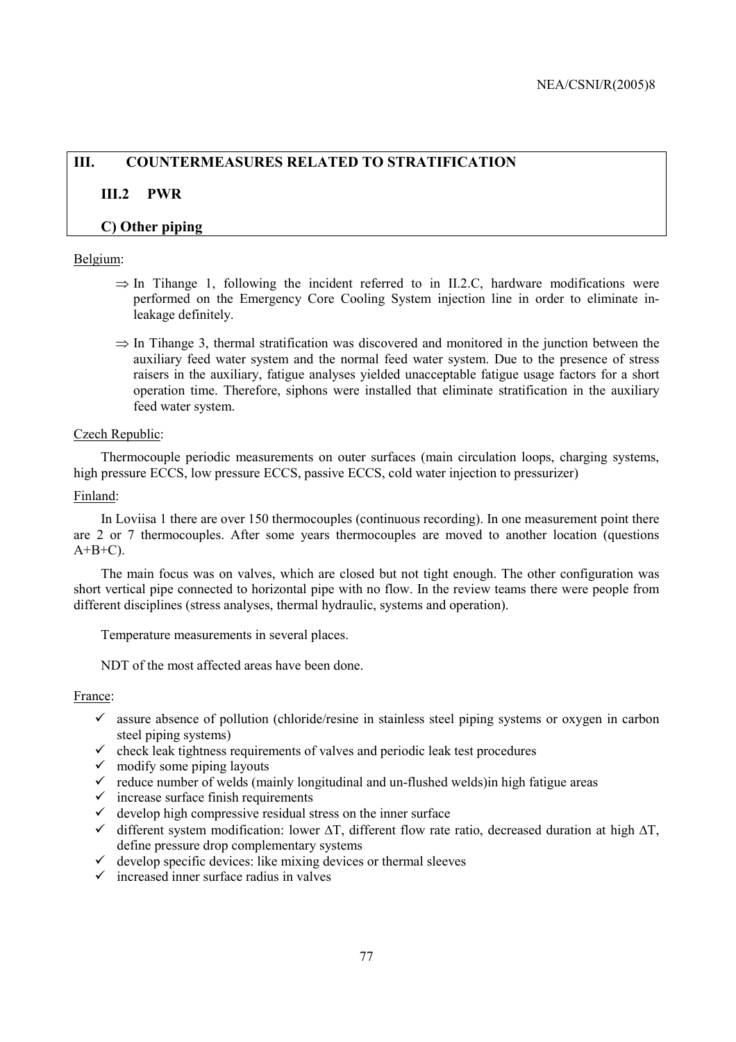## III. COUNTERMEASURES RELATED TO STRATIFICATION

### III.2 PWR

### C) Other piping

Belgium:

- ⇒ In Tihange 1, following the incident referred to in II.2.C, hardware modifications were performed on the Emergency Core Cooling System injection line in order to eliminate in-leakage definitely.
- ⇒ In Tihange 3, thermal stratification was discovered and monitored in the junction between the auxiliary feed water system and the normal feed water system. Due to the presence of stress raisers in the auxiliary, fatigue analyses yielded unacceptable fatigue usage factors for a short operation time. Therefore, siphons were installed that eliminate stratification in the auxiliary feed water system.

Czech Republic:

Thermocouple periodic measurements on outer surfaces (main circulation loops, charging systems, high pressure ECCS, low pressure ECCS, passive ECCS, cold water injection to pressurizer)

Finland:

In Loviisa 1 there are over 150 thermocouples (continuous recording). In one measurement point there are 2 or 7 thermocouples. After some years thermocouples are moved to another location (questions A+B+C).

The main focus was on valves, which are closed but not tight enough. The other configuration was short vertical pipe connected to horizontal pipe with no flow. In the review teams there were people from different disciplines (stress analyses, thermal hydraulic, systems and operation).

Temperature measurements in several places.

NDT of the most affected areas have been done.

France:

- ✓ assure absence of pollution (chloride/resine in stainless steel piping systems or oxygen in carbon steel piping systems)
- ✓ check leak tightness requirements of valves and periodic leak test procedures
- ✓ modify some piping layouts
- ✓ reduce number of welds (mainly longitudinal and un-flushed welds)in high fatigue areas
- ✓ increase surface finish requirements
- ✓ develop high compressive residual stress on the inner surface
- ✓ different system modification: lower $\Delta T$, different flow rate ratio, decreased duration at high $\Delta T$, define pressure drop complementary systems
- ✓ develop specific devices: like mixing devices or thermal sleeves
- ✓ increased inner surface radius in valves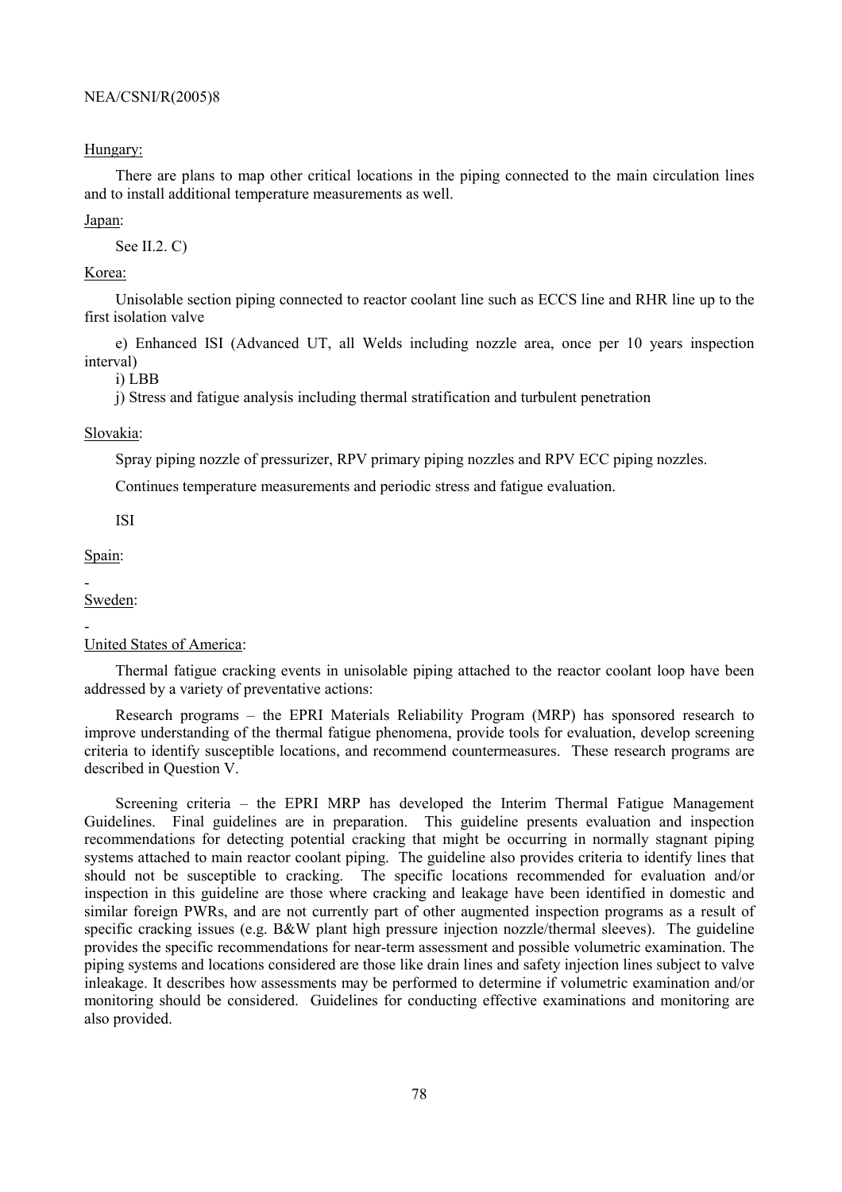Hungary:

There are plans to map other critical locations in the piping connected to the main circulation lines and to install additional temperature measurements as well.

Japan:

See II.2. C)

Korea:

Unisolable section piping connected to reactor coolant line such as ECCS line and RHR line up to the first isolation valve

e) Enhanced ISI (Advanced UT, all Welds including nozzle area, once per 10 years inspection interval)

i) LBB

j) Stress and fatigue analysis including thermal stratification and turbulent penetration

Slovakia:

Spray piping nozzle of pressurizer, RPV primary piping nozzles and RPV ECC piping nozzles.

Continues temperature measurements and periodic stress and fatigue evaluation.

ISI

Spain:

-

Sweden:

-

United States of America:

Thermal fatigue cracking events in unisolable piping attached to the reactor coolant loop have been addressed by a variety of preventative actions:

Research programs – the EPRI Materials Reliability Program (MRP) has sponsored research to improve understanding of the thermal fatigue phenomena, provide tools for evaluation, develop screening criteria to identify susceptible locations, and recommend countermeasures. These research programs are described in Question V.

Screening criteria – the EPRI MRP has developed the Interim Thermal Fatigue Management Guidelines. Final guidelines are in preparation. This guideline presents evaluation and inspection recommendations for detecting potential cracking that might be occurring in normally stagnant piping systems attached to main reactor coolant piping. The guideline also provides criteria to identify lines that should not be susceptible to cracking. The specific locations recommended for evaluation and/or inspection in this guideline are those where cracking and leakage have been identified in domestic and similar foreign PWRs, and are not currently part of other augmented inspection programs as a result of specific cracking issues (e.g. B&W plant high pressure injection nozzle/thermal sleeves). The guideline provides the specific recommendations for near-term assessment and possible volumetric examination. The piping systems and locations considered are those like drain lines and safety injection lines subject to valve inleakage. It describes how assessments may be performed to determine if volumetric examination and/or monitoring should be considered. Guidelines for conducting effective examinations and monitoring are also provided.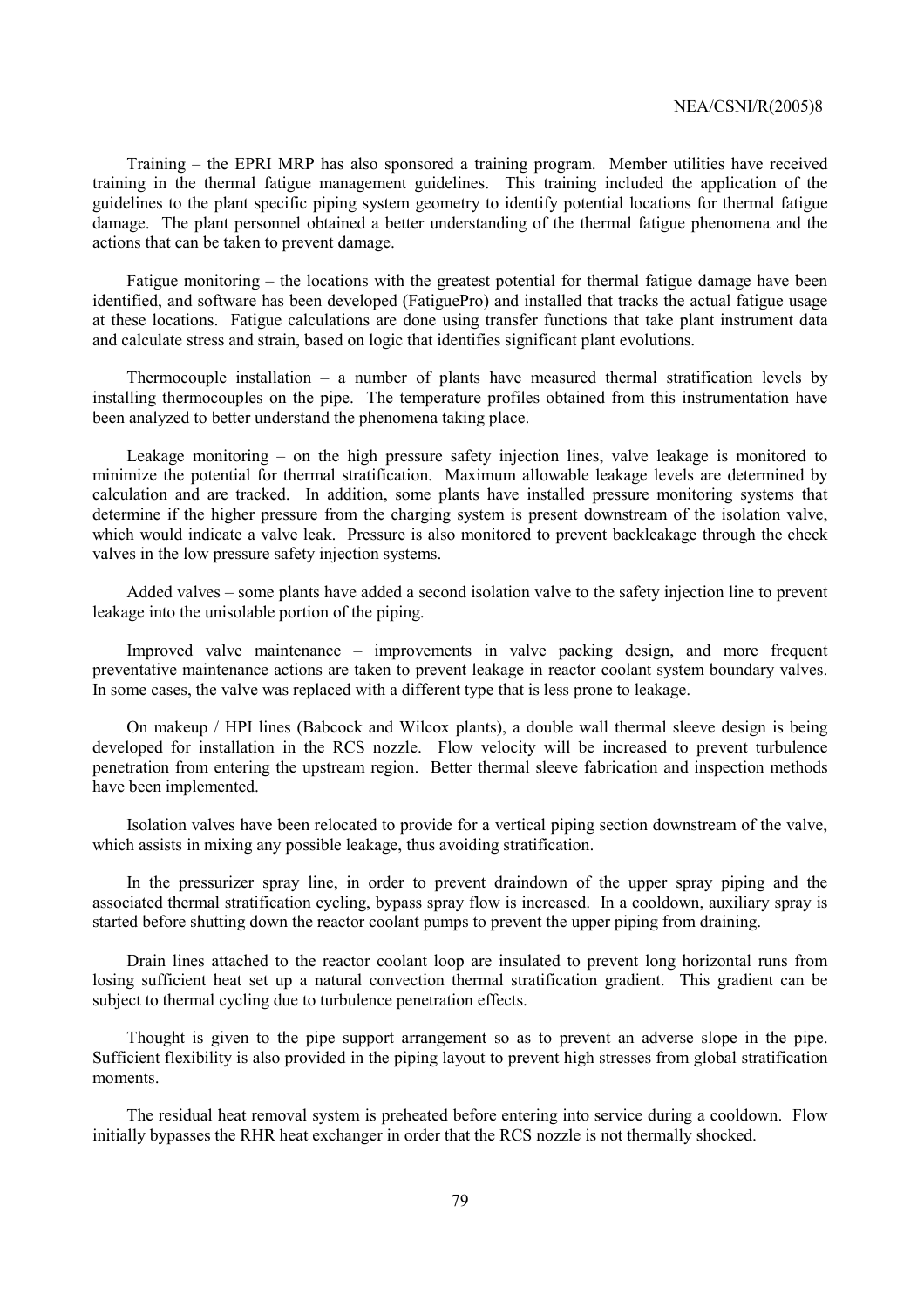Training – the EPRI MRP has also sponsored a training program. Member utilities have received training in the thermal fatigue management guidelines. This training included the application of the guidelines to the plant specific piping system geometry to identify potential locations for thermal fatigue damage. The plant personnel obtained a better understanding of the thermal fatigue phenomena and the actions that can be taken to prevent damage.

Fatigue monitoring – the locations with the greatest potential for thermal fatigue damage have been identified, and software has been developed (FatiguePro) and installed that tracks the actual fatigue usage at these locations. Fatigue calculations are done using transfer functions that take plant instrument data and calculate stress and strain, based on logic that identifies significant plant evolutions.

Thermocouple installation – a number of plants have measured thermal stratification levels by installing thermocouples on the pipe. The temperature profiles obtained from this instrumentation have been analyzed to better understand the phenomena taking place.

Leakage monitoring – on the high pressure safety injection lines, valve leakage is monitored to minimize the potential for thermal stratification. Maximum allowable leakage levels are determined by calculation and are tracked. In addition, some plants have installed pressure monitoring systems that determine if the higher pressure from the charging system is present downstream of the isolation valve, which would indicate a valve leak. Pressure is also monitored to prevent backleakage through the check valves in the low pressure safety injection systems.

Added valves – some plants have added a second isolation valve to the safety injection line to prevent leakage into the unisolable portion of the piping.

Improved valve maintenance – improvements in valve packing design, and more frequent preventative maintenance actions are taken to prevent leakage in reactor coolant system boundary valves. In some cases, the valve was replaced with a different type that is less prone to leakage.

On makeup / HPI lines (Babcock and Wilcox plants), a double wall thermal sleeve design is being developed for installation in the RCS nozzle. Flow velocity will be increased to prevent turbulence penetration from entering the upstream region. Better thermal sleeve fabrication and inspection methods have been implemented.

Isolation valves have been relocated to provide for a vertical piping section downstream of the valve, which assists in mixing any possible leakage, thus avoiding stratification.

In the pressurizer spray line, in order to prevent draindown of the upper spray piping and the associated thermal stratification cycling, bypass spray flow is increased. In a cooldown, auxiliary spray is started before shutting down the reactor coolant pumps to prevent the upper piping from draining.

Drain lines attached to the reactor coolant loop are insulated to prevent long horizontal runs from losing sufficient heat set up a natural convection thermal stratification gradient. This gradient can be subject to thermal cycling due to turbulence penetration effects.

Thought is given to the pipe support arrangement so as to prevent an adverse slope in the pipe. Sufficient flexibility is also provided in the piping layout to prevent high stresses from global stratification moments.

The residual heat removal system is preheated before entering into service during a cooldown. Flow initially bypasses the RHR heat exchanger in order that the RCS nozzle is not thermally shocked.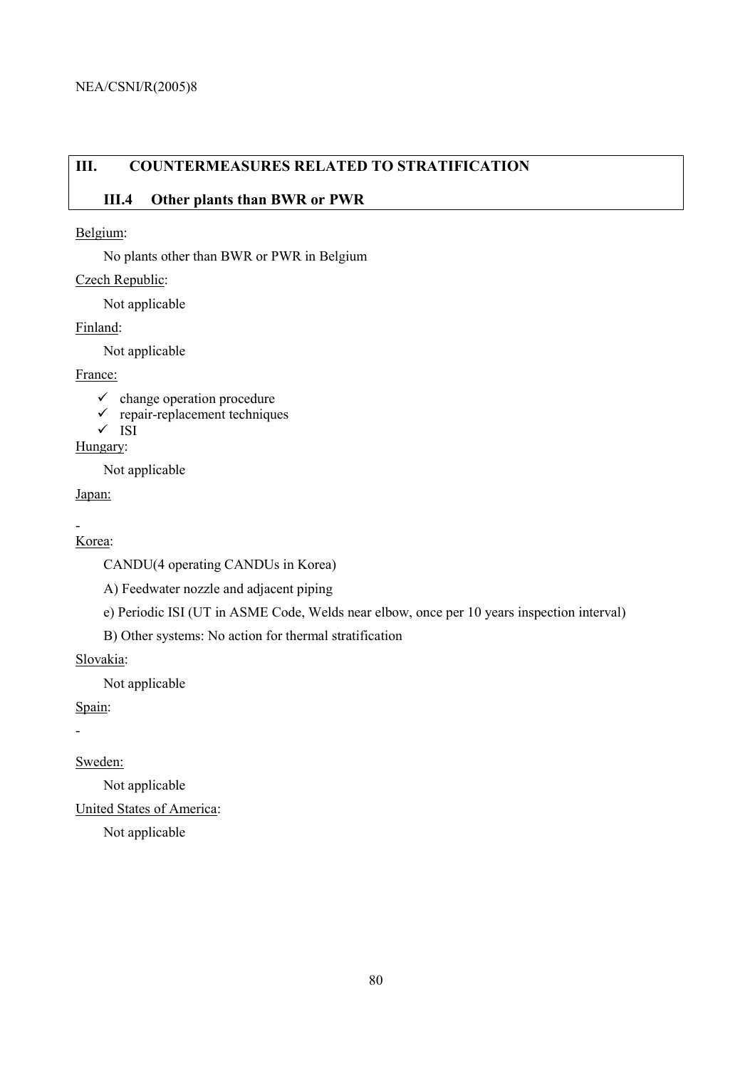## III. COUNTERMEASURES RELATED TO STRATIFICATION

### III.4 Other plants than BWR or PWR

Belgium:

No plants other than BWR or PWR in Belgium

Czech Republic:

Not applicable

Finland:

Not applicable

France:

- ✓ change operation procedure
- ✓ repair-replacement techniques
- ✓ ISI

Hungary:

Not applicable

Japan:

-

Korea:

CANDU(4 operating CANDUs in Korea)

A) Feedwater nozzle and adjacent piping

e) Periodic ISI (UT in ASME Code, Welds near elbow, once per 10 years inspection interval)

B) Other systems: No action for thermal stratification

Slovakia:

Not applicable

Spain:

-

Sweden:

Not applicable

United States of America:

Not applicable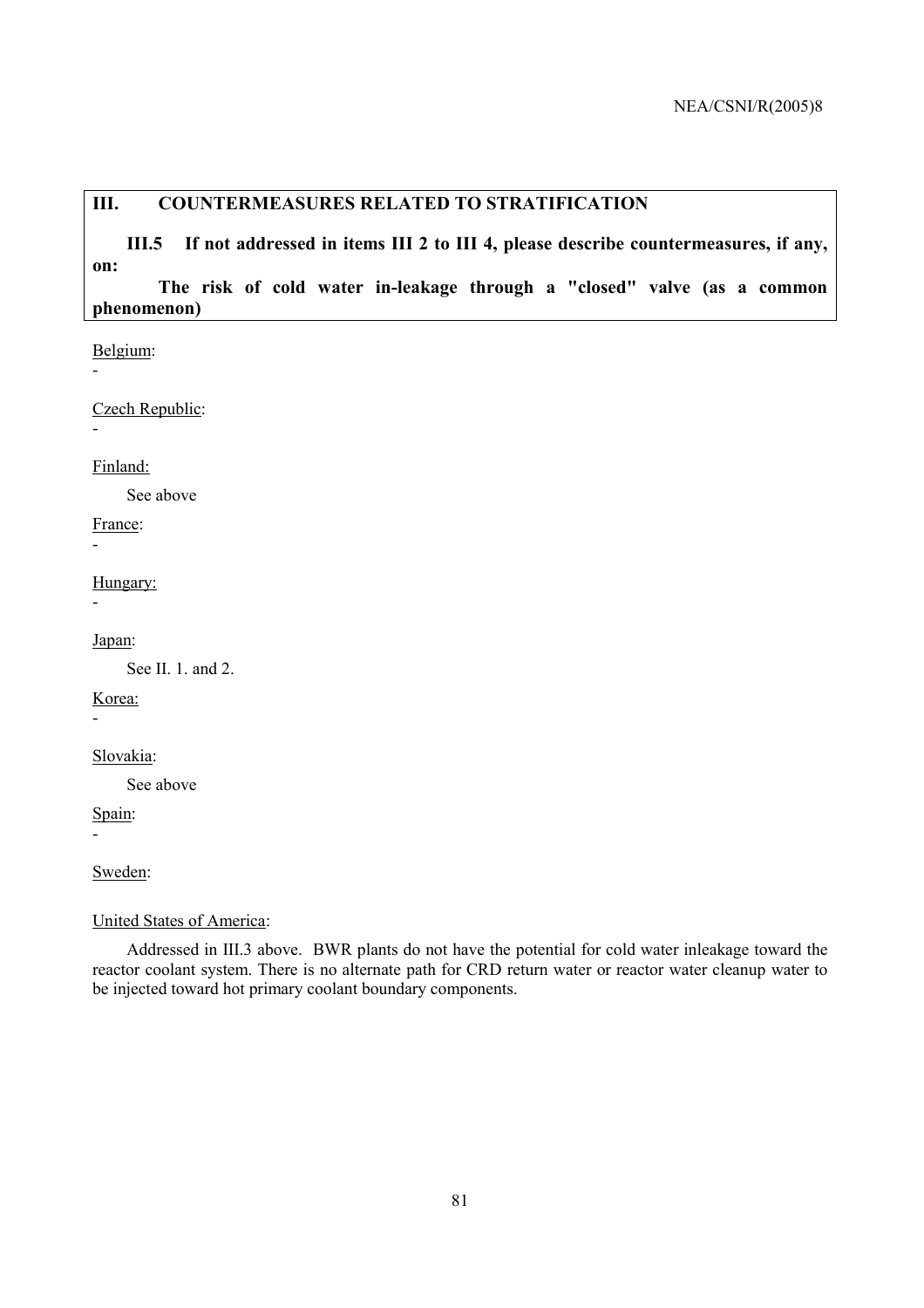## III. COUNTERMEASURES RELATED TO STRATIFICATION

**III.5 If not addressed in items III 2 to III 4, please describe countermeasures, if any, on:**

**The risk of cold water in-leakage through a "closed" valve (as a common phenomenon)**

Belgium:

-

Czech Republic:

-

Finland:

See above

France:

-

Hungary:

-

Japan:

See II. 1. and 2.

Korea:

-

Slovakia:

See above

Spain:

-

Sweden:

United States of America:

Addressed in III.3 above. BWR plants do not have the potential for cold water inleakage toward the reactor coolant system. There is no alternate path for CRD return water or reactor water cleanup water to be injected toward hot primary coolant boundary components.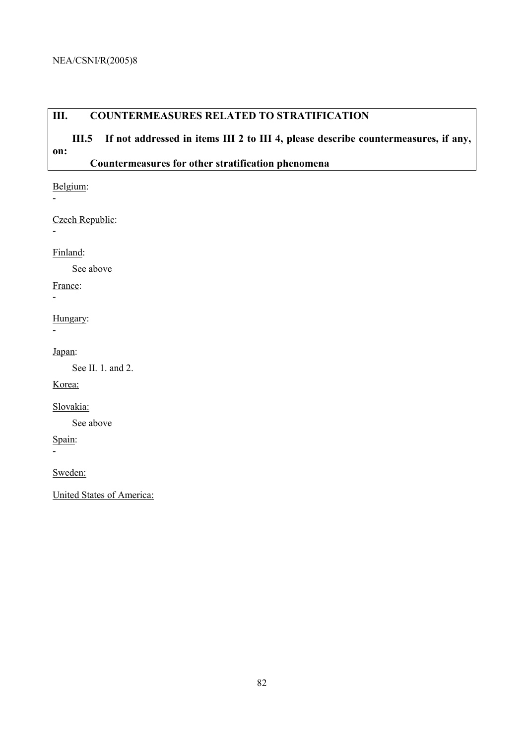## III. COUNTERMEASURES RELATED TO STRATIFICATION

**III.5 If not addressed in items III 2 to III 4, please describe countermeasures, if any, on:**

**Countermeasures for other stratification phenomena**

Belgium:

-

Czech Republic:

-

Finland:

See above

France:

-

Hungary:

-

Japan:

See II. 1. and 2.

Korea:

Slovakia:

See above

Spain:

-

Sweden:

United States of America: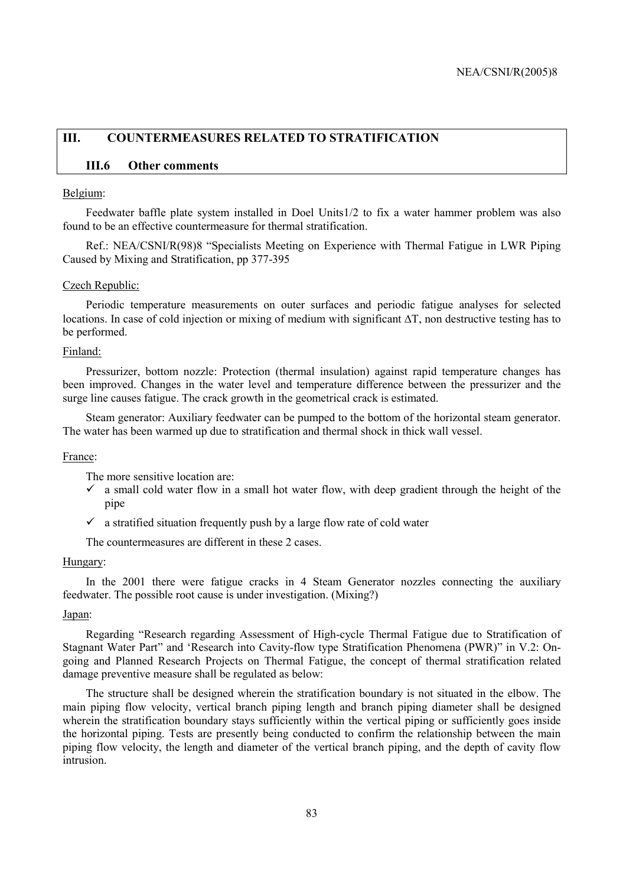## III. COUNTERMEASURES RELATED TO STRATIFICATION

### III.6 Other comments

Belgium:

Feedwater baffle plate system installed in Doel Units1/2 to fix a water hammer problem was also found to be an effective countermeasure for thermal stratification.

Ref.: NEA/CSNI/R(98)8 "Specialists Meeting on Experience with Thermal Fatigue in LWR Piping Caused by Mixing and Stratification, pp 377-395

Czech Republic:

Periodic temperature measurements on outer surfaces and periodic fatigue analyses for selected locations. In case of cold injection or mixing of medium with significant $\Delta T$, non destructive testing has to be performed.

Finland:

Pressurizer, bottom nozzle: Protection (thermal insulation) against rapid temperature changes has been improved. Changes in the water level and temperature difference between the pressurizer and the surge line causes fatigue. The crack growth in the geometrical crack is estimated.

Steam generator: Auxiliary feedwater can be pumped to the bottom of the horizontal steam generator. The water has been warmed up due to stratification and thermal shock in thick wall vessel.

France:

The more sensitive location are:

- ✓ a small cold water flow in a small hot water flow, with deep gradient through the height of the pipe
- ✓ a stratified situation frequently push by a large flow rate of cold water

The countermeasures are different in these 2 cases.

Hungary:

In the 2001 there were fatigue cracks in 4 Steam Generator nozzles connecting the auxiliary feedwater. The possible root cause is under investigation. (Mixing?)

Japan:

Regarding "Research regarding Assessment of High-cycle Thermal Fatigue due to Stratification of Stagnant Water Part" and 'Research into Cavity-flow type Stratification Phenomena (PWR)" in V.2: On-going and Planned Research Projects on Thermal Fatigue, the concept of thermal stratification related damage preventive measure shall be regulated as below:

The structure shall be designed wherein the stratification boundary is not situated in the elbow. The main piping flow velocity, vertical branch piping length and branch piping diameter shall be designed wherein the stratification boundary stays sufficiently within the vertical piping or sufficiently goes inside the horizontal piping. Tests are presently being conducted to confirm the relationship between the main piping flow velocity, the length and diameter of the vertical branch piping, and the depth of cavity flow intrusion.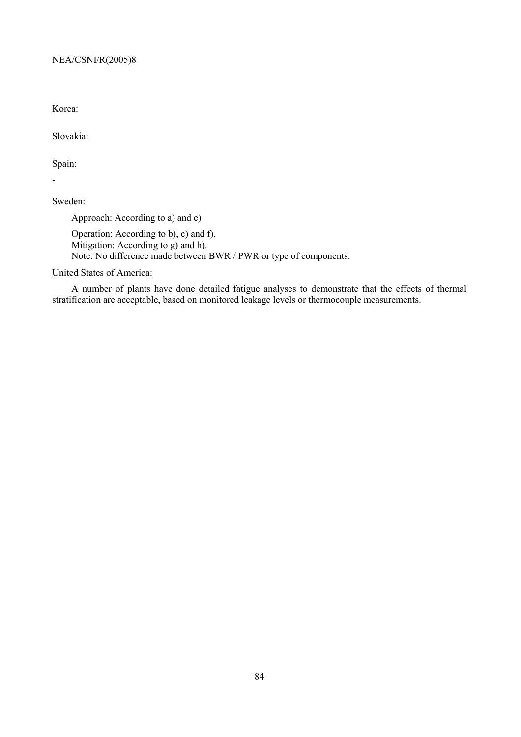Korea:

Slovakia:

Spain:

-

Sweden:

Approach: According to a) and e)

Operation: According to b), c) and f).
Mitigation: According to g) and h).
Note: No difference made between BWR / PWR or type of components.

United States of America:

A number of plants have done detailed fatigue analyses to demonstrate that the effects of thermal stratification are acceptable, based on monitored leakage levels or thermocouple measurements.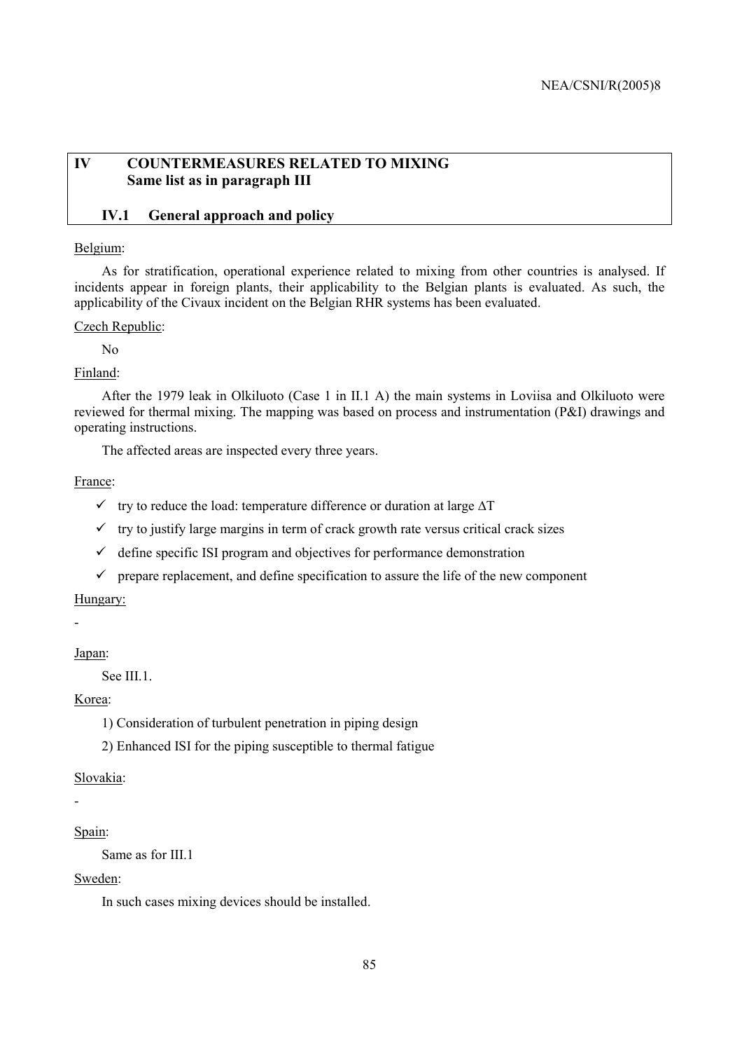# IV COUNTERMEASURES RELATED TO MIXING
**Same list as in paragraph III**

## IV.1 General approach and policy

Belgium:

As for stratification, operational experience related to mixing from other countries is analysed. If incidents appear in foreign plants, their applicability to the Belgian plants is evaluated. As such, the applicability of the Civaux incident on the Belgian RHR systems has been evaluated.

Czech Republic:

No

Finland:

After the 1979 leak in Olkiluoto (Case 1 in II.1 A) the main systems in Loviisa and Olkiluoto were reviewed for thermal mixing. The mapping was based on process and instrumentation (P&I) drawings and operating instructions.

The affected areas are inspected every three years.

France:

- ✓ try to reduce the load: temperature difference or duration at large $\Delta T$
- ✓ try to justify large margins in term of crack growth rate versus critical crack sizes
- ✓ define specific ISI program and objectives for performance demonstration
- ✓ prepare replacement, and define specification to assure the life of the new component

Hungary:

-

Japan:

See III.1.

Korea:

1) Consideration of turbulent penetration in piping design

2) Enhanced ISI for the piping susceptible to thermal fatigue

Slovakia:

-

Spain:

Same as for III.1

Sweden:

In such cases mixing devices should be installed.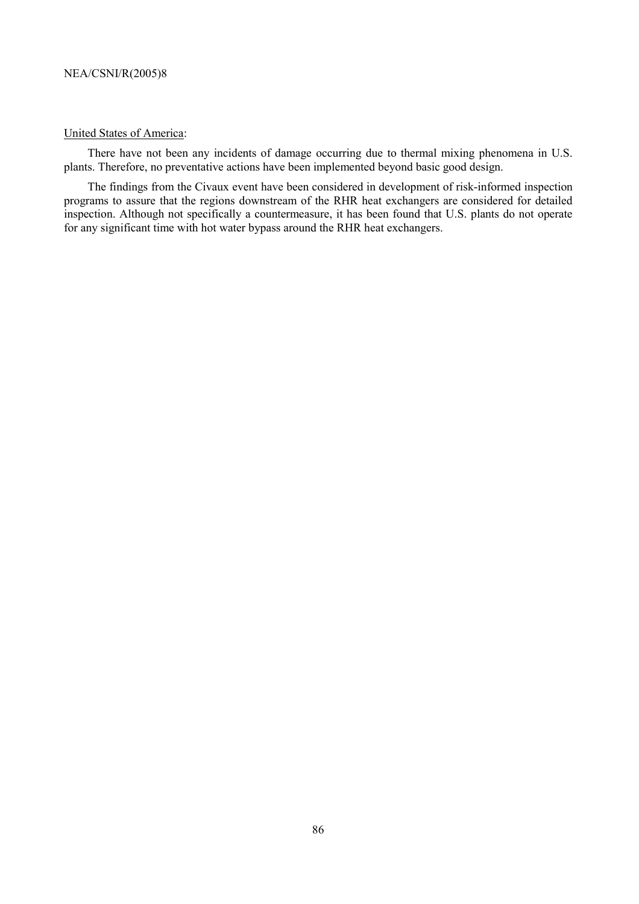<u>United States of America</u>:

There have not been any incidents of damage occurring due to thermal mixing phenomena in U.S. plants. Therefore, no preventative actions have been implemented beyond basic good design.

The findings from the Civaux event have been considered in development of risk-informed inspection programs to assure that the regions downstream of the RHR heat exchangers are considered for detailed inspection. Although not specifically a countermeasure, it has been found that U.S. plants do not operate for any significant time with hot water bypass around the RHR heat exchangers.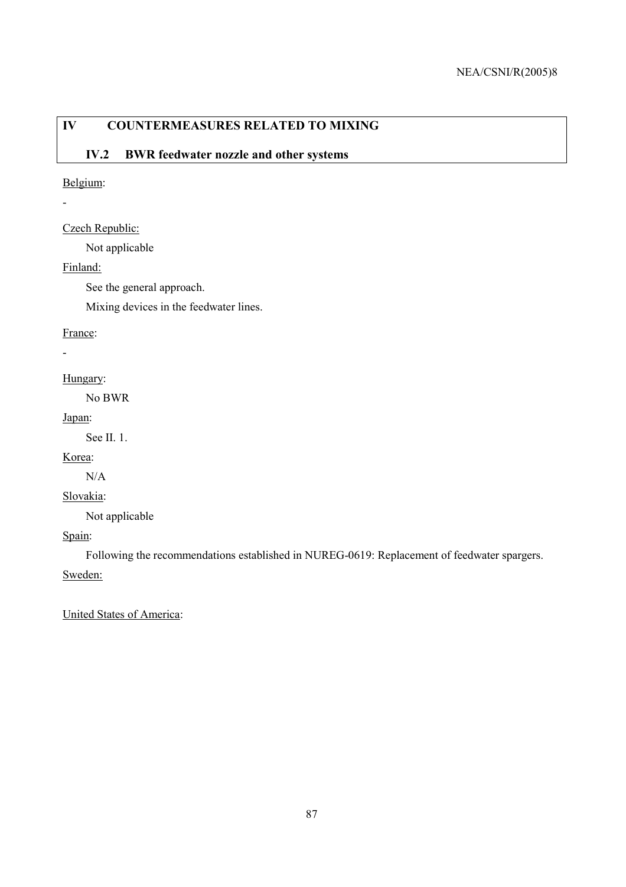# IV COUNTERMEASURES RELATED TO MIXING

## IV.2 BWR feedwater nozzle and other systems

Belgium:

-

Czech Republic:

Not applicable

Finland:

See the general approach.

Mixing devices in the feedwater lines.

France:

-

Hungary:

No BWR

Japan:

See II. 1.

Korea:

N/A

Slovakia:

Not applicable

Spain:

Following the recommendations established in NUREG-0619: Replacement of feedwater spargers.

Sweden:

United States of America: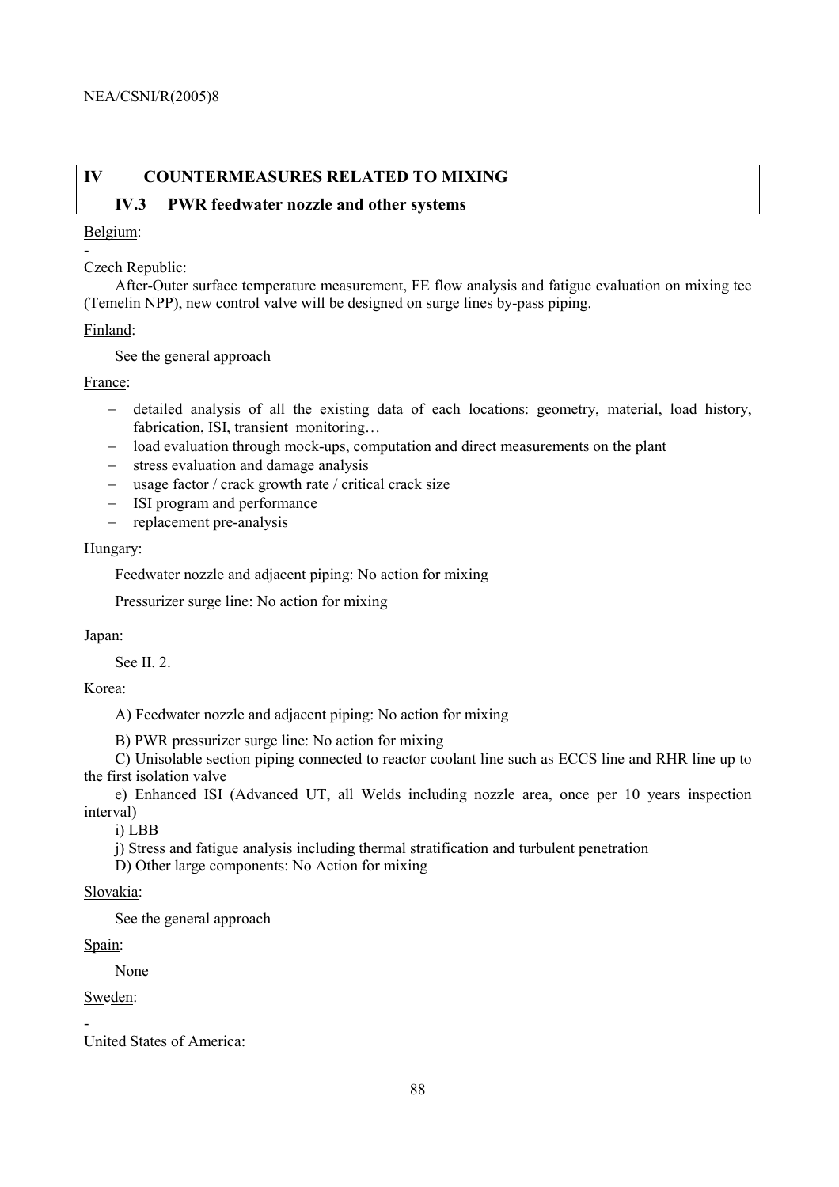## IV COUNTERMEASURES RELATED TO MIXING

### IV.3 PWR feedwater nozzle and other systems

Belgium:

-

Czech Republic:

After-Outer surface temperature measurement, FE flow analysis and fatigue evaluation on mixing tee (Temelin NPP), new control valve will be designed on surge lines by-pass piping.

Finland:

See the general approach

France:

- detailed analysis of all the existing data of each locations: geometry, material, load history, fabrication, ISI, transient monitoring…
- load evaluation through mock-ups, computation and direct measurements on the plant
- stress evaluation and damage analysis
- usage factor / crack growth rate / critical crack size
- ISI program and performance
- replacement pre-analysis

Hungary:

Feedwater nozzle and adjacent piping: No action for mixing

Pressurizer surge line: No action for mixing

Japan:

See II. 2.

Korea:

A) Feedwater nozzle and adjacent piping: No action for mixing

B) PWR pressurizer surge line: No action for mixing

C) Unisolable section piping connected to reactor coolant line such as ECCS line and RHR line up to the first isolation valve

e) Enhanced ISI (Advanced UT, all Welds including nozzle area, once per 10 years inspection interval)

i) LBB

j) Stress and fatigue analysis including thermal stratification and turbulent penetration

D) Other large components: No Action for mixing

Slovakia:

See the general approach

Spain:

None

Sweden:

-

United States of America: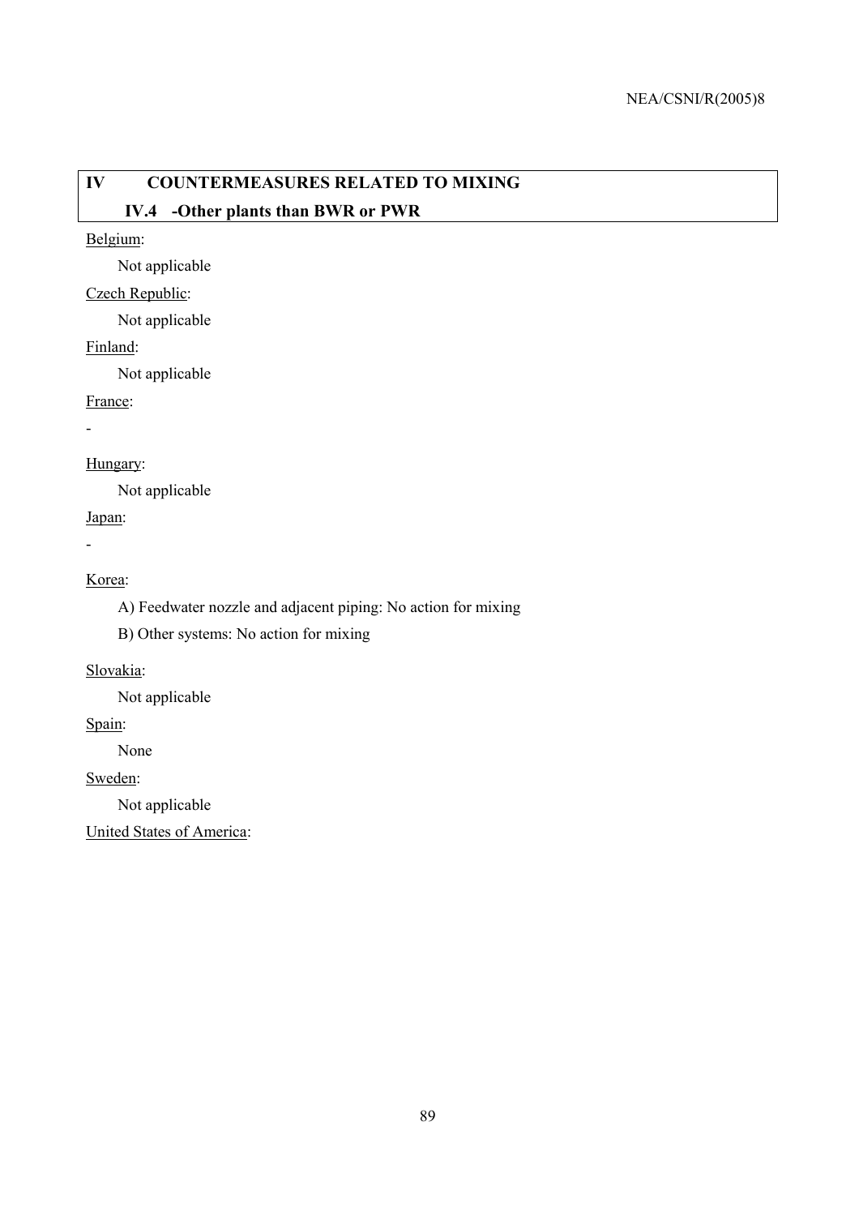# IV COUNTERMEASURES RELATED TO MIXING

## IV.4 -Other plants than BWR or PWR

Belgium:

Not applicable

Czech Republic:

Not applicable

Finland:

Not applicable

France:

-

Hungary:

Not applicable

Japan:

-

Korea:

A) Feedwater nozzle and adjacent piping: No action for mixing

B) Other systems: No action for mixing

Slovakia:

Not applicable

Spain:

None

Sweden:

Not applicable

United States of America: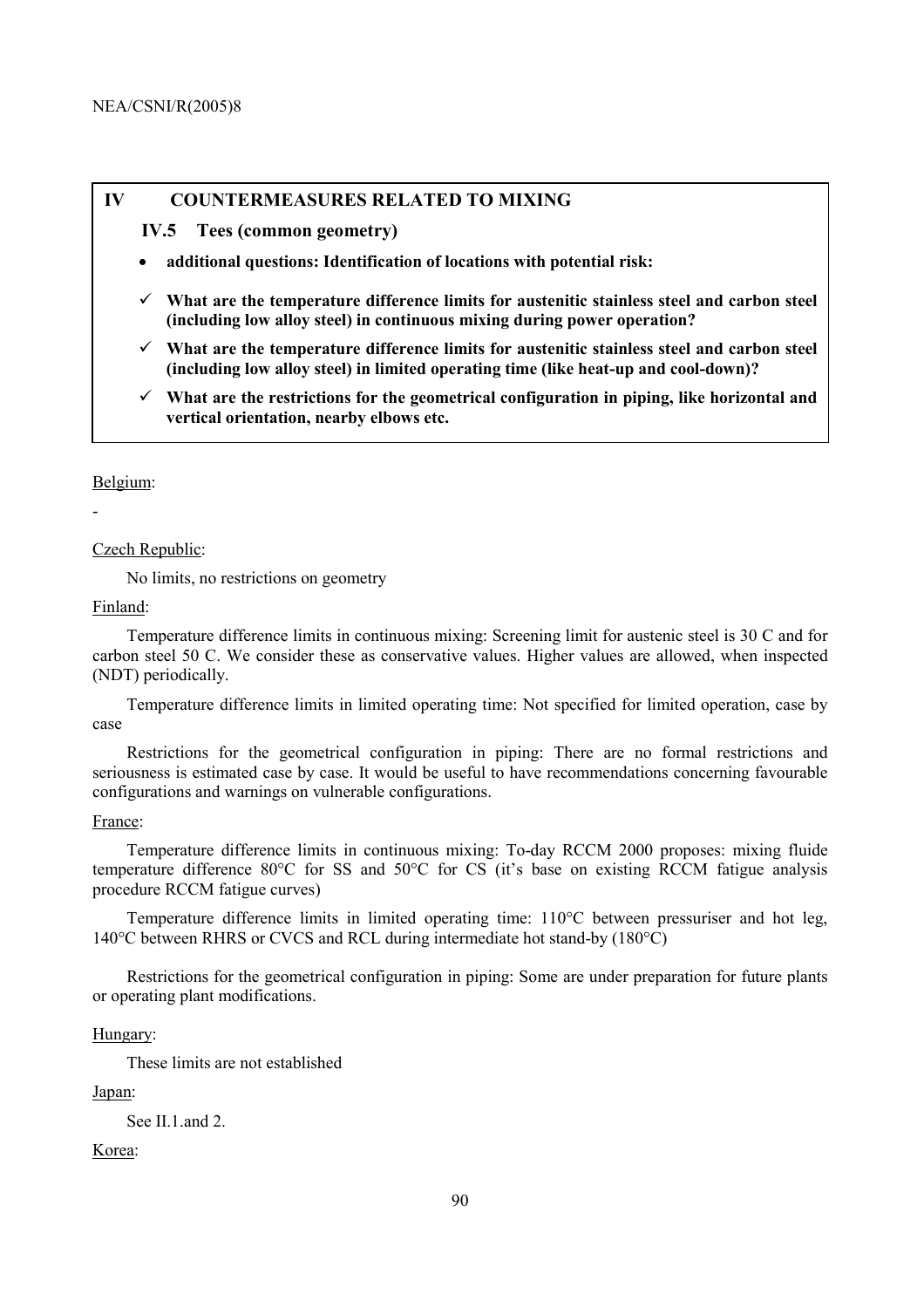## IV COUNTERMEASURES RELATED TO MIXING

### IV.5 Tees (common geometry)

- **additional questions: Identification of locations with potential risk:**

✓ **What are the temperature difference limits for austenitic stainless steel and carbon steel (including low alloy steel) in continuous mixing during power operation?**

✓ **What are the temperature difference limits for austenitic stainless steel and carbon steel (including low alloy steel) in limited operating time (like heat-up and cool-down)?**

✓ **What are the restrictions for the geometrical configuration in piping, like horizontal and vertical orientation, nearby elbows etc.**

Belgium:

-

Czech Republic:

No limits, no restrictions on geometry

Finland:

Temperature difference limits in continuous mixing: Screening limit for austenic steel is 30 C and for carbon steel 50 C. We consider these as conservative values. Higher values are allowed, when inspected (NDT) periodically.

Temperature difference limits in limited operating time: Not specified for limited operation, case by case

Restrictions for the geometrical configuration in piping: There are no formal restrictions and seriousness is estimated case by case. It would be useful to have recommendations concerning favourable configurations and warnings on vulnerable configurations.

France:

Temperature difference limits in continuous mixing: To-day RCCM 2000 proposes: mixing fluide temperature difference 80°C for SS and 50°C for CS (it's base on existing RCCM fatigue analysis procedure RCCM fatigue curves)

Temperature difference limits in limited operating time: 110°C between pressuriser and hot leg, 140°C between RHRS or CVCS and RCL during intermediate hot stand-by (180°C)

Restrictions for the geometrical configuration in piping: Some are under preparation for future plants or operating plant modifications.

Hungary:

These limits are not established

Japan:

See II.1.and 2.

Korea: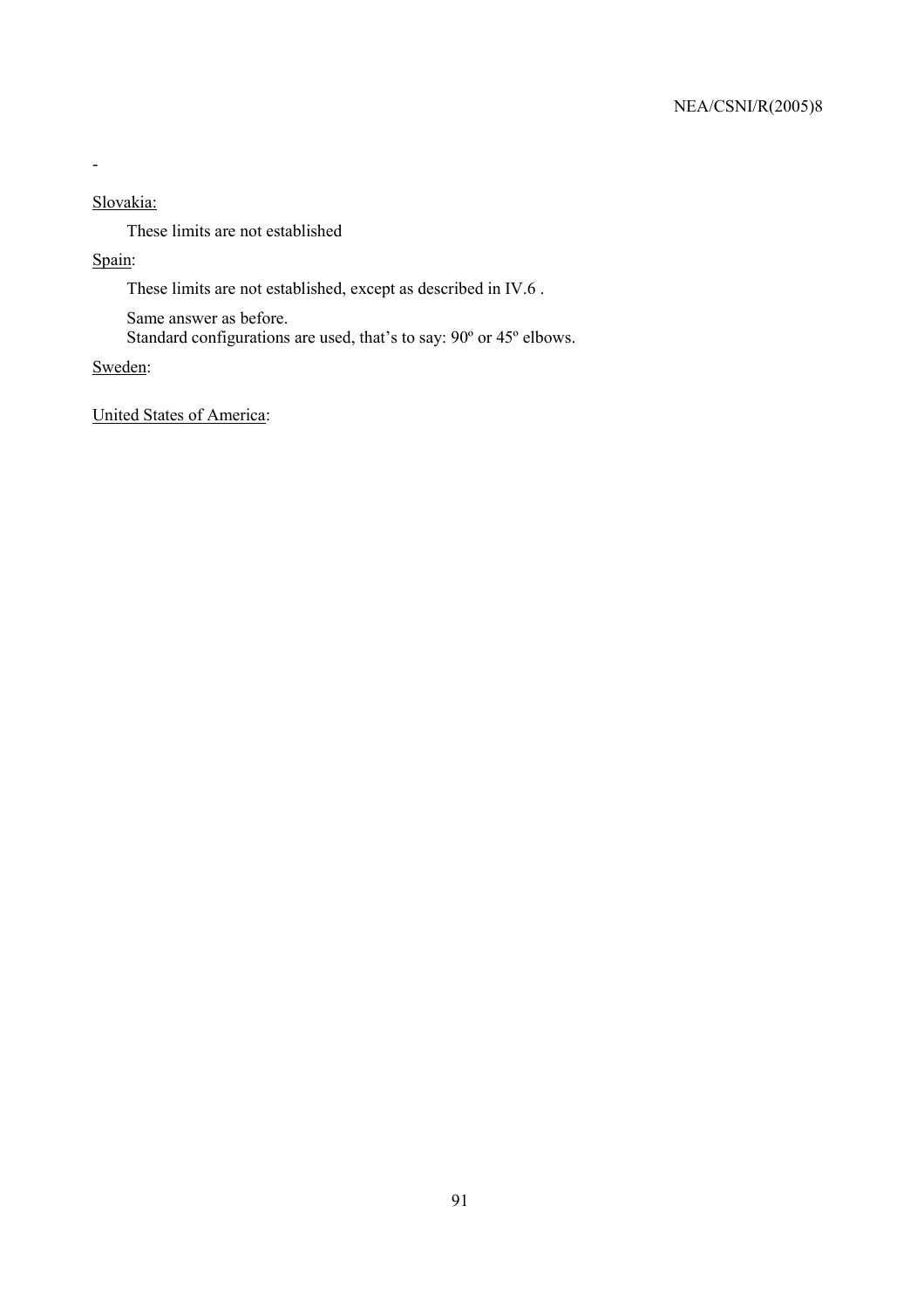-

Slovakia:

These limits are not established

Spain:

These limits are not established, except as described in IV.6 .

Same answer as before.
Standard configurations are used, that's to say: 90º or 45º elbows.

Sweden:

United States of America: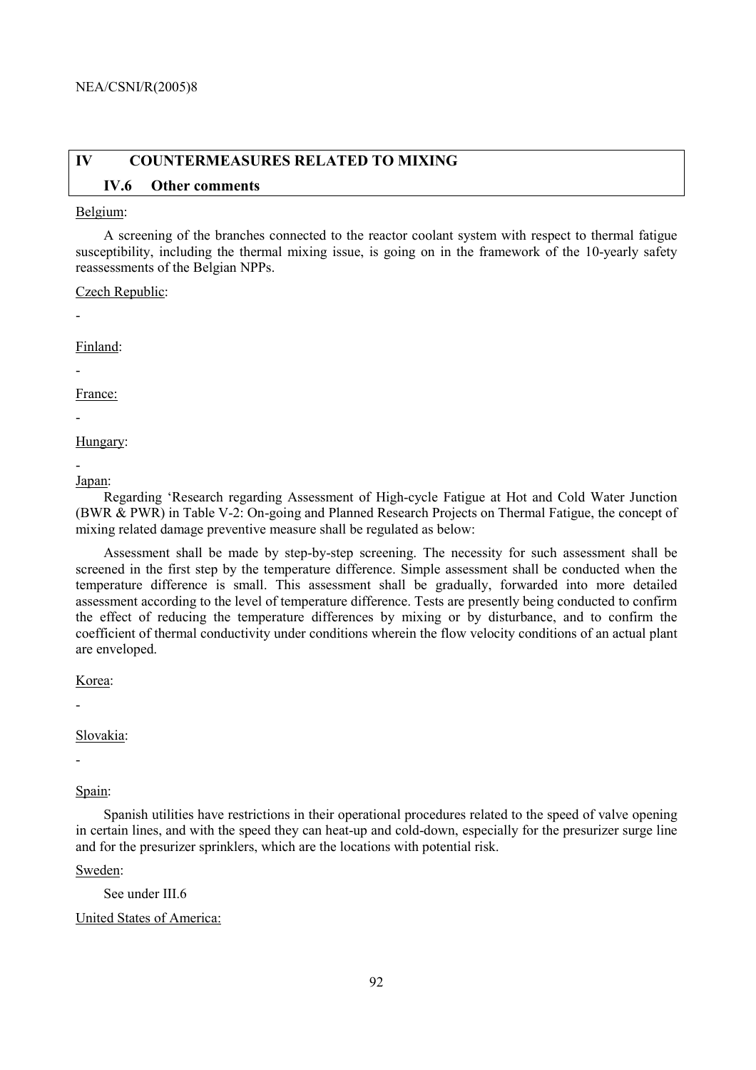## IV COUNTERMEASURES RELATED TO MIXING

### IV.6 Other comments

Belgium:

A screening of the branches connected to the reactor coolant system with respect to thermal fatigue susceptibility, including the thermal mixing issue, is going on in the framework of the 10-yearly safety reassessments of the Belgian NPPs.

Czech Republic:

-

Finland:

-

France:

-

Hungary:

-

Japan:

Regarding 'Research regarding Assessment of High-cycle Fatigue at Hot and Cold Water Junction (BWR & PWR) in Table V-2: On-going and Planned Research Projects on Thermal Fatigue, the concept of mixing related damage preventive measure shall be regulated as below:

Assessment shall be made by step-by-step screening. The necessity for such assessment shall be screened in the first step by the temperature difference. Simple assessment shall be conducted when the temperature difference is small. This assessment shall be gradually, forwarded into more detailed assessment according to the level of temperature difference. Tests are presently being conducted to confirm the effect of reducing the temperature differences by mixing or by disturbance, and to confirm the coefficient of thermal conductivity under conditions wherein the flow velocity conditions of an actual plant are enveloped.

Korea:

-

Slovakia:

-

Spain:

Spanish utilities have restrictions in their operational procedures related to the speed of valve opening in certain lines, and with the speed they can heat-up and cold-down, especially for the presurizer surge line and for the presurizer sprinklers, which are the locations with potential risk.

Sweden:

See under III.6

United States of America: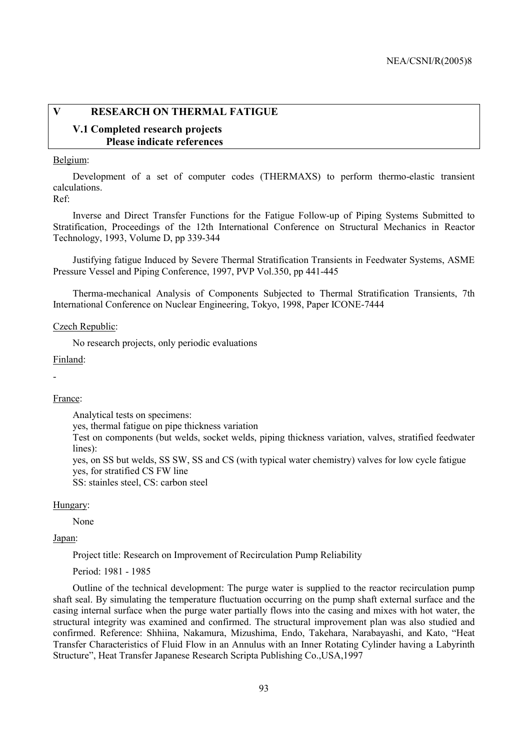## V RESEARCH ON THERMAL FATIGUE

### V.1 Completed research projects
### Please indicate references

Belgium:

Development of a set of computer codes (THERMAXS) to perform thermo-elastic transient calculations.

Ref:

Inverse and Direct Transfer Functions for the Fatigue Follow-up of Piping Systems Submitted to Stratification, Proceedings of the 12th International Conference on Structural Mechanics in Reactor Technology, 1993, Volume D, pp 339-344

Justifying fatigue Induced by Severe Thermal Stratification Transients in Feedwater Systems, ASME Pressure Vessel and Piping Conference, 1997, PVP Vol.350, pp 441-445

Therma-mechanical Analysis of Components Subjected to Thermal Stratification Transients, 7th International Conference on Nuclear Engineering, Tokyo, 1998, Paper ICONE-7444

Czech Republic:

No research projects, only periodic evaluations

Finland:

-

France:

Analytical tests on specimens:
yes, thermal fatigue on pipe thickness variation
Test on components (but welds, socket welds, piping thickness variation, valves, stratified feedwater lines):
yes, on SS but welds, SS SW, SS and CS (with typical water chemistry) valves for low cycle fatigue
yes, for stratified CS FW line
SS: stainles steel, CS: carbon steel

Hungary:

None

Japan:

Project title: Research on Improvement of Recirculation Pump Reliability

Period: 1981 - 1985

Outline of the technical development: The purge water is supplied to the reactor recirculation pump shaft seal. By simulating the temperature fluctuation occurring on the pump shaft external surface and the casing internal surface when the purge water partially flows into the casing and mixes with hot water, the structural integrity was examined and confirmed. The structural improvement plan was also studied and confirmed. Reference: Shhiina, Nakamura, Mizushima, Endo, Takehara, Narabayashi, and Kato, "Heat Transfer Characteristics of Fluid Flow in an Annulus with an Inner Rotating Cylinder having a Labyrinth Structure", Heat Transfer Japanese Research Scripta Publishing Co.,USA,1997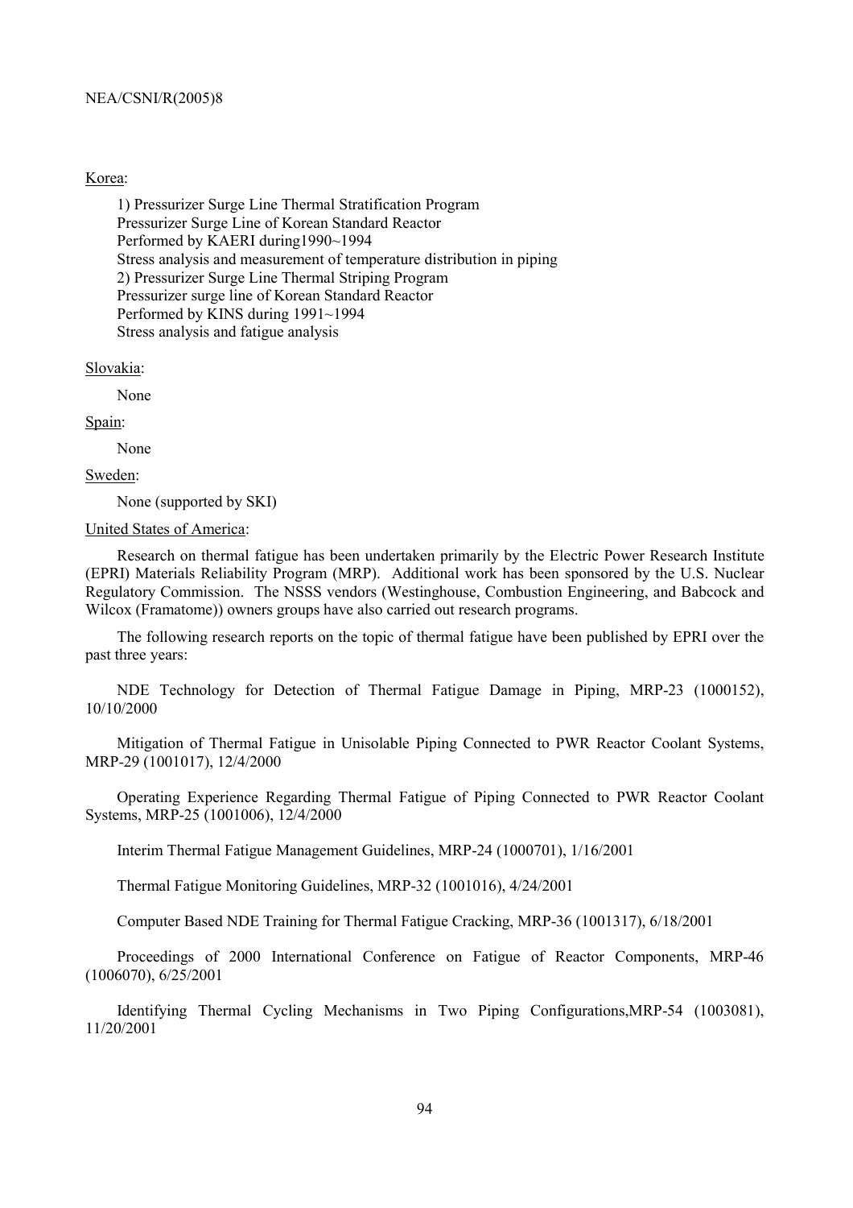Korea:

1) Pressurizer Surge Line Thermal Stratification Program
Pressurizer Surge Line of Korean Standard Reactor
Performed by KAERI during1990~1994
Stress analysis and measurement of temperature distribution in piping
2) Pressurizer Surge Line Thermal Striping Program
Pressurizer surge line of Korean Standard Reactor
Performed by KINS during 1991~1994
Stress analysis and fatigue analysis

Slovakia:

None

Spain:

None

Sweden:

None (supported by SKI)

United States of America:

Research on thermal fatigue has been undertaken primarily by the Electric Power Research Institute (EPRI) Materials Reliability Program (MRP). Additional work has been sponsored by the U.S. Nuclear Regulatory Commission. The NSSS vendors (Westinghouse, Combustion Engineering, and Babcock and Wilcox (Framatome)) owners groups have also carried out research programs.

The following research reports on the topic of thermal fatigue have been published by EPRI over the past three years:

NDE Technology for Detection of Thermal Fatigue Damage in Piping, MRP-23 (1000152), 10/10/2000

Mitigation of Thermal Fatigue in Unisolable Piping Connected to PWR Reactor Coolant Systems, MRP-29 (1001017), 12/4/2000

Operating Experience Regarding Thermal Fatigue of Piping Connected to PWR Reactor Coolant Systems, MRP-25 (1001006), 12/4/2000

Interim Thermal Fatigue Management Guidelines, MRP-24 (1000701), 1/16/2001

Thermal Fatigue Monitoring Guidelines, MRP-32 (1001016), 4/24/2001

Computer Based NDE Training for Thermal Fatigue Cracking, MRP-36 (1001317), 6/18/2001

Proceedings of 2000 International Conference on Fatigue of Reactor Components, MRP-46 (1006070), 6/25/2001

Identifying Thermal Cycling Mechanisms in Two Piping Configurations,MRP-54 (1003081), 11/20/2001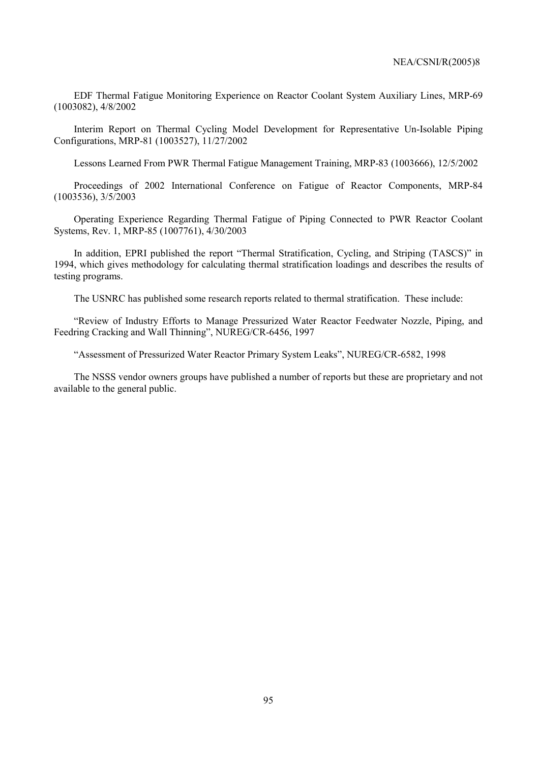EDF Thermal Fatigue Monitoring Experience on Reactor Coolant System Auxiliary Lines, MRP-69 (1003082), 4/8/2002

Interim Report on Thermal Cycling Model Development for Representative Un-Isolable Piping Configurations, MRP-81 (1003527), 11/27/2002

Lessons Learned From PWR Thermal Fatigue Management Training, MRP-83 (1003666), 12/5/2002

Proceedings of 2002 International Conference on Fatigue of Reactor Components, MRP-84 (1003536), 3/5/2003

Operating Experience Regarding Thermal Fatigue of Piping Connected to PWR Reactor Coolant Systems, Rev. 1, MRP-85 (1007761), 4/30/2003

In addition, EPRI published the report "Thermal Stratification, Cycling, and Striping (TASCS)" in 1994, which gives methodology for calculating thermal stratification loadings and describes the results of testing programs.

The USNRC has published some research reports related to thermal stratification. These include:

"Review of Industry Efforts to Manage Pressurized Water Reactor Feedwater Nozzle, Piping, and Feedring Cracking and Wall Thinning", NUREG/CR-6456, 1997

"Assessment of Pressurized Water Reactor Primary System Leaks", NUREG/CR-6582, 1998

The NSSS vendor owners groups have published a number of reports but these are proprietary and not available to the general public.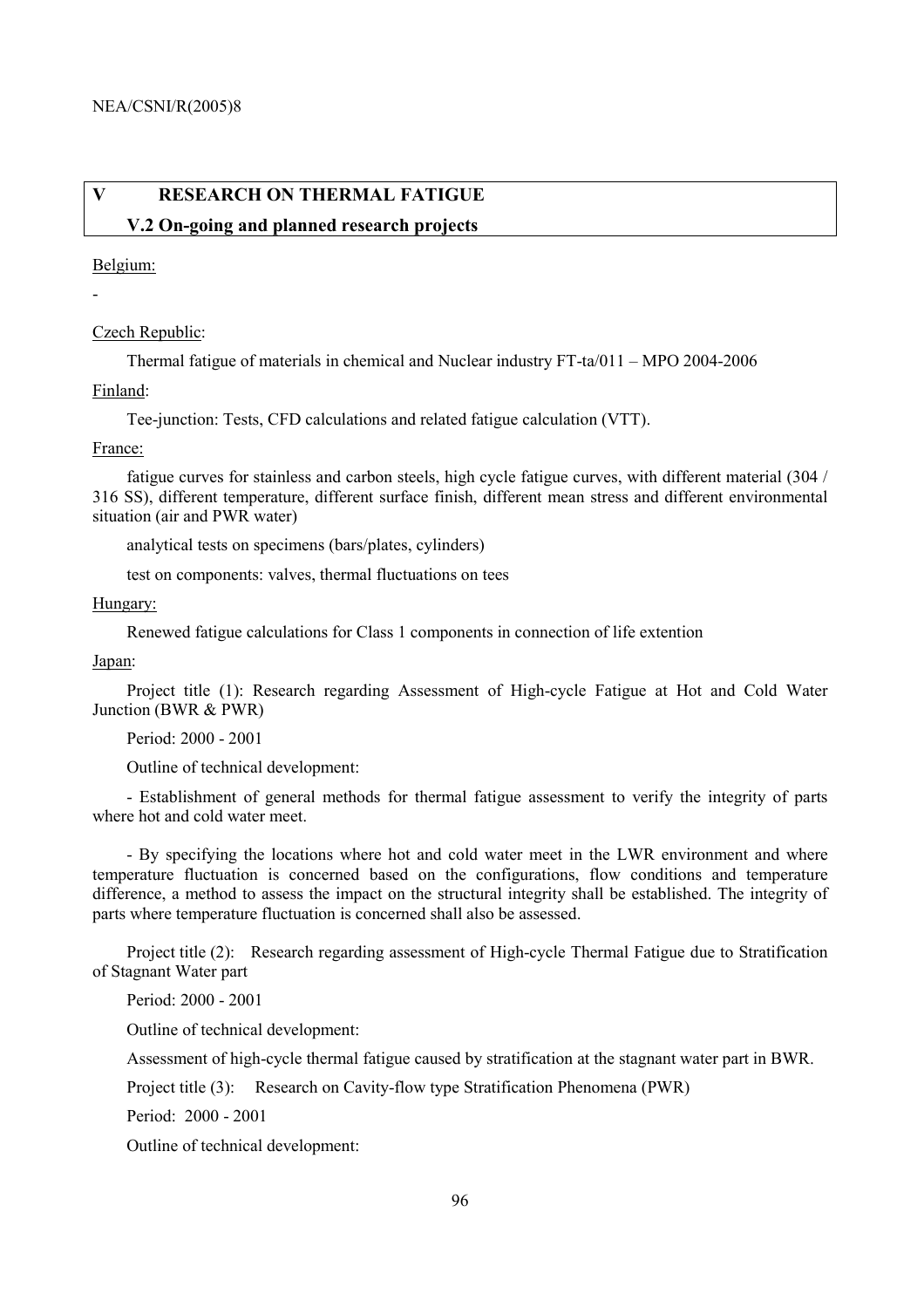## V RESEARCH ON THERMAL FATIGUE

### V.2 On-going and planned research projects

Belgium:

-

Czech Republic:

Thermal fatigue of materials in chemical and Nuclear industry FT-ta/011 – MPO 2004-2006

Finland:

Tee-junction: Tests, CFD calculations and related fatigue calculation (VTT).

France:

fatigue curves for stainless and carbon steels, high cycle fatigue curves, with different material (304 / 316 SS), different temperature, different surface finish, different mean stress and different environmental situation (air and PWR water)

analytical tests on specimens (bars/plates, cylinders)

test on components: valves, thermal fluctuations on tees

Hungary:

Renewed fatigue calculations for Class 1 components in connection of life extention

Japan:

Project title (1): Research regarding Assessment of High-cycle Fatigue at Hot and Cold Water Junction (BWR & PWR)

Period: 2000 - 2001

Outline of technical development:

- Establishment of general methods for thermal fatigue assessment to verify the integrity of parts where hot and cold water meet.

- By specifying the locations where hot and cold water meet in the LWR environment and where temperature fluctuation is concerned based on the configurations, flow conditions and temperature difference, a method to assess the impact on the structural integrity shall be established. The integrity of parts where temperature fluctuation is concerned shall also be assessed.

Project title (2): Research regarding assessment of High-cycle Thermal Fatigue due to Stratification of Stagnant Water part

Period: 2000 - 2001

Outline of technical development:

Assessment of high-cycle thermal fatigue caused by stratification at the stagnant water part in BWR.

Project title (3): Research on Cavity-flow type Stratification Phenomena (PWR)

Period: 2000 - 2001

Outline of technical development: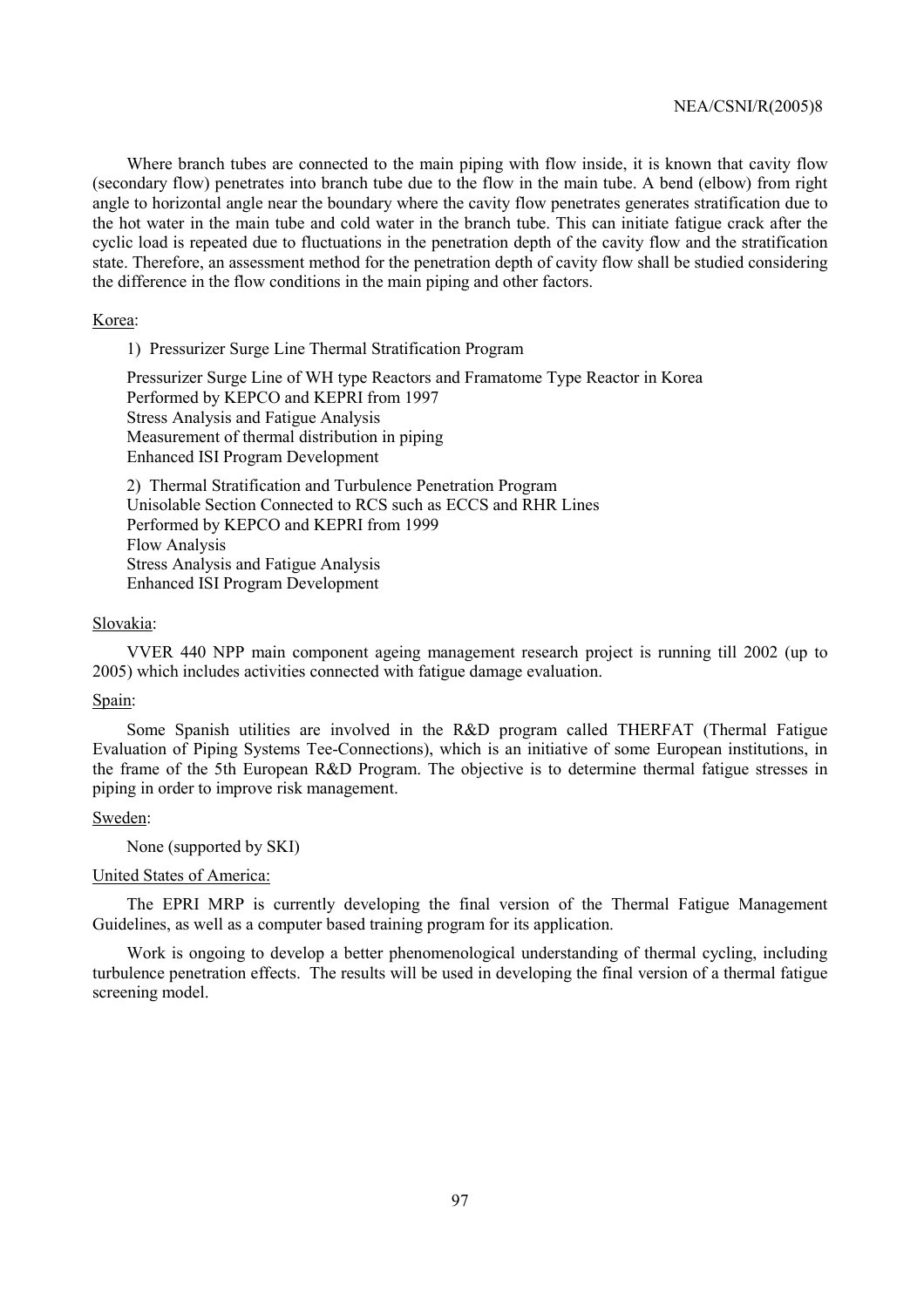Where branch tubes are connected to the main piping with flow inside, it is known that cavity flow (secondary flow) penetrates into branch tube due to the flow in the main tube. A bend (elbow) from right angle to horizontal angle near the boundary where the cavity flow penetrates generates stratification due to the hot water in the main tube and cold water in the branch tube. This can initiate fatigue crack after the cyclic load is repeated due to fluctuations in the penetration depth of the cavity flow and the stratification state. Therefore, an assessment method for the penetration depth of cavity flow shall be studied considering the difference in the flow conditions in the main piping and other factors.

Korea:

1) Pressurizer Surge Line Thermal Stratification Program

Pressurizer Surge Line of WH type Reactors and Framatome Type Reactor in Korea
Performed by KEPCO and KEPRI from 1997
Stress Analysis and Fatigue Analysis
Measurement of thermal distribution in piping
Enhanced ISI Program Development

2) Thermal Stratification and Turbulence Penetration Program
Unisolable Section Connected to RCS such as ECCS and RHR Lines
Performed by KEPCO and KEPRI from 1999
Flow Analysis
Stress Analysis and Fatigue Analysis
Enhanced ISI Program Development

Slovakia:

VVER 440 NPP main component ageing management research project is running till 2002 (up to 2005) which includes activities connected with fatigue damage evaluation.

Spain:

Some Spanish utilities are involved in the R&D program called THERFAT (Thermal Fatigue Evaluation of Piping Systems Tee-Connections), which is an initiative of some European institutions, in the frame of the 5th European R&D Program. The objective is to determine thermal fatigue stresses in piping in order to improve risk management.

Sweden:

None (supported by SKI)

United States of America:

The EPRI MRP is currently developing the final version of the Thermal Fatigue Management Guidelines, as well as a computer based training program for its application.

Work is ongoing to develop a better phenomenological understanding of thermal cycling, including turbulence penetration effects. The results will be used in developing the final version of a thermal fatigue screening model.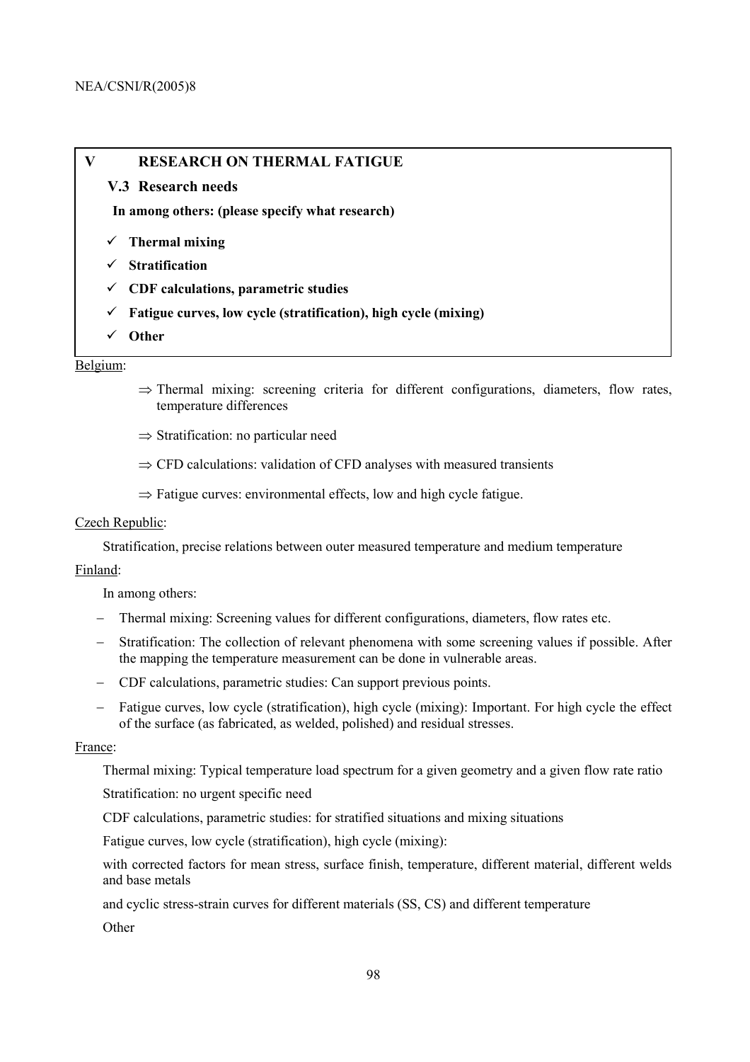## V RESEARCH ON THERMAL FATIGUE

### V.3 Research needs

**In among others: (please specify what research)**

- ✓ **Thermal mixing**
- ✓ **Stratification**
- ✓ **CDF calculations, parametric studies**
- ✓ **Fatigue curves, low cycle (stratification), high cycle (mixing)**
- ✓ **Other**

Belgium:

- ⇒ Thermal mixing: screening criteria for different configurations, diameters, flow rates, temperature differences
- ⇒ Stratification: no particular need
- ⇒ CFD calculations: validation of CFD analyses with measured transients
- ⇒ Fatigue curves: environmental effects, low and high cycle fatigue.

Czech Republic:

Stratification, precise relations between outer measured temperature and medium temperature

Finland:

In among others:

- Thermal mixing: Screening values for different configurations, diameters, flow rates etc.
- Stratification: The collection of relevant phenomena with some screening values if possible. After the mapping the temperature measurement can be done in vulnerable areas.
- CDF calculations, parametric studies: Can support previous points.
- Fatigue curves, low cycle (stratification), high cycle (mixing): Important. For high cycle the effect of the surface (as fabricated, as welded, polished) and residual stresses.

France:

Thermal mixing: Typical temperature load spectrum for a given geometry and a given flow rate ratio

Stratification: no urgent specific need

CDF calculations, parametric studies: for stratified situations and mixing situations

Fatigue curves, low cycle (stratification), high cycle (mixing):

with corrected factors for mean stress, surface finish, temperature, different material, different welds and base metals

and cyclic stress-strain curves for different materials (SS, CS) and different temperature

Other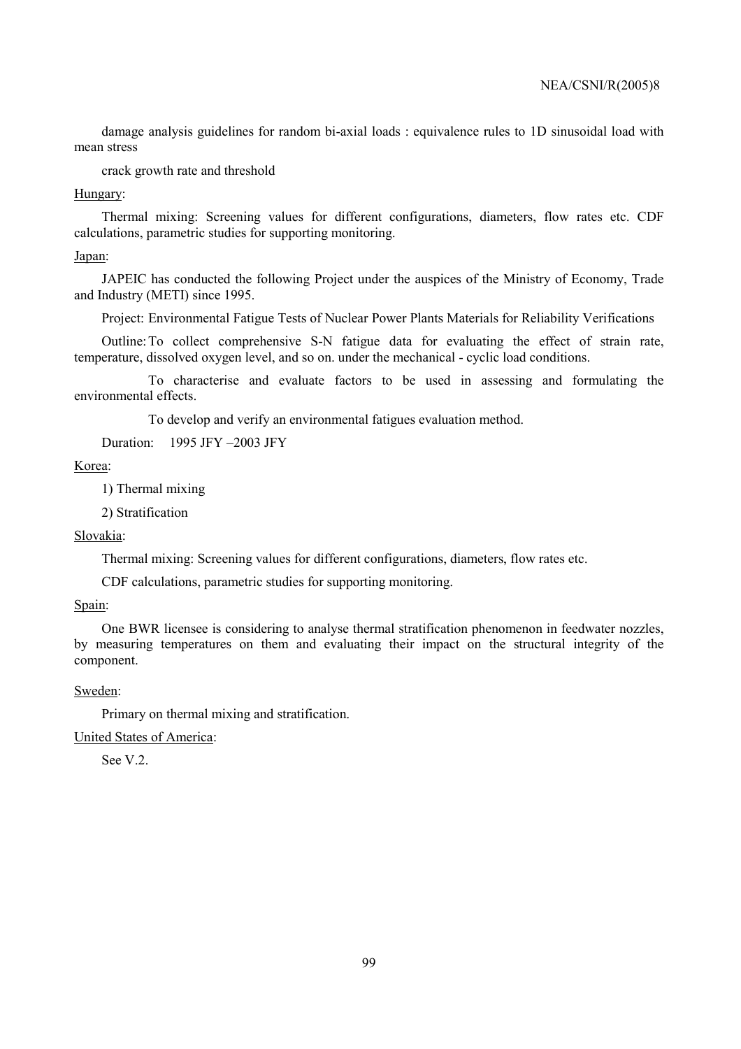damage analysis guidelines for random bi-axial loads : equivalence rules to 1D sinusoidal load with mean stress

crack growth rate and threshold

<u>Hungary</u>:

Thermal mixing: Screening values for different configurations, diameters, flow rates etc. CDF calculations, parametric studies for supporting monitoring.

<u>Japan</u>:

JAPEIC has conducted the following Project under the auspices of the Ministry of Economy, Trade and Industry (METI) since 1995.

Project: Environmental Fatigue Tests of Nuclear Power Plants Materials for Reliability Verifications

Outline: To collect comprehensive S-N fatigue data for evaluating the effect of strain rate, temperature, dissolved oxygen level, and so on. under the mechanical - cyclic load conditions.

To characterise and evaluate factors to be used in assessing and formulating the environmental effects.

To develop and verify an environmental fatigues evaluation method.

Duration: 1995 JFY –2003 JFY

<u>Korea</u>:

1) Thermal mixing

2) Stratification

<u>Slovakia</u>:

Thermal mixing: Screening values for different configurations, diameters, flow rates etc.

CDF calculations, parametric studies for supporting monitoring.

<u>Spain</u>:

One BWR licensee is considering to analyse thermal stratification phenomenon in feedwater nozzles, by measuring temperatures on them and evaluating their impact on the structural integrity of the component.

<u>Sweden</u>:

Primary on thermal mixing and stratification.

<u>United States of America</u>:

See V.2.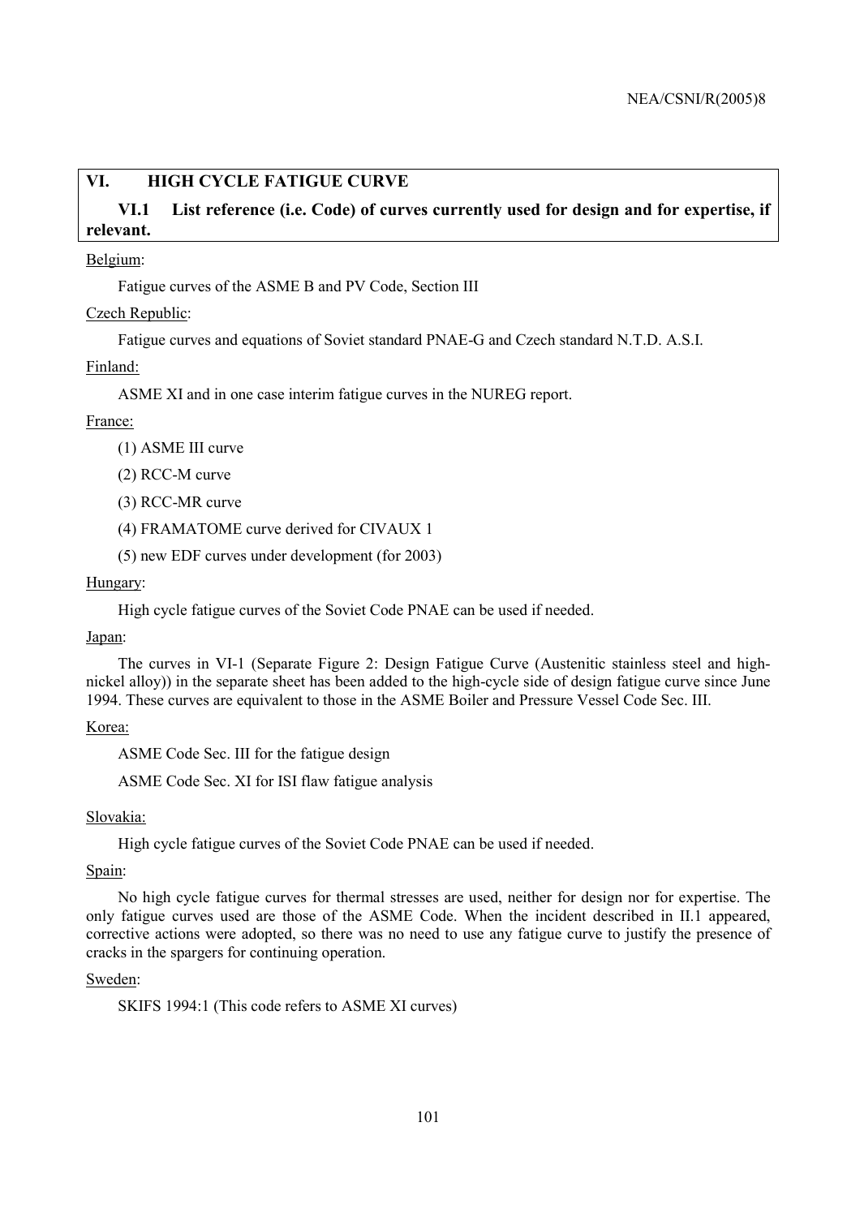## VI. HIGH CYCLE FATIGUE CURVE

### VI.1 List reference (i.e. Code) of curves currently used for design and for expertise, if relevant.

Belgium:

Fatigue curves of the ASME B and PV Code, Section III

Czech Republic:

Fatigue curves and equations of Soviet standard PNAE-G and Czech standard N.T.D. A.S.I.

Finland:

ASME XI and in one case interim fatigue curves in the NUREG report.

France:

(1) ASME III curve

(2) RCC-M curve

(3) RCC-MR curve

(4) FRAMATOME curve derived for CIVAUX 1

(5) new EDF curves under development (for 2003)

Hungary:

High cycle fatigue curves of the Soviet Code PNAE can be used if needed.

Japan:

The curves in VI-1 (Separate Figure 2: Design Fatigue Curve (Austenitic stainless steel and high-nickel alloy)) in the separate sheet has been added to the high-cycle side of design fatigue curve since June 1994. These curves are equivalent to those in the ASME Boiler and Pressure Vessel Code Sec. III.

Korea:

ASME Code Sec. III for the fatigue design

ASME Code Sec. XI for ISI flaw fatigue analysis

Slovakia:

High cycle fatigue curves of the Soviet Code PNAE can be used if needed.

Spain:

No high cycle fatigue curves for thermal stresses are used, neither for design nor for expertise. The only fatigue curves used are those of the ASME Code. When the incident described in II.1 appeared, corrective actions were adopted, so there was no need to use any fatigue curve to justify the presence of cracks in the spargers for continuing operation.

Sweden:

SKIFS 1994:1 (This code refers to ASME XI curves)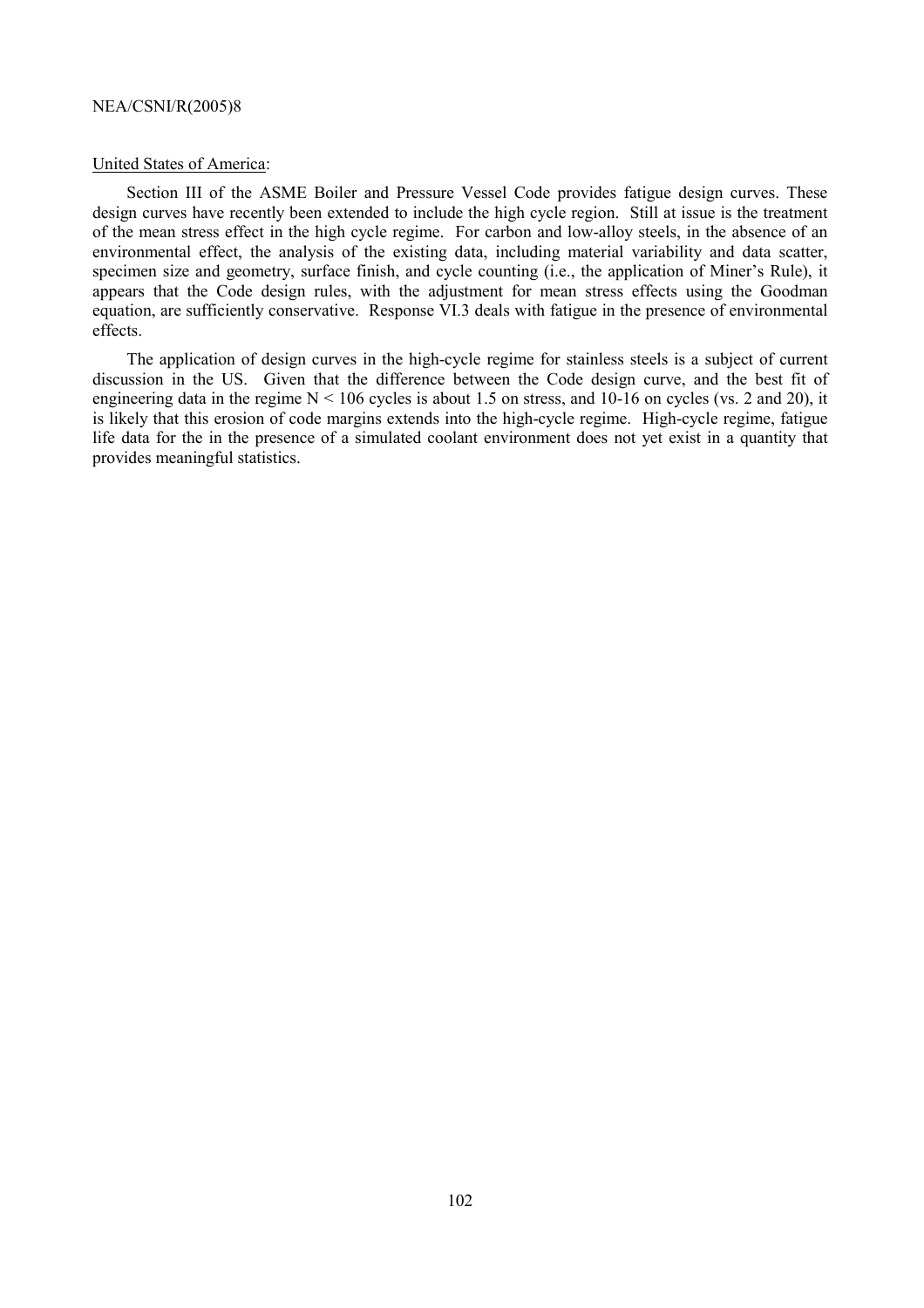United States of America:

Section III of the ASME Boiler and Pressure Vessel Code provides fatigue design curves. These design curves have recently been extended to include the high cycle region. Still at issue is the treatment of the mean stress effect in the high cycle regime. For carbon and low-alloy steels, in the absence of an environmental effect, the analysis of the existing data, including material variability and data scatter, specimen size and geometry, surface finish, and cycle counting (i.e., the application of Miner's Rule), it appears that the Code design rules, with the adjustment for mean stress effects using the Goodman equation, are sufficiently conservative. Response VI.3 deals with fatigue in the presence of environmental effects.

The application of design curves in the high-cycle regime for stainless steels is a subject of current discussion in the US. Given that the difference between the Code design curve, and the best fit of engineering data in the regime N < 106 cycles is about 1.5 on stress, and 10-16 on cycles (vs. 2 and 20), it is likely that this erosion of code margins extends into the high-cycle regime. High-cycle regime, fatigue life data for the in the presence of a simulated coolant environment does not yet exist in a quantity that provides meaningful statistics.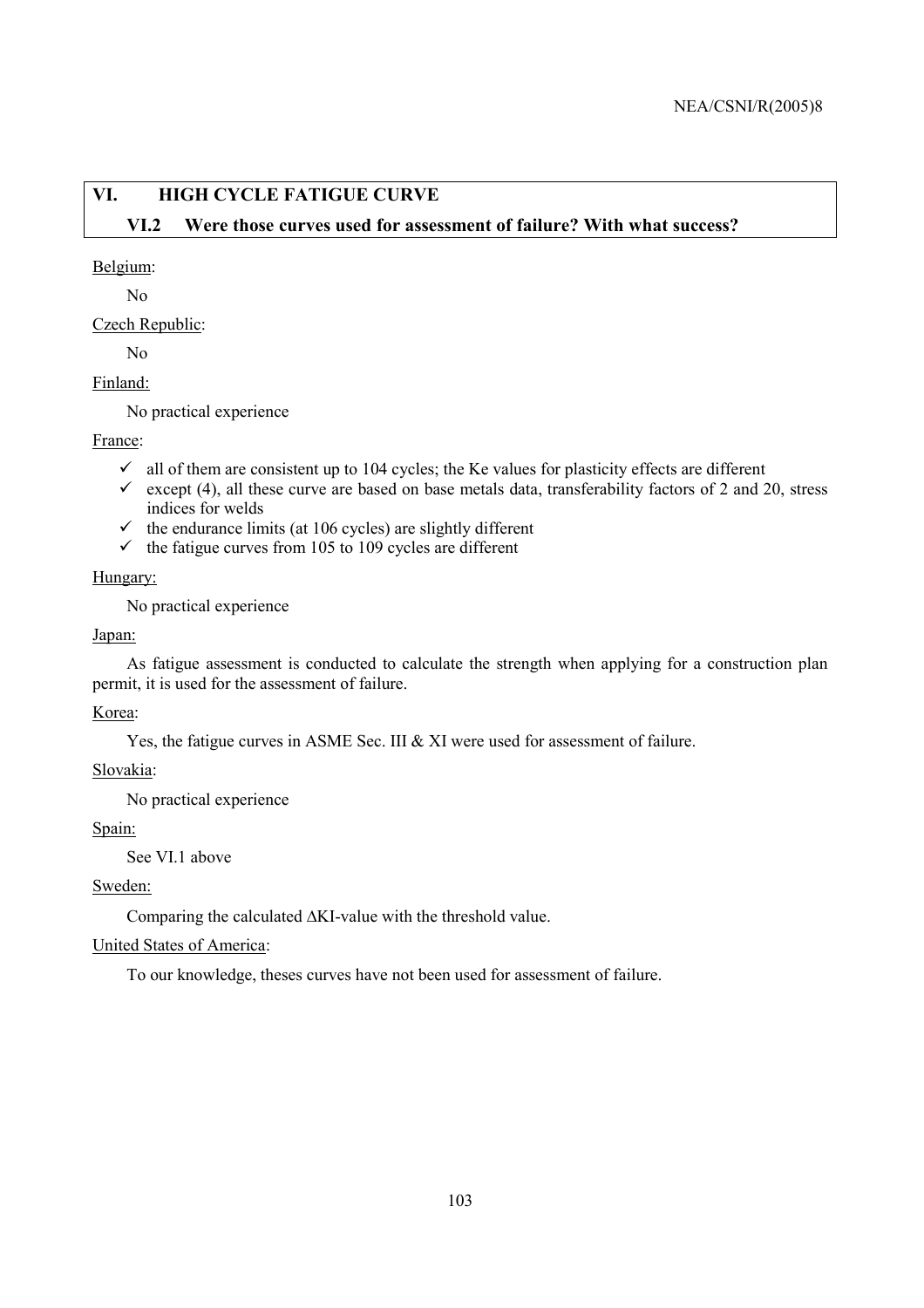# VI. HIGH CYCLE FATIGUE CURVE

## VI.2 Were those curves used for assessment of failure? With what success?

Belgium:

No

Czech Republic:

No

Finland:

No practical experience

France:

- ✓ all of them are consistent up to 104 cycles; the Ke values for plasticity effects are different
- ✓ except (4), all these curve are based on base metals data, transferability factors of 2 and 20, stress indices for welds
- ✓ the endurance limits (at 106 cycles) are slightly different
- ✓ the fatigue curves from 105 to 109 cycles are different

Hungary:

No practical experience

Japan:

As fatigue assessment is conducted to calculate the strength when applying for a construction plan permit, it is used for the assessment of failure.

Korea:

Yes, the fatigue curves in ASME Sec. III & XI were used for assessment of failure.

Slovakia:

No practical experience

Spain:

See VI.1 above

Sweden:

Comparing the calculated $\Delta$KI-value with the threshold value.

United States of America:

To our knowledge, theses curves have not been used for assessment of failure.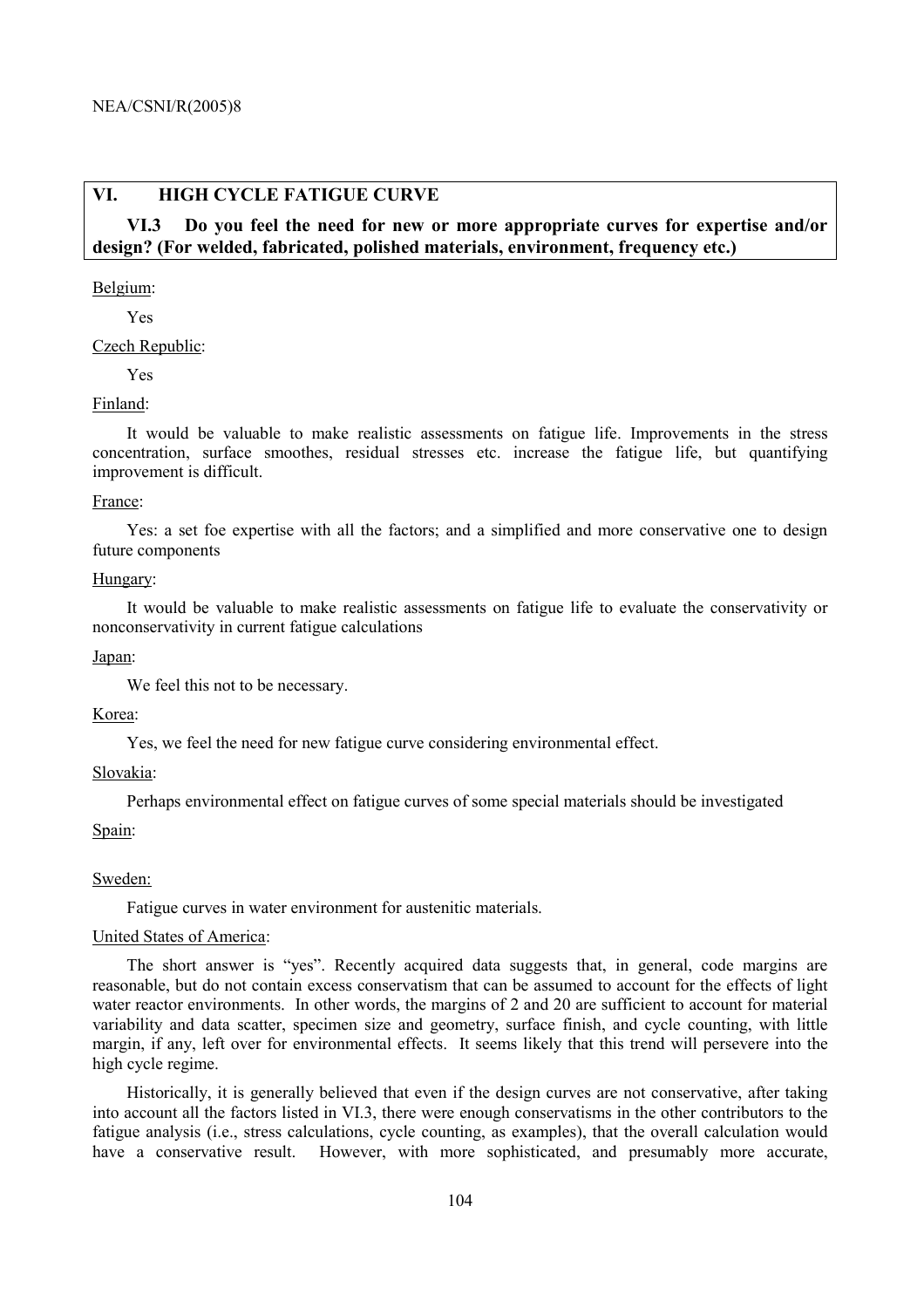## VI. HIGH CYCLE FATIGUE CURVE

### VI.3 Do you feel the need for new or more appropriate curves for expertise and/or design? (For welded, fabricated, polished materials, environment, frequency etc.)

Belgium:

Yes

Czech Republic:

Yes

Finland:

It would be valuable to make realistic assessments on fatigue life. Improvements in the stress concentration, surface smoothes, residual stresses etc. increase the fatigue life, but quantifying improvement is difficult.

France:

Yes: a set foe expertise with all the factors; and a simplified and more conservative one to design future components

Hungary:

It would be valuable to make realistic assessments on fatigue life to evaluate the conservativity or nonconservativity in current fatigue calculations

Japan:

We feel this not to be necessary.

Korea:

Yes, we feel the need for new fatigue curve considering environmental effect.

Slovakia:

Perhaps environmental effect on fatigue curves of some special materials should be investigated

Spain:

Sweden:

Fatigue curves in water environment for austenitic materials.

United States of America:

The short answer is "yes". Recently acquired data suggests that, in general, code margins are reasonable, but do not contain excess conservatism that can be assumed to account for the effects of light water reactor environments. In other words, the margins of 2 and 20 are sufficient to account for material variability and data scatter, specimen size and geometry, surface finish, and cycle counting, with little margin, if any, left over for environmental effects. It seems likely that this trend will persevere into the high cycle regime.

Historically, it is generally believed that even if the design curves are not conservative, after taking into account all the factors listed in VI.3, there were enough conservatisms in the other contributors to the fatigue analysis (i.e., stress calculations, cycle counting, as examples), that the overall calculation would have a conservative result. However, with more sophisticated, and presumably more accurate,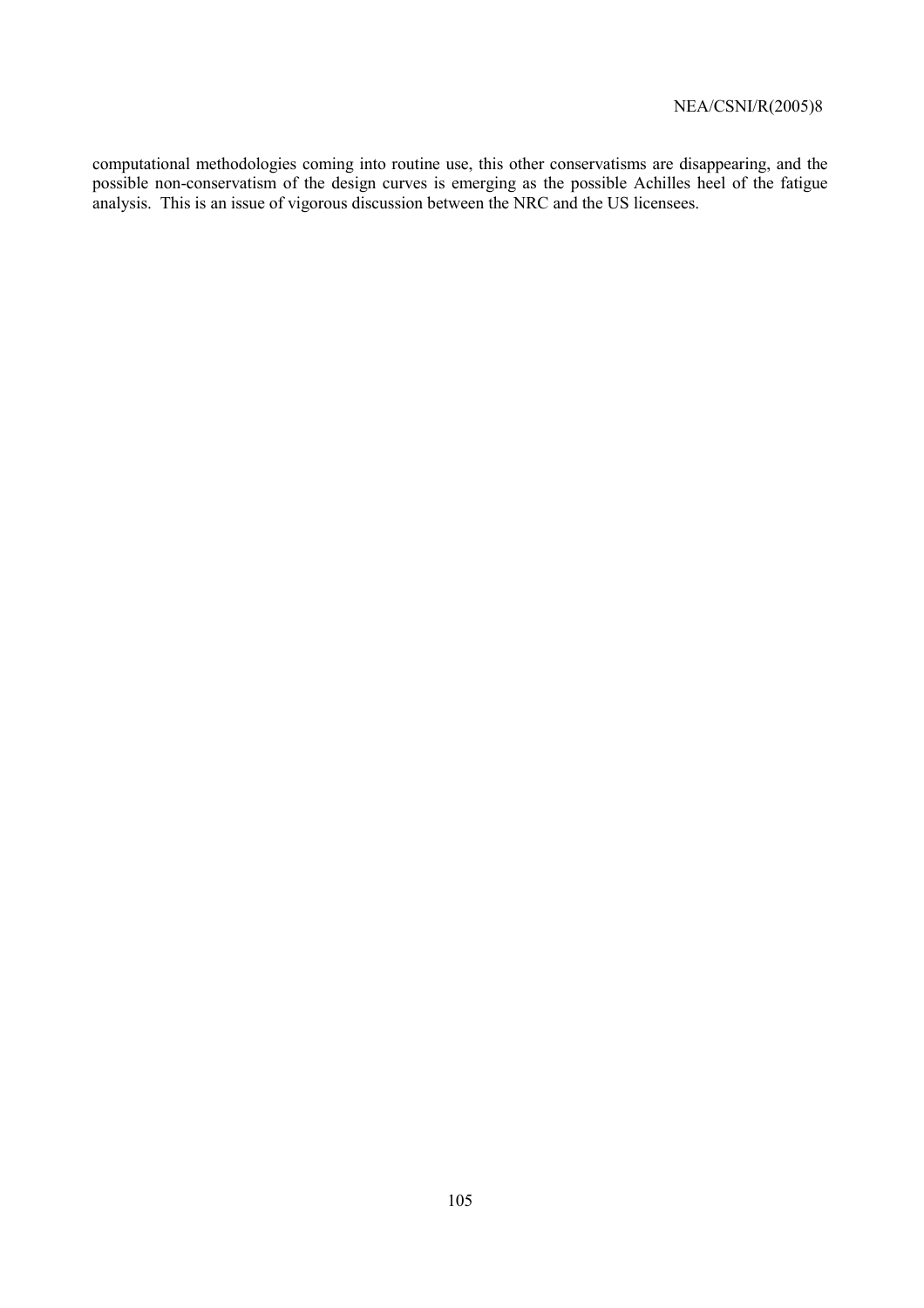computational methodologies coming into routine use, this other conservatisms are disappearing, and the possible non-conservatism of the design curves is emerging as the possible Achilles heel of the fatigue analysis. This is an issue of vigorous discussion between the NRC and the US licensees.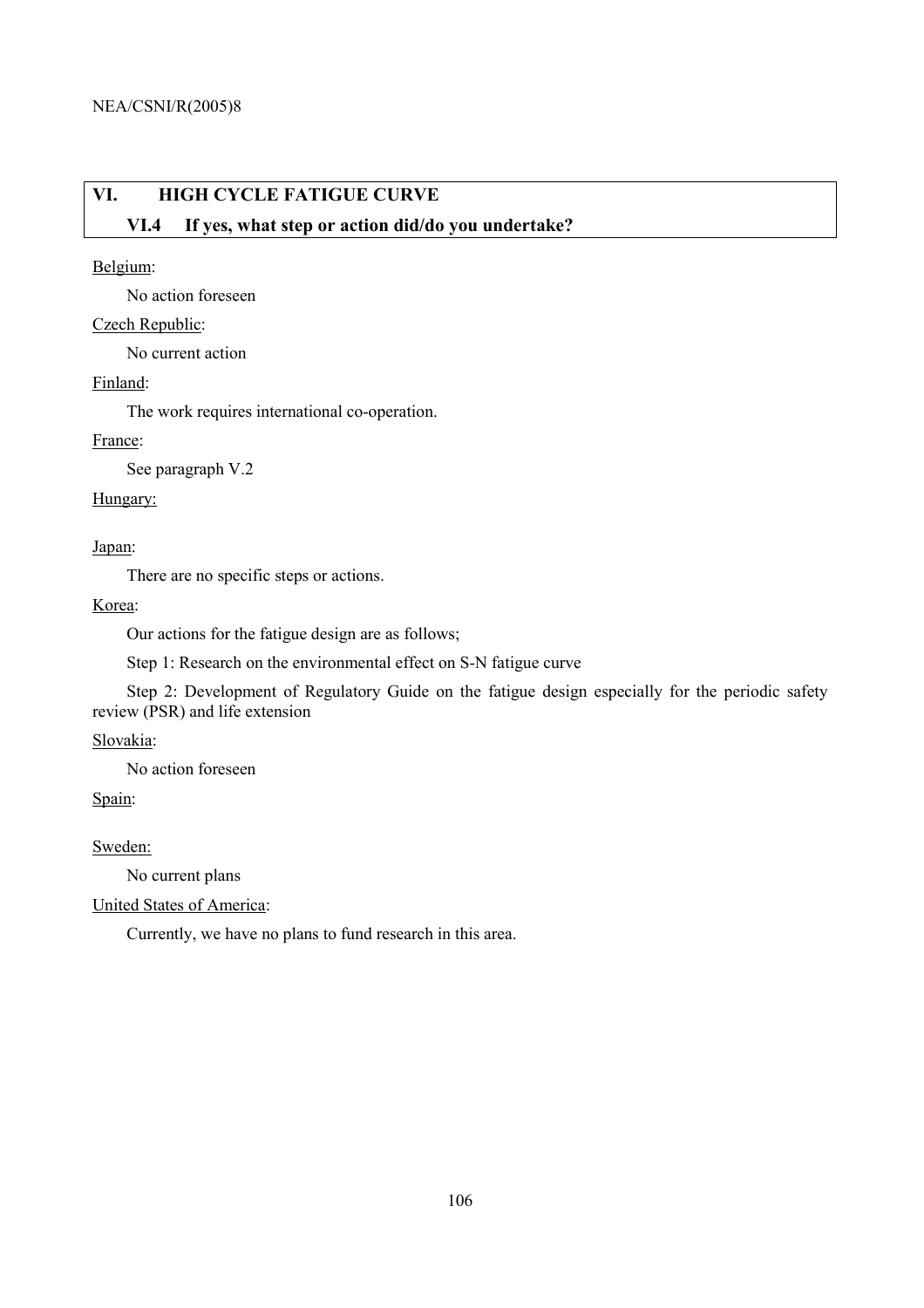## VI. HIGH CYCLE FATIGUE CURVE

### VI.4 If yes, what step or action did/do you undertake?

Belgium:

No action foreseen

Czech Republic:

No current action

Finland:

The work requires international co-operation.

France:

See paragraph V.2

Hungary:

Japan:

There are no specific steps or actions.

Korea:

Our actions for the fatigue design are as follows;

Step 1: Research on the environmental effect on S-N fatigue curve

Step 2: Development of Regulatory Guide on the fatigue design especially for the periodic safety review (PSR) and life extension

Slovakia:

No action foreseen

Spain:

Sweden:

No current plans

United States of America:

Currently, we have no plans to fund research in this area.